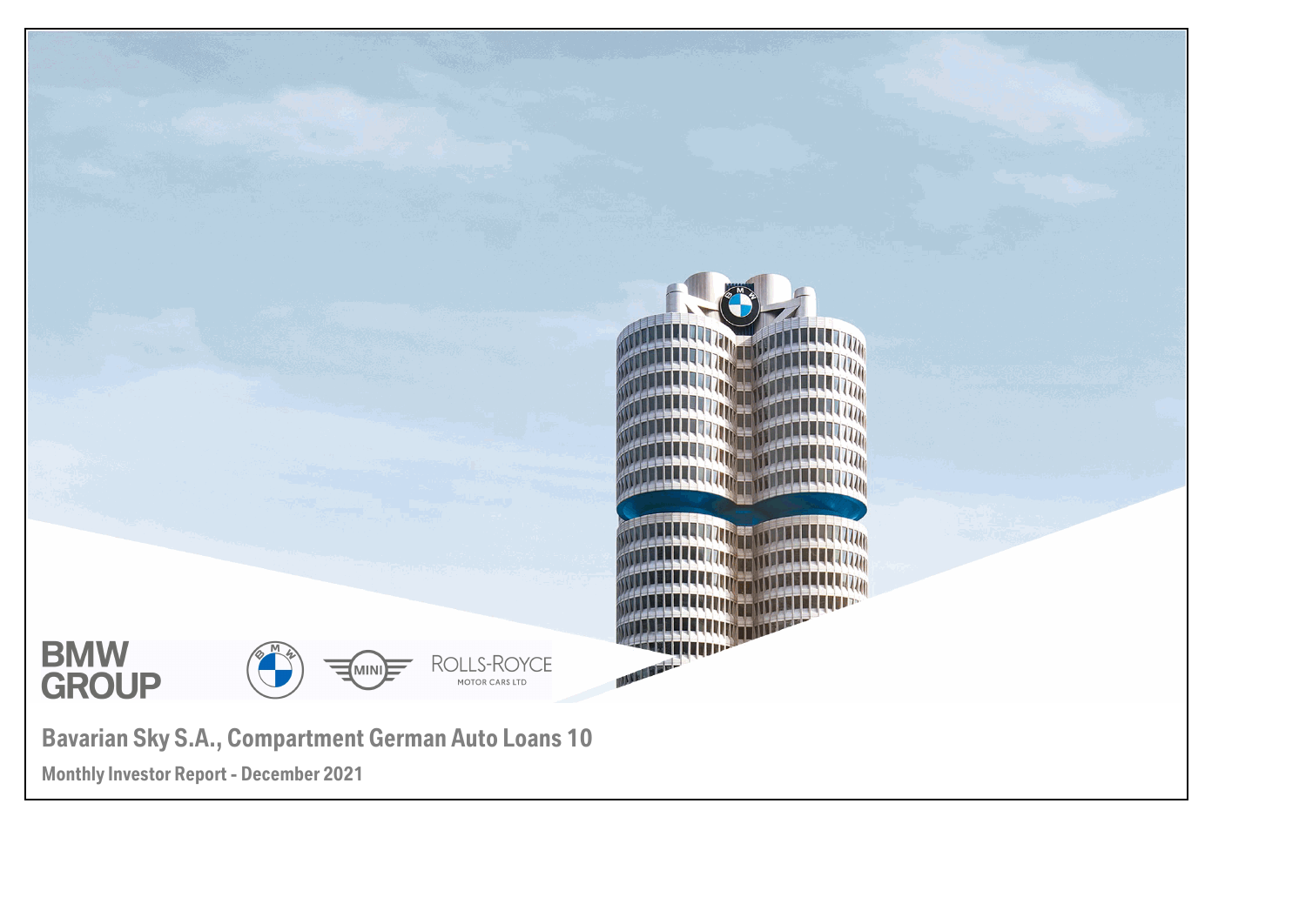# Bavarian Sky S.A., Compartment German Auto Loans 10

## Monthly Investor Report - December 2021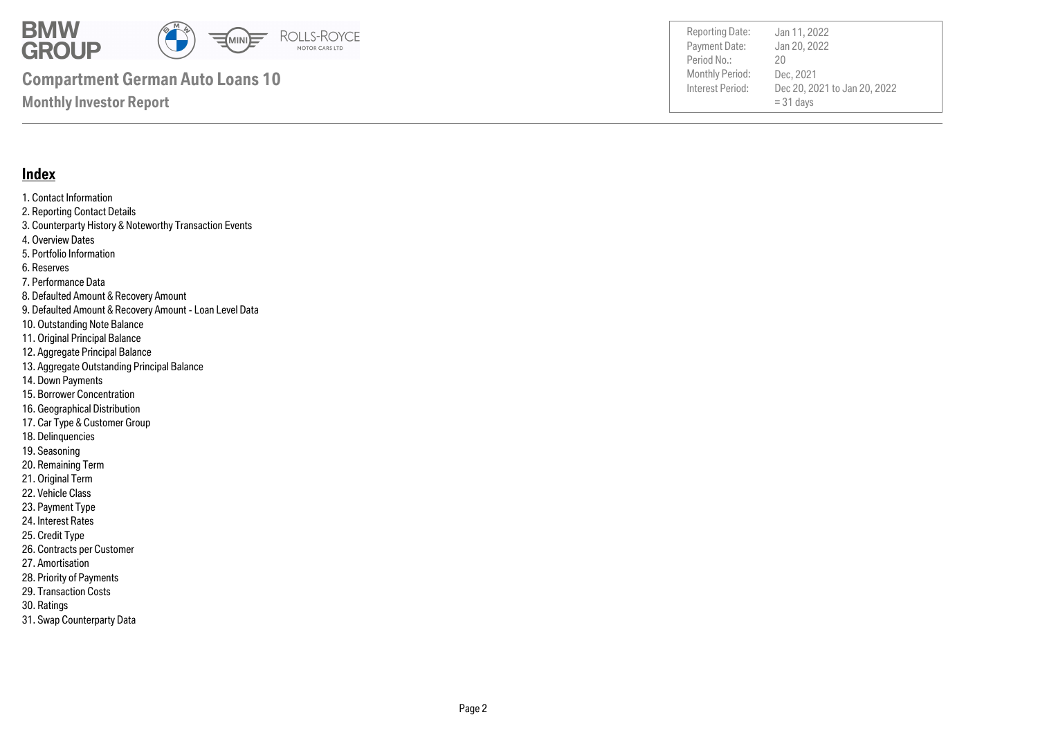## Index

1. Contact Information
2. Reporting Contact Details
3. Counterparty History & Noteworthy Transaction Events
4. Overview Dates
5. Portfolio Information
6. Reserves
7. Performance Data
8. Defaulted Amount & Recovery Amount
9. Defaulted Amount & Recovery Amount - Loan Level Data
10. Outstanding Note Balance
11. Original Principal Balance
12. Aggregate Principal Balance
13. Aggregate Outstanding Principal Balance
14. Down Payments
15. Borrower Concentration
16. Geographical Distribution
17. Car Type & Customer Group
18. Delinquencies
19. Seasoning
20. Remaining Term
21. Original Term
22. Vehicle Class
23. Payment Type
24. Interest Rates
25. Credit Type
26. Contracts per Customer
27. Amortisation
28. Priority of Payments
29. Transaction Costs
30. Ratings
31. Swap Counterparty Data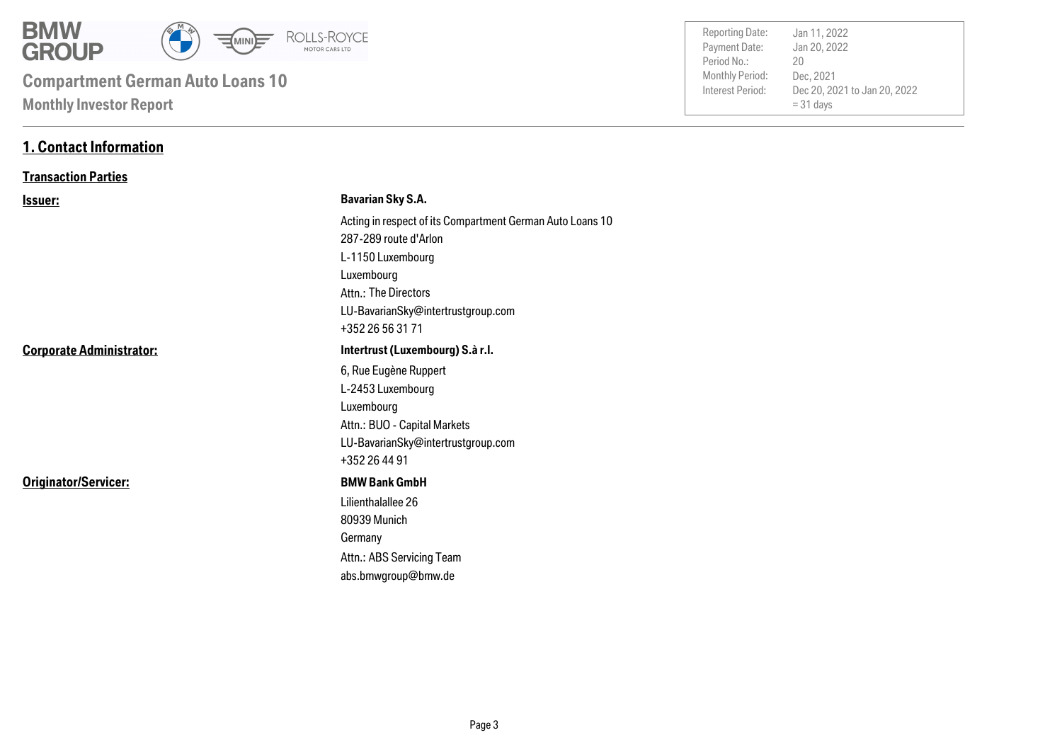**Compartment German Auto Loans 10**

**Monthly Investor Report**

| | |
|---|---|
| Reporting Date: | Jan 11, 2022 |
| Payment Date: | Jan 20, 2022 |
| Period No.: | 20 |
| Monthly Period: | Dec, 2021 |
| Interest Period: | Dec 20, 2021 to Jan 20, 2022 = 31 days |

# 1. Contact Information

## Transaction Parties

**Issuer:**

**Bavarian Sky S.A.**
Acting in respect of its Compartment German Auto Loans 10
287-289 route d'Arlon
L-1150 Luxembourg
Luxembourg
Attn.: The Directors
LU-BavarianSky@intertrustgroup.com
+352 26 56 31 71

**Corporate Administrator:**

**Intertrust (Luxembourg) S.à r.l.**
6, Rue Eugène Ruppert
L-2453 Luxembourg
Luxembourg
Attn.: BUO - Capital Markets
LU-BavarianSky@intertrustgroup.com
+352 26 44 91

**Originator/Servicer:**

**BMW Bank GmbH**
Lilienthalallee 26
80939 Munich
Germany
Attn.: ABS Servicing Team
abs.bmwgroup@bmw.de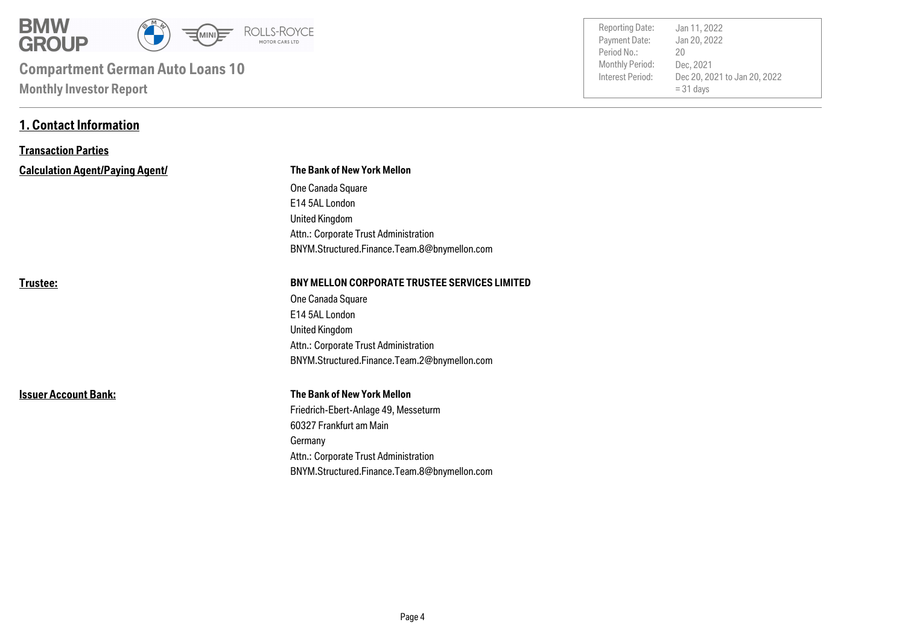**Compartment German Auto Loans 10**

**Monthly Investor Report**

| | |
|---|---|
| Reporting Date: | Jan 11, 2022 |
| Payment Date: | Jan 20, 2022 |
| Period No.: | 20 |
| Monthly Period: | Dec, 2021 |
| Interest Period: | Dec 20, 2021 to Jan 20, 2022<br>= 31 days |

# 1. Contact Information

## Transaction Parties

**Calculation Agent/Paying Agent/**

**The Bank of New York Mellon**
One Canada Square
E14 5AL London
United Kingdom
Attn.: Corporate Trust Administration
BNYM.Structured.Finance.Team.8@bnymellon.com

**Trustee:**

**BNY MELLON CORPORATE TRUSTEE SERVICES LIMITED**
One Canada Square
E14 5AL London
United Kingdom
Attn.: Corporate Trust Administration
BNYM.Structured.Finance.Team.2@bnymellon.com

**Issuer Account Bank:**

**The Bank of New York Mellon**
Friedrich-Ebert-Anlage 49, Messeturm
60327 Frankfurt am Main
Germany
Attn.: Corporate Trust Administration
BNYM.Structured.Finance.Team.8@bnymellon.com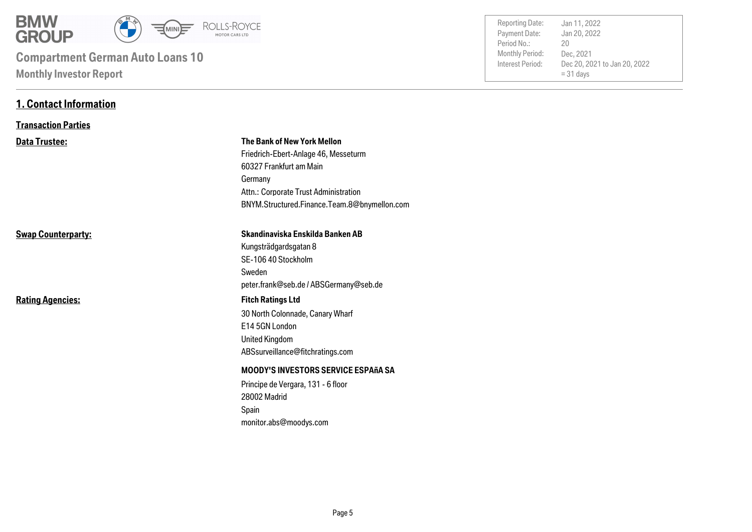# Compartment German Auto Loans 10

## Monthly Investor Report

| | |
|---|---|
| Reporting Date: | Jan 11, 2022 |
| Payment Date: | Jan 20, 2022 |
| Period No.: | 20 |
| Monthly Period: | Dec, 2021 |
| Interest Period: | Dec 20, 2021 to Jan 20, 2022 = 31 days |

## 1. Contact Information

### Transaction Parties

**Data Trustee:**

**The Bank of New York Mellon**
Friedrich-Ebert-Anlage 46, Messeturm
60327 Frankfurt am Main
Germany
Attn.: Corporate Trust Administration
BNYM.Structured.Finance.Team.8@bnymellon.com

**Swap Counterparty:**

**Skandinaviska Enskilda Banken AB**
Kungsträdgardsgatan 8
SE-106 40 Stockholm
Sweden
peter.frank@seb.de / ABSGermany@seb.de

**Rating Agencies:**

**Fitch Ratings Ltd**
30 North Colonnade, Canary Wharf
E14 5GN London
United Kingdom
ABSsurveillance@fitchratings.com

**MOODY'S INVESTORS SERVICE ESPAñA SA**
Principe de Vergara, 131 - 6 floor
28002 Madrid
Spain
monitor.abs@moodys.com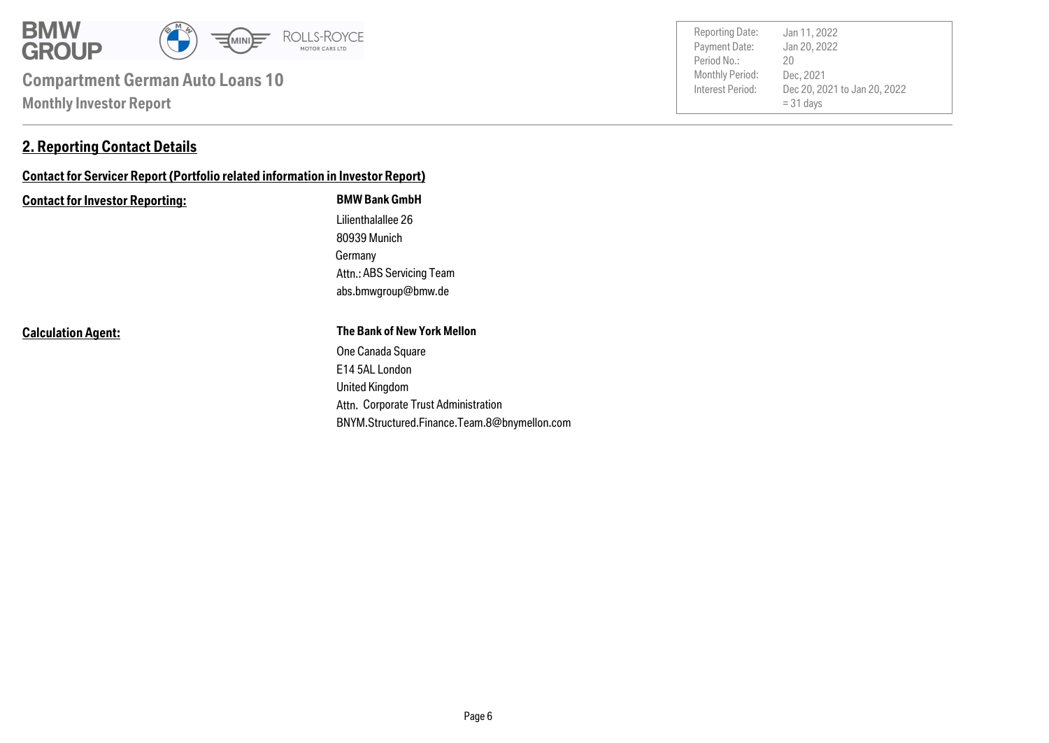## 2. Reporting Contact Details

**Contact for Servicer Report (Portfolio related information in Investor Report)**

**Contact for Investor Reporting:**

**BMW Bank GmbH**
Lilienthalallee 26
80939 Munich
Germany
Attn.: ABS Servicing Team
abs.bmwgroup@bmw.de

**Calculation Agent:**

**The Bank of New York Mellon**
One Canada Square
E14 5AL London
United Kingdom
Attn. Corporate Trust Administration
BNYM.Structured.Finance.Team.8@bnymellon.com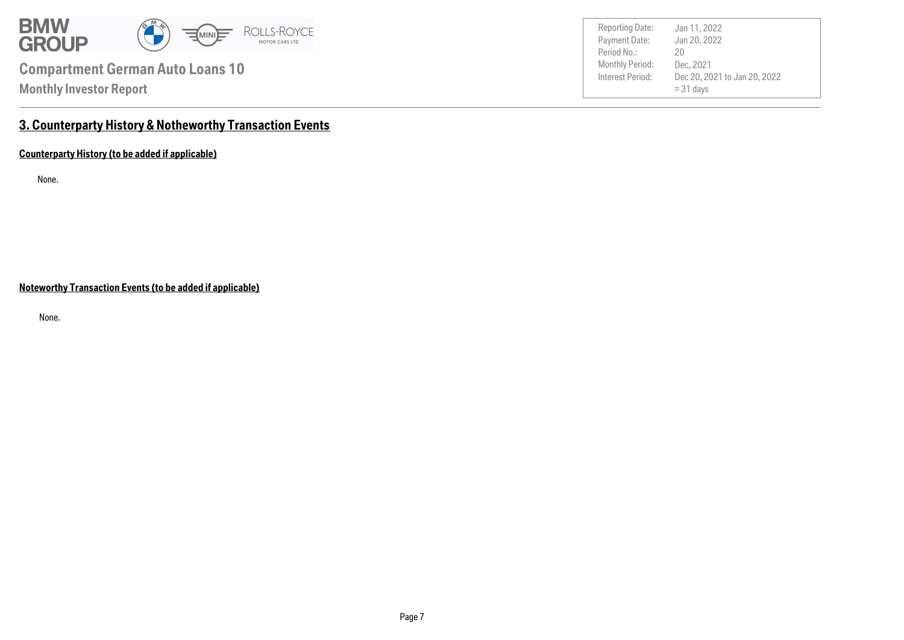## 3. Counterparty History & Notheworthy Transaction Events

### Counterparty History (to be added if applicable)

None.

### Noteworthy Transaction Events (to be added if applicable)

None.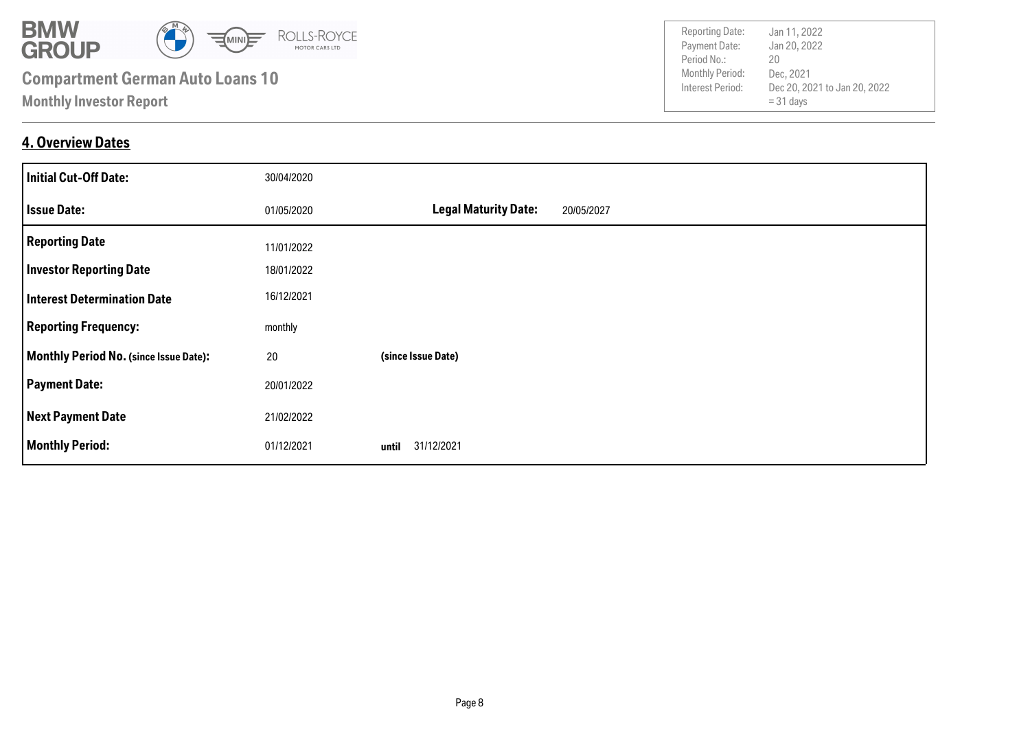Compartment German Auto Loans 10

Monthly Investor Report

| | |
|---|---|
| Reporting Date: | Jan 11, 2022 |
| Payment Date: | Jan 20, 2022 |
| Period No.: | 20 |
| Monthly Period: | Dec, 2021 |
| Interest Period: | Dec 20, 2021 to Jan 20, 2022 = 31 days |

## 4. Overview Dates

| | | | |
|---|---|---|---|
| **Initial Cut-Off Date:** | 30/04/2020 | | |
| **Issue Date:** | 01/05/2020 | **Legal Maturity Date:** | 20/05/2027 |
| **Reporting Date** | 11/01/2022 | | |
| **Investor Reporting Date** | 18/01/2022 | | |
| **Interest Determination Date** | 16/12/2021 | | |
| **Reporting Frequency:** | monthly | | |
| **Monthly Period No. (since Issue Date):** | 20 | **(since Issue Date)** | |
| **Payment Date:** | 20/01/2022 | | |
| **Next Payment Date** | 21/02/2022 | | |
| **Monthly Period:** | 01/12/2021 | **until** 31/12/2021 | |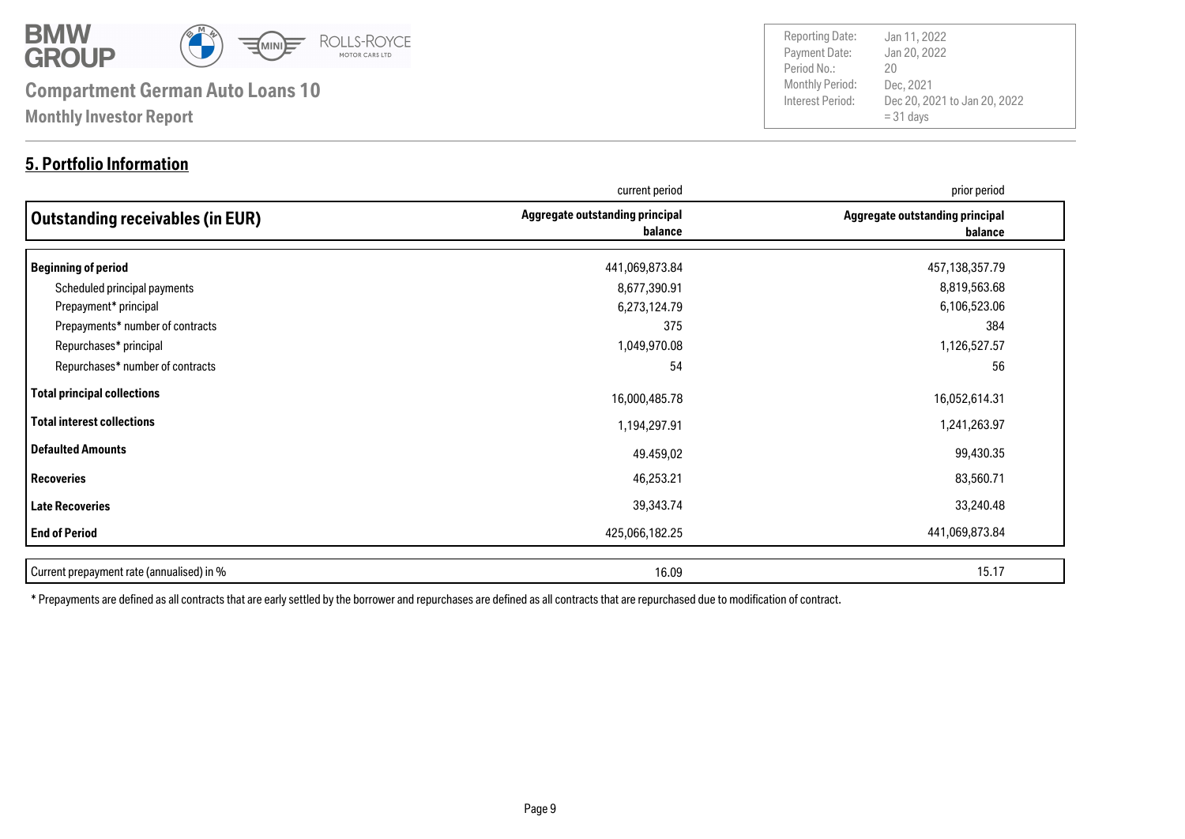# Compartment German Auto Loans 10

**Monthly Investor Report**

| | |
|---|---|
| Reporting Date: | Jan 11, 2022 |
| Payment Date: | Jan 20, 2022 |
| Period No.: | 20 |
| Monthly Period: | Dec, 2021 |
| Interest Period: | Dec 20, 2021 to Jan 20, 2022<br>= 31 days |

## 5. Portfolio Information

| | current period | prior period |
|---|---|---|
| **Outstanding receivables (in EUR)** | **Aggregate outstanding principal balance** | **Aggregate outstanding principal balance** |
| **Beginning of period** | 441,069,873.84 | 457,138,357.79 |
| Scheduled principal payments | 8,677,390.91 | 8,819,563.68 |
| Prepayment* principal | 6,273,124.79 | 6,106,523.06 |
| Prepayments* number of contracts | 375 | 384 |
| Repurchases* principal | 1,049,970.08 | 1,126,527.57 |
| Repurchases* number of contracts | 54 | 56 |
| **Total principal collections** | 16,000,485.78 | 16,052,614.31 |
| **Total interest collections** | 1,194,297.91 | 1,241,263.97 |
| **Defaulted Amounts** | 49.459,02 | 99,430.35 |
| **Recoveries** | 46,253.21 | 83,560.71 |
| **Late Recoveries** | 39,343.74 | 33,240.48 |
| **End of Period** | 425,066,182.25 | 441,069,873.84 |

| | | |
|---|---|---|
| Current prepayment rate (annualised) in % | 16.09 | 15.17 |

* Prepayments are defined as all contracts that are early settled by the borrower and repurchases are defined as all contracts that are repurchased due to modification of contract.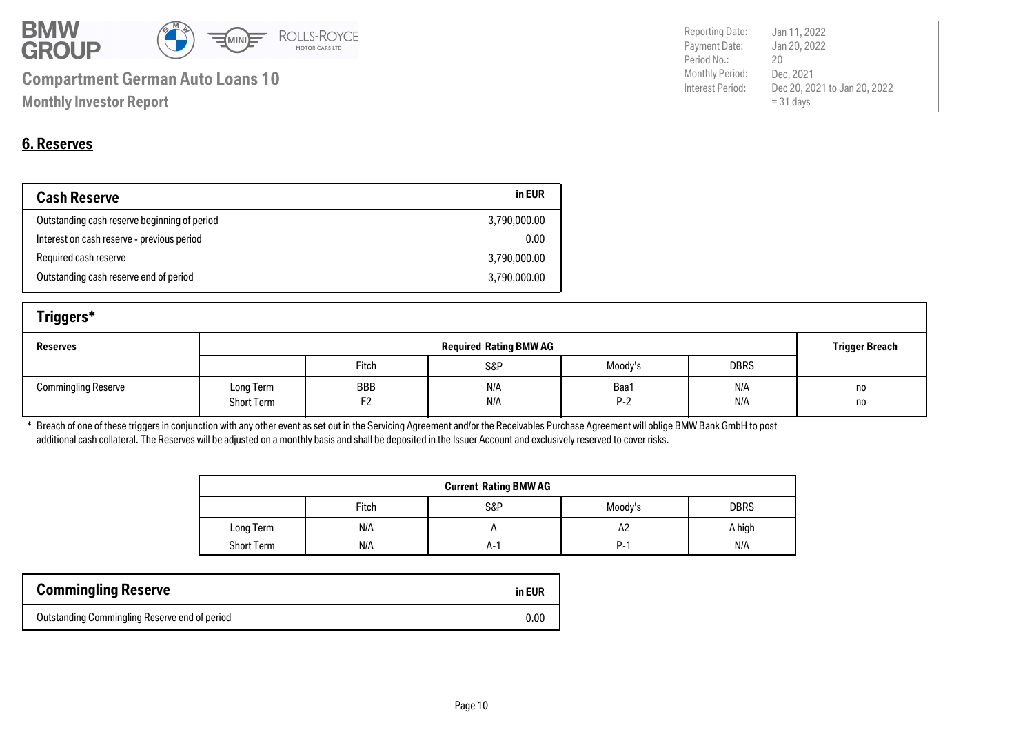## 6. Reserves

| Cash Reserve | in EUR |
|---|---|
| Outstanding cash reserve beginning of period | 3,790,000.00 |
| Interest on cash reserve - previous period | 0.00 |
| Required cash reserve | 3,790,000.00 |
| Outstanding cash reserve end of period | 3,790,000.00 |

### Triggers*

| Reserves | Required Rating BMW AG | | | | | Trigger Breach |
|---|---|---|---|---|---|---|
| | | Fitch | S&P | Moody's | DBRS | |
| Commingling Reserve | Long Term | BBB | N/A | Baa1 | N/A | no |
| | Short Term | F2 | N/A | P-2 | N/A | no |

\* Breach of one of these triggers in conjunction with any other event as set out in the Servicing Agreement and/or the Receivables Purchase Agreement will oblige BMW Bank GmbH to post additional cash collateral. The Reserves will be adjusted on a monthly basis and shall be deposited in the Issuer Account and exclusively reserved to cover risks.

| Current Rating BMW AG | | | | |
|---|---|---|---|---|
| | Fitch | S&P | Moody's | DBRS |
| Long Term | N/A | A | A2 | A high |
| Short Term | N/A | A-1 | P-1 | N/A |

| Commingling Reserve | in EUR |
|---|---|
| Outstanding Commingling Reserve end of period | 0.00 |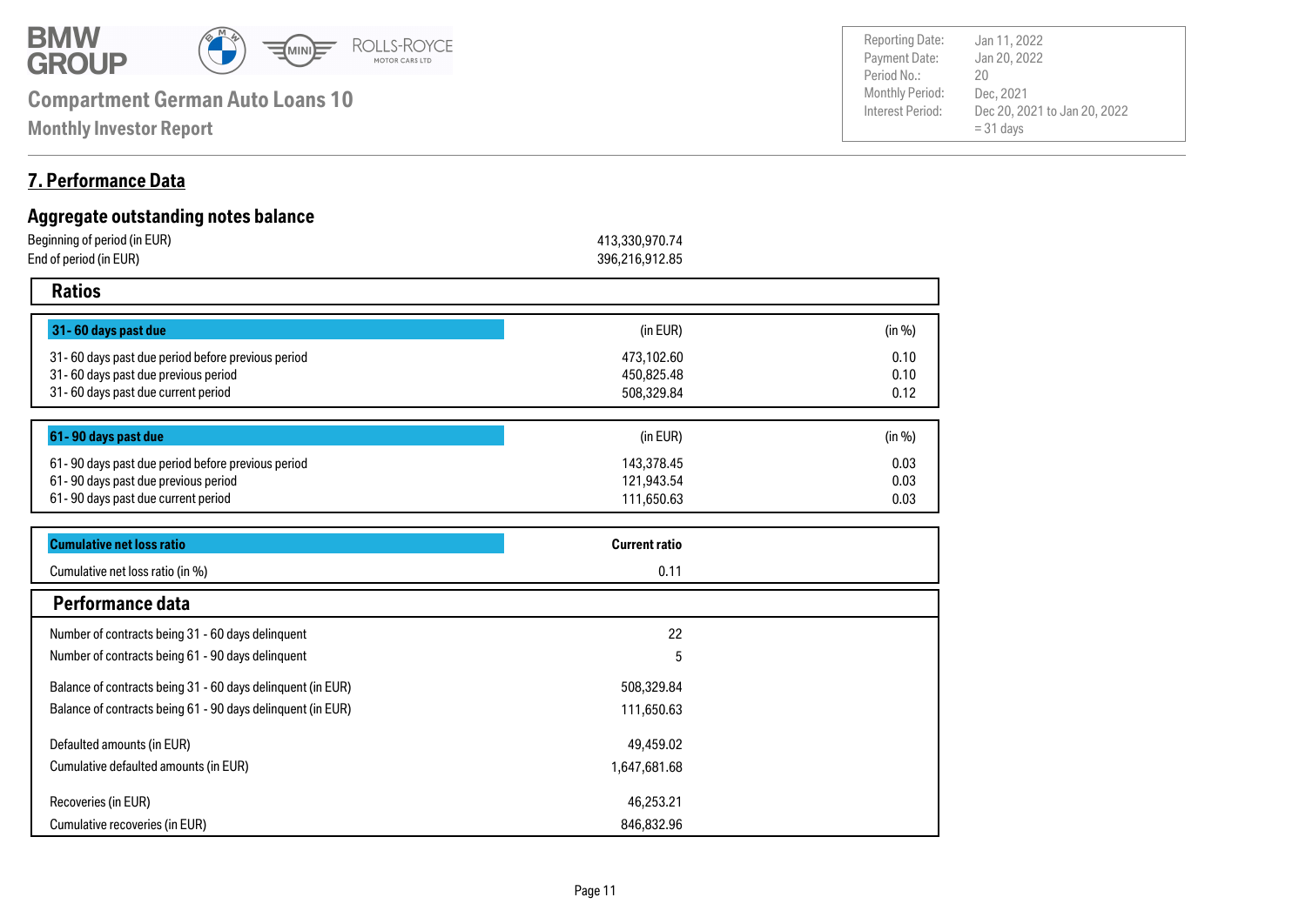# Compartment German Auto Loans 10

**Monthly Investor Report**

| | |
|---|---|
| Reporting Date: | Jan 11, 2022 |
| Payment Date: | Jan 20, 2022 |
| Period No.: | 20 |
| Monthly Period: | Dec, 2021 |
| Interest Period: | Dec 20, 2021 to Jan 20, 2022 = 31 days |

## 7. Performance Data

### Aggregate outstanding notes balance

| | |
|---|---|
| Beginning of period (in EUR) | 413,330,970.74 |
| End of period (in EUR) | 396,216,912.85 |

### Ratios

| 31- 60 days past due | (in EUR) | (in %) |
|---|---|---|
| 31- 60 days past due period before previous period | 473,102.60 | 0.10 |
| 31- 60 days past due previous period | 450,825.48 | 0.10 |
| 31- 60 days past due current period | 508,329.84 | 0.12 |

| 61- 90 days past due | (in EUR) | (in %) |
|---|---|---|
| 61- 90 days past due period before previous period | 143,378.45 | 0.03 |
| 61- 90 days past due previous period | 121,943.54 | 0.03 |
| 61- 90 days past due current period | 111,650.63 | 0.03 |

| Cumulative net loss ratio | Current ratio |
|---|---|
| Cumulative net loss ratio (in %) | 0.11 |

### Performance data

| | |
|---|---|
| Number of contracts being 31 - 60 days delinquent | 22 |
| Number of contracts being 61 - 90 days delinquent | 5 |
| Balance of contracts being 31 - 60 days delinquent (in EUR) | 508,329.84 |
| Balance of contracts being 61 - 90 days delinquent (in EUR) | 111,650.63 |
| Defaulted amounts (in EUR) | 49,459.02 |
| Cumulative defaulted amounts (in EUR) | 1,647,681.68 |
| Recoveries (in EUR) | 46,253.21 |
| Cumulative recoveries (in EUR) | 846,832.96 |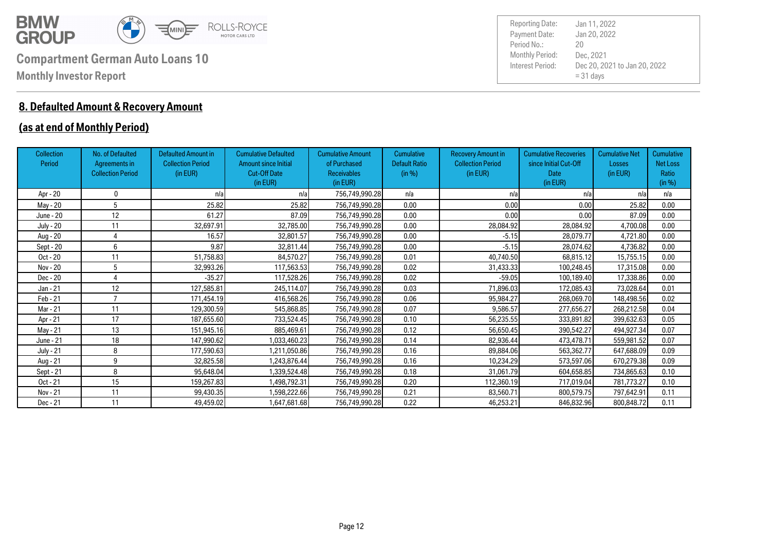# Compartment German Auto Loans 10

**Monthly Investor Report**

| | |
|---|---|
| Reporting Date: | Jan 11, 2022 |
| Payment Date: | Jan 20, 2022 |
| Period No.: | 20 |
| Monthly Period: | Dec, 2021 |
| Interest Period: | Dec 20, 2021 to Jan 20, 2022 = 31 days |

## 8. Defaulted Amount & Recovery Amount

## (as at end of Monthly Period)

| Collection Period | No. of Defaulted Agreements in Collection Period | Defaulted Amount in Collection Period (in EUR) | Cumulative Defaulted Amount since Initial Cut-Off Date (in EUR) | Cumulative Amount of Purchased Receivables (in EUR) | Cumulative Default Ratio (in %) | Recovery Amount in Collection Period (in EUR) | Cumulative Recoveries since Initial Cut-Off Date (in EUR) | Cumulative Net Losses (in EUR) | Cumulative Net Loss Ratio (in %) |
|---|---|---|---|---|---|---|---|---|---|
| Apr - 20 | 0 | n/a | n/a | 756,749,990.28 | n/a | n/a | n/a | n/a | n/a |
| May - 20 | 5 | 25.82 | 25.82 | 756,749,990.28 | 0.00 | 0.00 | 0.00 | 25.82 | 0.00 |
| June - 20 | 12 | 61.27 | 87.09 | 756,749,990.28 | 0.00 | 0.00 | 0.00 | 87.09 | 0.00 |
| July - 20 | 11 | 32,697.91 | 32,785.00 | 756,749,990.28 | 0.00 | 28,084.92 | 28,084.92 | 4,700.08 | 0.00 |
| Aug - 20 | 4 | 16.57 | 32,801.57 | 756,749,990.28 | 0.00 | -5.15 | 28,079.77 | 4,721.80 | 0.00 |
| Sept - 20 | 6 | 9.87 | 32,811.44 | 756,749,990.28 | 0.00 | -5.15 | 28,074.62 | 4,736.82 | 0.00 |
| Oct - 20 | 11 | 51,758.83 | 84,570.27 | 756,749,990.28 | 0.01 | 40,740.50 | 68,815.12 | 15,755.15 | 0.00 |
| Nov - 20 | 5 | 32,993.26 | 117,563.53 | 756,749,990.28 | 0.02 | 31,433.33 | 100,248.45 | 17,315.08 | 0.00 |
| Dec - 20 | 4 | -35.27 | 117,528.26 | 756,749,990.28 | 0.02 | -59.05 | 100,189.40 | 17,338.86 | 0.00 |
| Jan - 21 | 12 | 127,585.81 | 245,114.07 | 756,749,990.28 | 0.03 | 71,896.03 | 172,085.43 | 73,028.64 | 0.01 |
| Feb - 21 | 7 | 171,454.19 | 416,568.26 | 756,749,990.28 | 0.06 | 95,984.27 | 268,069.70 | 148,498.56 | 0.02 |
| Mar - 21 | 11 | 129,300.59 | 545,868.85 | 756,749,990.28 | 0.07 | 9,586.57 | 277,656.27 | 268,212.58 | 0.04 |
| Apr - 21 | 17 | 187,655.60 | 733,524.45 | 756,749,990.28 | 0.10 | 56,235.55 | 333,891.82 | 399,632.63 | 0.05 |
| May - 21 | 13 | 151,945.16 | 885,469.61 | 756,749,990.28 | 0.12 | 56,650.45 | 390,542.27 | 494,927.34 | 0.07 |
| June - 21 | 18 | 147,990.62 | 1,033,460.23 | 756,749,990.28 | 0.14 | 82,936.44 | 473,478.71 | 559,981.52 | 0.07 |
| July - 21 | 8 | 177,590.63 | 1,211,050.86 | 756,749,990.28 | 0.16 | 89,884.06 | 563,362.77 | 647,688.09 | 0.09 |
| Aug - 21 | 9 | 32,825.58 | 1,243,876.44 | 756,749,990.28 | 0.16 | 10,234.29 | 573,597.06 | 670,279.38 | 0.09 |
| Sept - 21 | 8 | 95,648.04 | 1,339,524.48 | 756,749,990.28 | 0.18 | 31,061.79 | 604,658.85 | 734,865.63 | 0.10 |
| Oct - 21 | 15 | 159,267.83 | 1,498,792.31 | 756,749,990.28 | 0.20 | 112,360.19 | 717,019.04 | 781,773.27 | 0.10 |
| Nov - 21 | 11 | 99,430.35 | 1,598,222.66 | 756,749,990.28 | 0.21 | 83,560.71 | 800,579.75 | 797,642.91 | 0.11 |
| Dec - 21 | 11 | 49,459.02 | 1,647,681.68 | 756,749,990.28 | 0.22 | 46,253.21 | 846,832.96 | 800,848.72 | 0.11 |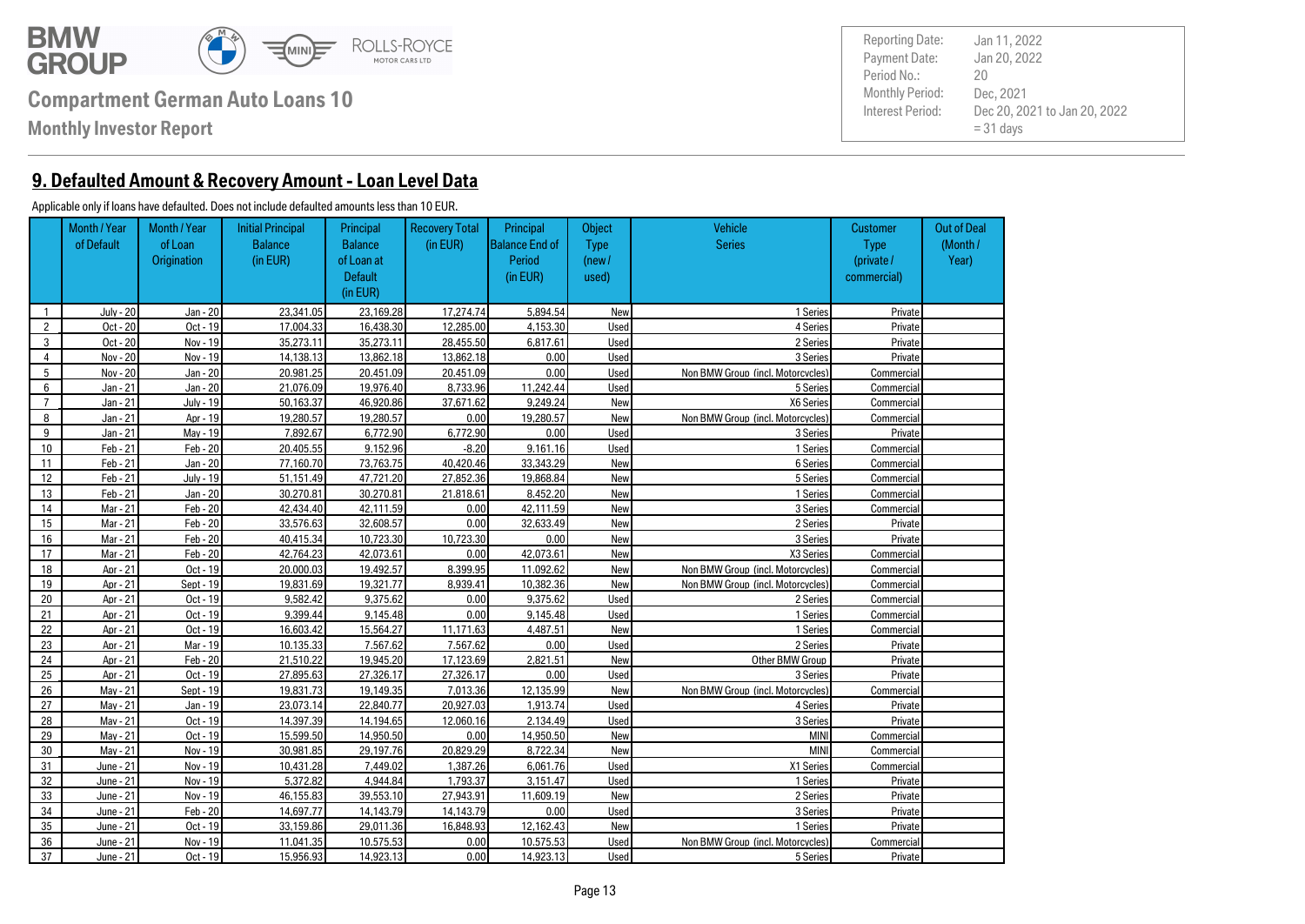# Compartment German Auto Loans 10

**Monthly Investor Report**

| | |
|---|---|
| Reporting Date: | Jan 11, 2022 |
| Payment Date: | Jan 20, 2022 |
| Period No.: | 20 |
| Monthly Period: | Dec, 2021 |
| Interest Period: | Dec 20, 2021 to Jan 20, 2022 = 31 days |

## 9. Defaulted Amount & Recovery Amount - Loan Level Data

Applicable only if loans have defaulted. Does not include defaulted amounts less than 10 EUR.

| | Month / Year of Default | Month / Year of Loan Origination | Initial Principal Balance (in EUR) | Principal Balance of Loan at Default (in EUR) | Recovery Total (in EUR) | Principal Balance End of Period (in EUR) | Object Type (new / used) | Vehicle Series | Customer Type (private / commercial) | Out of Deal (Month / Year) |
|---|---|---|---|---|---|---|---|---|---|---|
| 1 | July - 20 | Jan - 20 | 23,341.05 | 23,169.28 | 17,274.74 | 5,894.54 | New | 1 Series | Private | |
| 2 | Oct - 20 | Oct - 19 | 17,004.33 | 16,438.30 | 12,285.00 | 4,153.30 | Used | 4 Series | Private | |
| 3 | Oct - 20 | Nov - 19 | 35,273.11 | 35,273.11 | 28,455.50 | 6,817.61 | Used | 2 Series | Private | |
| 4 | Nov - 20 | Nov - 19 | 14,138.13 | 13,862.18 | 13,862.18 | 0.00 | Used | 3 Series | Private | |
| 5 | Nov - 20 | Jan - 20 | 20,981.25 | 20,451.09 | 20,451.09 | 0.00 | Used | Non BMW Group (incl. Motorcycles) | Commercial | |
| 6 | Jan - 21 | Jan - 20 | 21,076.09 | 19,976.40 | 8,733.96 | 11,242.44 | Used | 5 Series | Commercial | |
| 7 | Jan - 21 | July - 19 | 50,163.37 | 46,920.86 | 37,671.62 | 9,249.24 | New | X6 Series | Commercial | |
| 8 | Jan - 21 | Apr - 19 | 19,280.57 | 19,280.57 | 0.00 | 19,280.57 | New | Non BMW Group (incl. Motorcycles) | Commercial | |
| 9 | Jan - 21 | May - 19 | 7,892.67 | 6,772.90 | 6,772.90 | 0.00 | Used | 3 Series | Private | |
| 10 | Feb - 21 | Feb - 20 | 20,405.55 | 9,152.96 | -8.20 | 9,161.16 | Used | 1 Series | Commercial | |
| 11 | Feb - 21 | Jan - 20 | 77,160.70 | 73,763.75 | 40,420.46 | 33,343.29 | New | 6 Series | Commercial | |
| 12 | Feb - 21 | July - 19 | 51,151.49 | 47,721.20 | 27,852.36 | 19,868.84 | New | 5 Series | Commercial | |
| 13 | Feb - 21 | Jan - 20 | 30,270.81 | 30,270.81 | 21,818.61 | 8,452.20 | New | 1 Series | Commercial | |
| 14 | Mar - 21 | Feb - 20 | 42,434.40 | 42,111.59 | 0.00 | 42,111.59 | New | 3 Series | Commercial | |
| 15 | Mar - 21 | Feb - 20 | 33,576.63 | 32,608.57 | 0.00 | 32,633.49 | New | 2 Series | Private | |
| 16 | Mar - 21 | Feb - 20 | 40,415.34 | 10,723.30 | 10,723.30 | 0.00 | New | 3 Series | Private | |
| 17 | Mar - 21 | Feb - 20 | 42,764.23 | 42,073.61 | 0.00 | 42,073.61 | New | X3 Series | Commercial | |
| 18 | Apr - 21 | Oct - 19 | 20,000.03 | 19,492.57 | 8,399.95 | 11,092.62 | New | Non BMW Group (incl. Motorcycles) | Commercial | |
| 19 | Apr - 21 | Sept - 19 | 19,831.69 | 19,321.77 | 8,939.41 | 10,382.36 | New | Non BMW Group (incl. Motorcycles) | Commercial | |
| 20 | Apr - 21 | Oct - 19 | 9,582.42 | 9,375.62 | 0.00 | 9,375.62 | Used | 2 Series | Commercial | |
| 21 | Apr - 21 | Oct - 19 | 9,399.44 | 9,145.48 | 0.00 | 9,145.48 | Used | 1 Series | Commercial | |
| 22 | Apr - 21 | Oct - 19 | 16,603.42 | 15,564.27 | 11,171.63 | 4,487.51 | New | 1 Series | Commercial | |
| 23 | Apr - 21 | Mar - 19 | 10,135.33 | 7,567.62 | 7,567.62 | 0.00 | Used | 2 Series | Private | |
| 24 | Apr - 21 | Feb - 20 | 21,510.22 | 19,945.20 | 17,123.69 | 2,821.51 | New | Other BMW Group | Private | |
| 25 | Apr - 21 | Oct - 19 | 27,895.63 | 27,326.17 | 27,326.17 | 0.00 | Used | 3 Series | Private | |
| 26 | May - 21 | Sept - 19 | 19,831.73 | 19,149.35 | 7,013.36 | 12,135.99 | New | Non BMW Group (incl. Motorcycles) | Commercial | |
| 27 | May - 21 | Jan - 19 | 23,073.14 | 22,840.77 | 20,927.03 | 1,913.74 | Used | 4 Series | Private | |
| 28 | May - 21 | Oct - 19 | 14,397.39 | 14,194.65 | 12,060.16 | 2,134.49 | Used | 3 Series | Private | |
| 29 | May - 21 | Oct - 19 | 15,599.50 | 14,950.50 | 0.00 | 14,950.50 | New | MINI | Commercial | |
| 30 | May - 21 | Nov - 19 | 30,981.85 | 29,197.76 | 20,829.29 | 8,722.34 | New | MINI | Commercial | |
| 31 | June - 21 | Nov - 19 | 10,431.28 | 7,449.02 | 1,387.26 | 6,061.76 | Used | X1 Series | Commercial | |
| 32 | June - 21 | Nov - 19 | 5,372.82 | 4,944.84 | 1,793.37 | 3,151.47 | Used | 1 Series | Private | |
| 33 | June - 21 | Nov - 19 | 46,155.83 | 39,553.10 | 27,943.91 | 11,609.19 | New | 2 Series | Private | |
| 34 | June - 21 | Feb - 20 | 14,697.77 | 14,143.79 | 14,143.79 | 0.00 | Used | 3 Series | Private | |
| 35 | June - 21 | Oct - 19 | 33,159.86 | 29,011.36 | 16,848.93 | 12,162.43 | New | 1 Series | Private | |
| 36 | June - 21 | Nov - 19 | 11,041.35 | 10,575.53 | 0.00 | 10,575.53 | Used | Non BMW Group (incl. Motorcycles) | Commercial | |
| 37 | June - 21 | Oct - 19 | 15,956.93 | 14,923.13 | 0.00 | 14,923.13 | Used | 5 Series | Private | |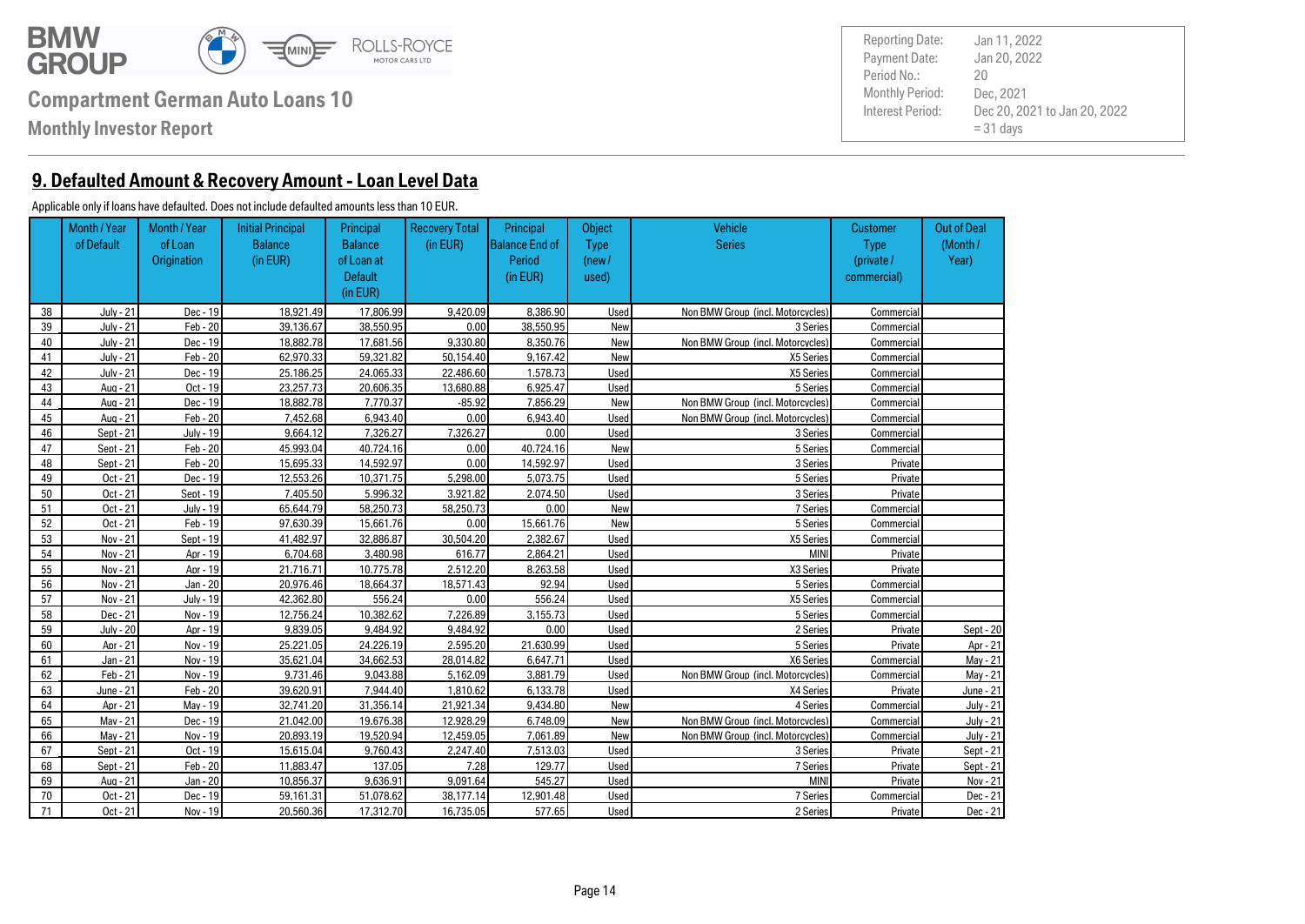## 9. Defaulted Amount & Recovery Amount - Loan Level Data

Applicable only if loans have defaulted. Does not include defaulted amounts less than 10 EUR.

| | Month / Year of Default | Month / Year of Loan Origination | Initial Principal Balance (in EUR) | Principal Balance of Loan at Default (in EUR) | Recovery Total (in EUR) | Principal Balance End of Period (in EUR) | Object Type (new / used) | Vehicle Series | Customer Type (private / commercial) | Out of Deal (Month / Year) |
|---|---|---|---|---|---|---|---|---|---|---|
| 38 | July - 21 | Dec - 19 | 18,921.49 | 17,806.99 | 9,420.09 | 8,386.90 | Used | Non BMW Group (incl. Motorcycles) | Commercial | |
| 39 | July - 21 | Feb - 20 | 39,136.67 | 38,550.95 | 0.00 | 38,550.95 | New | 3 Series | Commercial | |
| 40 | July - 21 | Dec - 19 | 18,882.78 | 17,681.56 | 9,330.80 | 8,350.76 | New | Non BMW Group (incl. Motorcycles) | Commercial | |
| 41 | July - 21 | Feb - 20 | 62,970.33 | 59,321.82 | 50,154.40 | 9,167.42 | New | X5 Series | Commercial | |
| 42 | July - 21 | Dec - 19 | 25,186.25 | 24,065.33 | 22,486.60 | 1,578.73 | Used | X5 Series | Commercial | |
| 43 | Aug - 21 | Oct - 19 | 23,257.73 | 20,606.35 | 13,680.88 | 6,925.47 | Used | 5 Series | Commercial | |
| 44 | Aug - 21 | Dec - 19 | 18,882.78 | 7,770.37 | -85.92 | 7,856.29 | New | Non BMW Group (incl. Motorcycles) | Commercial | |
| 45 | Aug - 21 | Feb - 20 | 7,452.68 | 6,943.40 | 0.00 | 6,943.40 | Used | Non BMW Group (incl. Motorcycles) | Commercial | |
| 46 | Sept - 21 | July - 19 | 9,664.12 | 7,326.27 | 7,326.27 | 0.00 | Used | 3 Series | Commercial | |
| 47 | Sept - 21 | Feb - 20 | 45,993.04 | 40,724.16 | 0.00 | 40,724.16 | New | 5 Series | Commercial | |
| 48 | Sept - 21 | Feb - 20 | 15,695.33 | 14,592.97 | 0.00 | 14,592.97 | Used | 3 Series | Private | |
| 49 | Oct - 21 | Dec - 19 | 12,553.26 | 10,371.75 | 5,298.00 | 5,073.75 | Used | 5 Series | Private | |
| 50 | Oct - 21 | Sept - 19 | 7,405.50 | 5,996.32 | 3,921.82 | 2,074.50 | Used | 3 Series | Private | |
| 51 | Oct - 21 | July - 19 | 65,644.79 | 58,250.73 | 58,250.73 | 0.00 | New | 7 Series | Commercial | |
| 52 | Oct - 21 | Feb - 19 | 97,630.39 | 15,661.76 | 0.00 | 15,661.76 | New | 5 Series | Commercial | |
| 53 | Nov - 21 | Sept - 19 | 41,482.97 | 32,886.87 | 30,504.20 | 2,382.67 | Used | X5 Series | Commercial | |
| 54 | Nov - 21 | Apr - 19 | 6,704.68 | 3,480.98 | 616.77 | 2,864.21 | Used | MINI | Private | |
| 55 | Nov - 21 | Apr - 19 | 21,716.71 | 10,775.78 | 2,512.20 | 8,263.58 | Used | X3 Series | Private | |
| 56 | Nov - 21 | Jan - 20 | 20,976.46 | 18,664.37 | 18,571.43 | 92.94 | Used | 5 Series | Commercial | |
| 57 | Nov - 21 | July - 19 | 42,362.80 | 556.24 | 0.00 | 556.24 | Used | X5 Series | Commercial | |
| 58 | Dec - 21 | Nov - 19 | 12,756.24 | 10,382.62 | 7,226.89 | 3,155.73 | Used | 5 Series | Commercial | |
| 59 | July - 20 | Apr - 19 | 9,839.05 | 9,484.92 | 9,484.92 | 0.00 | Used | 2 Series | Private | Sept - 20 |
| 60 | Apr - 21 | Nov - 19 | 25,221.05 | 24,226.19 | 2,595.20 | 21,630.99 | Used | 5 Series | Private | Apr - 21 |
| 61 | Jan - 21 | Nov - 19 | 35,621.04 | 34,662.53 | 28,014.82 | 6,647.71 | Used | X6 Series | Commercial | May - 21 |
| 62 | Feb - 21 | Nov - 19 | 9,731.46 | 9,043.88 | 5,162.09 | 3,881.79 | Used | Non BMW Group (incl. Motorcycles) | Commercial | May - 21 |
| 63 | June - 21 | Feb - 20 | 39,620.91 | 7,944.40 | 1,810.62 | 6,133.78 | Used | X4 Series | Private | June - 21 |
| 64 | Apr - 21 | May - 19 | 32,741.20 | 31,356.14 | 21,921.34 | 9,434.80 | New | 4 Series | Commercial | July - 21 |
| 65 | May - 21 | Dec - 19 | 21,042.00 | 19,676.38 | 12,928.29 | 6,748.09 | New | Non BMW Group (incl. Motorcycles) | Commercial | July - 21 |
| 66 | May - 21 | Nov - 19 | 20,893.19 | 19,520.94 | 12,459.05 | 7,061.89 | New | Non BMW Group (incl. Motorcycles) | Commercial | July - 21 |
| 67 | Sept - 21 | Oct - 19 | 15,615.04 | 9,760.43 | 2,247.40 | 7,513.03 | Used | 3 Series | Private | Sept - 21 |
| 68 | Sept - 21 | Feb - 20 | 11,883.47 | 137.05 | 7.28 | 129.77 | Used | 7 Series | Private | Sept - 21 |
| 69 | Aug - 21 | Jan - 20 | 10,856.37 | 9,636.91 | 9,091.64 | 545.27 | Used | MINI | Private | Nov - 21 |
| 70 | Oct - 21 | Dec - 19 | 59,161.31 | 51,078.62 | 38,177.14 | 12,901.48 | Used | 7 Series | Commercial | Dec - 21 |
| 71 | Oct - 21 | Nov - 19 | 20,560.36 | 17,312.70 | 16,735.05 | 577.65 | Used | 2 Series | Private | Dec - 21 |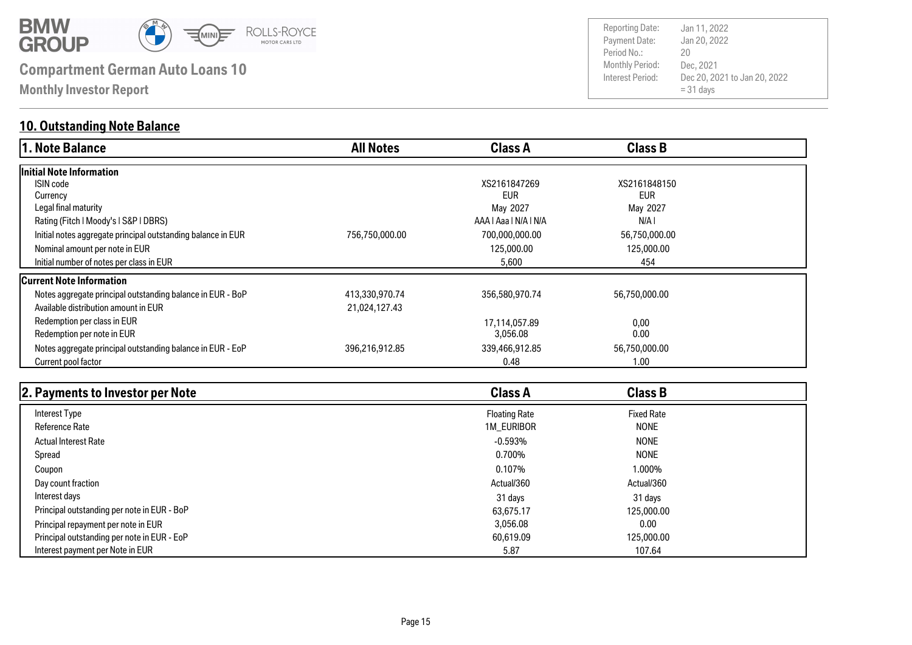# Compartment German Auto Loans 10

## Monthly Investor Report

| | |
|---|---|
| Reporting Date: | Jan 11, 2022 |
| Payment Date: | Jan 20, 2022 |
| Period No.: | 20 |
| Monthly Period: | Dec, 2021 |
| Interest Period: | Dec 20, 2021 to Jan 20, 2022 = 31 days |

## 10. Outstanding Note Balance

| 1. Note Balance | All Notes | Class A | Class B |
|---|---|---|---|
| **Initial Note Information** | | | |
| ISIN code | | XS2161847269 | XS2161848150 |
| Currency | | EUR | EUR |
| Legal final maturity | | May 2027 | May 2027 |
| Rating (Fitch I Moody's I S&P I DBRS) | | AAA I Aaa I N/A I N/A | N/A I |
| Initial notes aggregate principal outstanding balance in EUR | 756,750,000.00 | 700,000,000.00 | 56,750,000.00 |
| Nominal amount per note in EUR | | 125,000.00 | 125,000.00 |
| Initial number of notes per class in EUR | | 5,600 | 454 |
| **Current Note Information** | | | |
| Notes aggregate principal outstanding balance in EUR - BoP | 413,330,970.74 | 356,580,970.74 | 56,750,000.00 |
| Available distribution amount in EUR | 21,024,127.43 | | |
| Redemption per class in EUR | | 17,114,057.89 | 0,00 |
| Redemption per note in EUR | | 3,056.08 | 0.00 |
| Notes aggregate principal outstanding balance in EUR - EoP | 396,216,912.85 | 339,466,912.85 | 56,750,000.00 |
| Current pool factor | | 0.48 | 1.00 |

| 2. Payments to Investor per Note | Class A | Class B |
|---|---|---|
| Interest Type | Floating Rate | Fixed Rate |
| Reference Rate | 1M_EURIBOR | NONE |
| Actual Interest Rate | -0.593% | NONE |
| Spread | 0.700% | NONE |
| Coupon | 0.107% | 1.000% |
| Day count fraction | Actual/360 | Actual/360 |
| Interest days | 31 days | 31 days |
| Principal outstanding per note in EUR - BoP | 63,675.17 | 125,000.00 |
| Principal repayment per note in EUR | 3,056.08 | 0.00 |
| Principal outstanding per note in EUR - EoP | 60,619.09 | 125,000.00 |
| Interest payment per Note in EUR | 5.87 | 107.64 |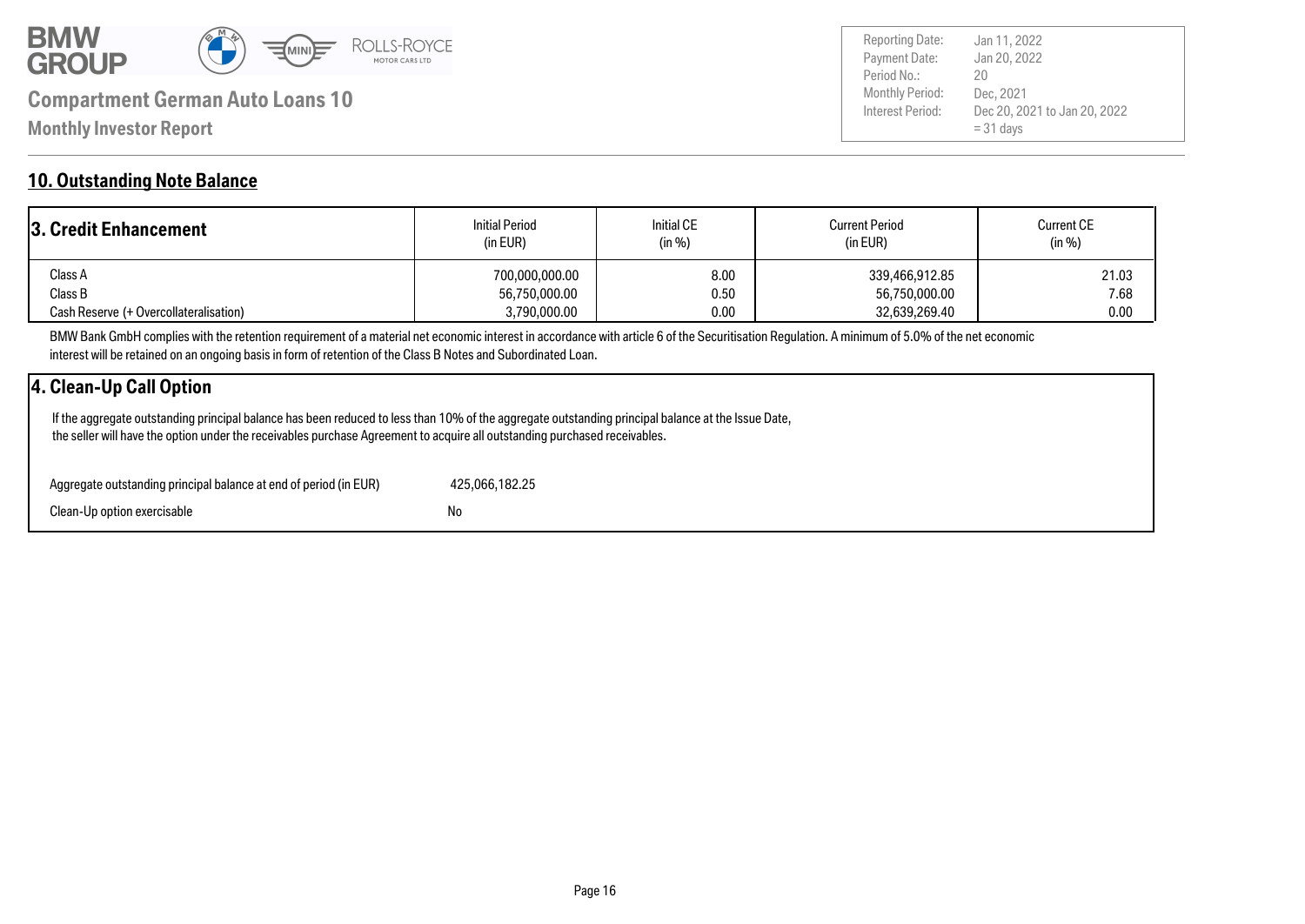## 10. Outstanding Note Balance

| 3. Credit Enhancement | Initial Period (in EUR) | Initial CE (in %) | Current Period (in EUR) | Current CE (in %) |
|---|---|---|---|---|
| Class A | 700,000,000.00 | 8.00 | 339,466,912.85 | 21.03 |
| Class B | 56,750,000.00 | 0.50 | 56,750,000.00 | 7.68 |
| Cash Reserve (+ Overcollateralisation) | 3,790,000.00 | 0.00 | 32,639,269.40 | 0.00 |

BMW Bank GmbH complies with the retention requirement of a material net economic interest in accordance with article 6 of the Securitisation Regulation. A minimum of 5.0% of the net economic interest will be retained on an ongoing basis in form of retention of the Class B Notes and Subordinated Loan.

### 4. Clean-Up Call Option

If the aggregate outstanding principal balance has been reduced to less than 10% of the aggregate outstanding principal balance at the Issue Date, the seller will have the option under the receivables purchase Agreement to acquire all outstanding purchased receivables.

| | |
|---|---|
| Aggregate outstanding principal balance at end of period (in EUR) | 425,066,182.25 |
| Clean-Up option exercisable | No |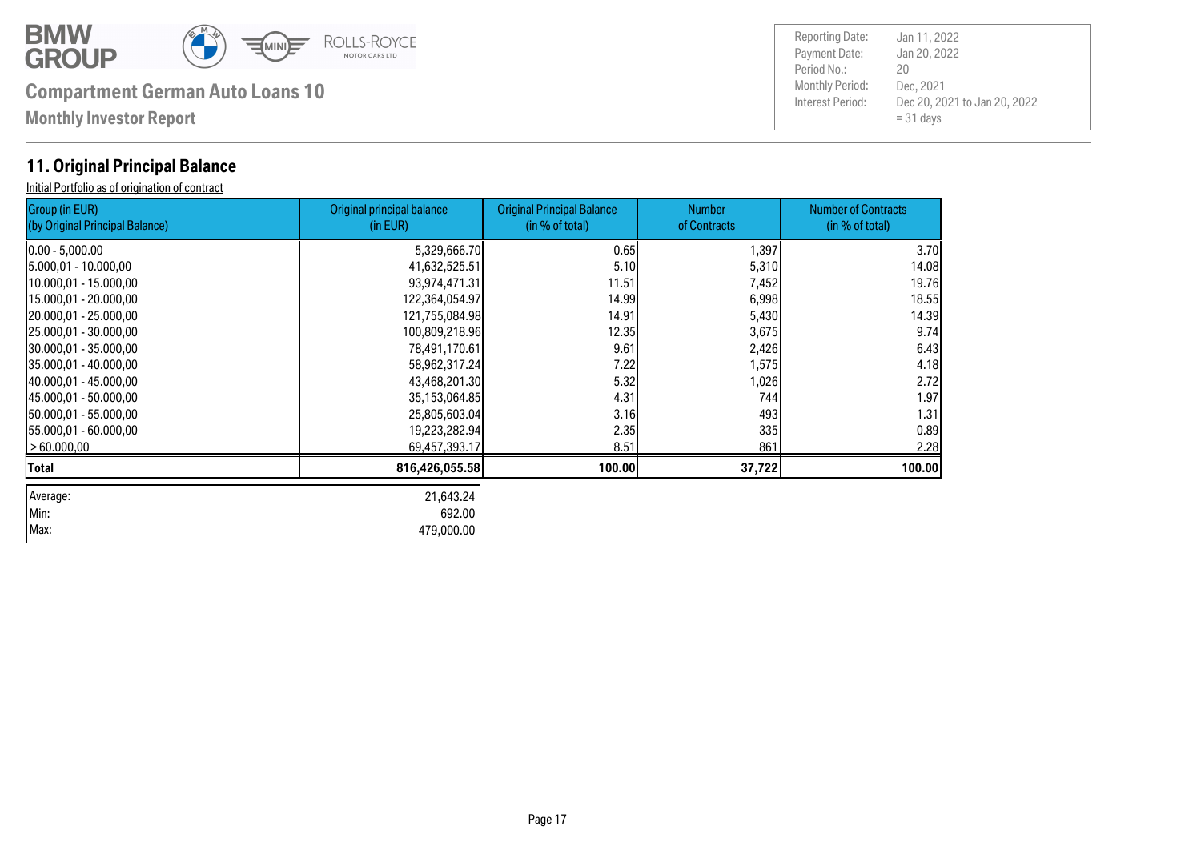# Compartment German Auto Loans 10

**Monthly Investor Report**

| | |
|---|---|
| Reporting Date: | Jan 11, 2022 |
| Payment Date: | Jan 20, 2022 |
| Period No.: | 20 |
| Monthly Period: | Dec, 2021 |
| Interest Period: | Dec 20, 2021 to Jan 20, 2022 = 31 days |

## 11. Original Principal Balance

Initial Portfolio as of origination of contract

| Group (in EUR) (by Original Principal Balance) | Original principal balance (in EUR) | Original Principal Balance (in % of total) | Number of Contracts | Number of Contracts (in % of total) |
|---|---|---|---|---|
| 0.00 - 5,000.00 | 5,329,666.70 | 0.65 | 1,397 | 3.70 |
| 5.000,01 - 10.000,00 | 41,632,525.51 | 5.10 | 5,310 | 14.08 |
| 10.000,01 - 15.000,00 | 93,974,471.31 | 11.51 | 7,452 | 19.76 |
| 15.000,01 - 20.000,00 | 122,364,054.97 | 14.99 | 6,998 | 18.55 |
| 20.000,01 - 25.000,00 | 121,755,084.98 | 14.91 | 5,430 | 14.39 |
| 25.000,01 - 30.000,00 | 100,809,218.96 | 12.35 | 3,675 | 9.74 |
| 30.000,01 - 35.000,00 | 78,491,170.61 | 9.61 | 2,426 | 6.43 |
| 35.000,01 - 40.000,00 | 58,962,317.24 | 7.22 | 1,575 | 4.18 |
| 40.000,01 - 45.000,00 | 43,468,201.30 | 5.32 | 1,026 | 2.72 |
| 45.000,01 - 50.000,00 | 35,153,064.85 | 4.31 | 744 | 1.97 |
| 50.000,01 - 55.000,00 | 25,805,603.04 | 3.16 | 493 | 1.31 |
| 55.000,01 - 60.000,00 | 19,223,282.94 | 2.35 | 335 | 0.89 |
| > 60.000,00 | 69,457,393.17 | 8.51 | 861 | 2.28 |
| **Total** | **816,426,055.58** | **100.00** | **37,722** | **100.00** |

| | |
|---|---|
| Average: | 21,643.24 |
| Min: | 692.00 |
| Max: | 479,000.00 |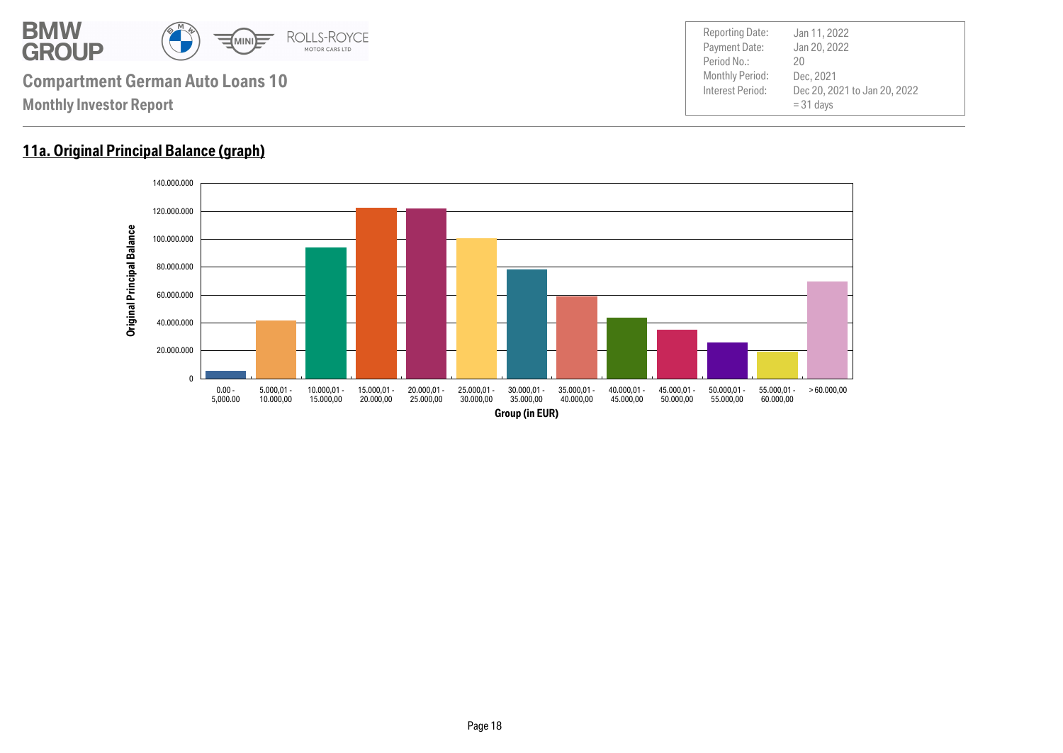# Compartment German Auto Loans 10

**Monthly Investor Report**

| | |
|---|---|
| Reporting Date: | Jan 11, 2022 |
| Payment Date: | Jan 20, 2022 |
| Period No.: | 20 |
| Monthly Period: | Dec, 2021 |
| Interest Period: | Dec 20, 2021 to Jan 20, 2022<br>= 31 days |

## 11a. Original Principal Balance (graph)

Original Principal Balance

140.000.000
120.000.000
100.000.000
80.000.000
60.000.000
40.000.000
20.000.000
0

0.00 - 5,000.00 | 5.000,01 - 10.000,00 | 10.000,01 - 15.000,00 | 15.000,01 - 20.000,00 | 20.000,01 - 25.000,00 | 25.000,01 - 30.000,00 | 30.000,01 - 35.000,00 | 35.000,01 - 40.000,00 | 40.000,01 - 45.000,00 | 45.000,01 - 50.000,00 | 50.000,01 - 55.000,00 | 55.000,01 - 60.000,00 | > 60.000,00

Group (in EUR)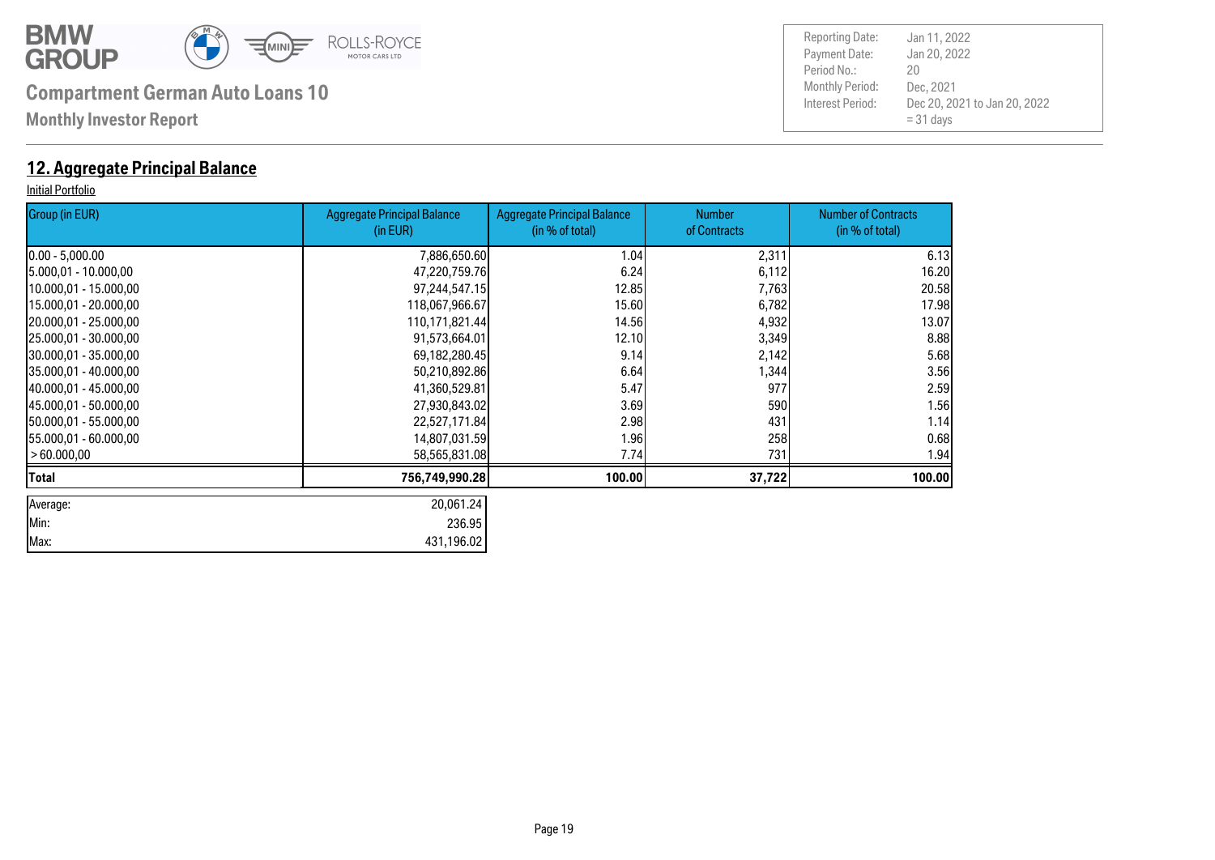**Compartment German Auto Loans 10**

**Monthly Investor Report**

| Reporting Date: | Jan 11, 2022 |
|---|---|
| Payment Date: | Jan 20, 2022 |
| Period No.: | 20 |
| Monthly Period: | Dec, 2021 |
| Interest Period: | Dec 20, 2021 to Jan 20, 2022 = 31 days |

## 12. Aggregate Principal Balance

Initial Portfolio

| Group (in EUR) | Aggregate Principal Balance (in EUR) | Aggregate Principal Balance (in % of total) | Number of Contracts | Number of Contracts (in % of total) |
|---|---|---|---|---|
| 0.00 - 5,000.00 | 7,886,650.60 | 1.04 | 2,311 | 6.13 |
| 5.000,01 - 10.000,00 | 47,220,759.76 | 6.24 | 6,112 | 16.20 |
| 10.000,01 - 15.000,00 | 97,244,547.15 | 12.85 | 7,763 | 20.58 |
| 15.000,01 - 20.000,00 | 118,067,966.67 | 15.60 | 6,782 | 17.98 |
| 20.000,01 - 25.000,00 | 110,171,821.44 | 14.56 | 4,932 | 13.07 |
| 25.000,01 - 30.000,00 | 91,573,664.01 | 12.10 | 3,349 | 8.88 |
| 30.000,01 - 35.000,00 | 69,182,280.45 | 9.14 | 2,142 | 5.68 |
| 35.000,01 - 40.000,00 | 50,210,892.86 | 6.64 | 1,344 | 3.56 |
| 40.000,01 - 45.000,00 | 41,360,529.81 | 5.47 | 977 | 2.59 |
| 45.000,01 - 50.000,00 | 27,930,843.02 | 3.69 | 590 | 1.56 |
| 50.000,01 - 55.000,00 | 22,527,171.84 | 2.98 | 431 | 1.14 |
| 55.000,01 - 60.000,00 | 14,807,031.59 | 1.96 | 258 | 0.68 |
| > 60.000,00 | 58,565,831.08 | 7.74 | 731 | 1.94 |
| **Total** | **756,749,990.28** | **100.00** | **37,722** | **100.00** |

| | |
|---|---|
| Average: | 20,061.24 |
| Min: | 236.95 |
| Max: | 431,196.02 |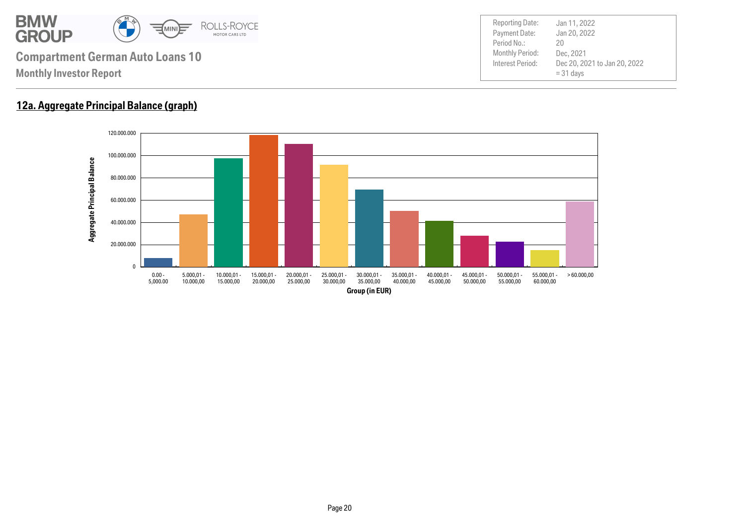# Compartment German Auto Loans 10

## Monthly Investor Report

| | |
|---|---|
| Reporting Date: | Jan 11, 2022 |
| Payment Date: | Jan 20, 2022 |
| Period No.: | 20 |
| Monthly Period: | Dec, 2021 |
| Interest Period: | Dec 20, 2021 to Jan 20, 2022 = 31 days |

### 12a. Aggregate Principal Balance (graph)

Aggregate Principal Balance

120.000.000
100.000.000
80.000.000
60.000.000
40.000.000
20.000.000
0

0.00 - 5,000.00 | 5.000,01 - 10.000,00 | 10.000,01 - 15.000,00 | 15.000,01 - 20.000,00 | 20.000,01 - 25.000,00 | 25.000,01 - 30.000,00 | 30.000,01 - 35.000,00 | 35.000,01 - 40.000,00 | 40.000,01 - 45.000,00 | 45.000,01 - 50.000,00 | 50.000,01 - 55.000,00 | 55.000,01 - 60.000,00 | > 60.000,00

Group (in EUR)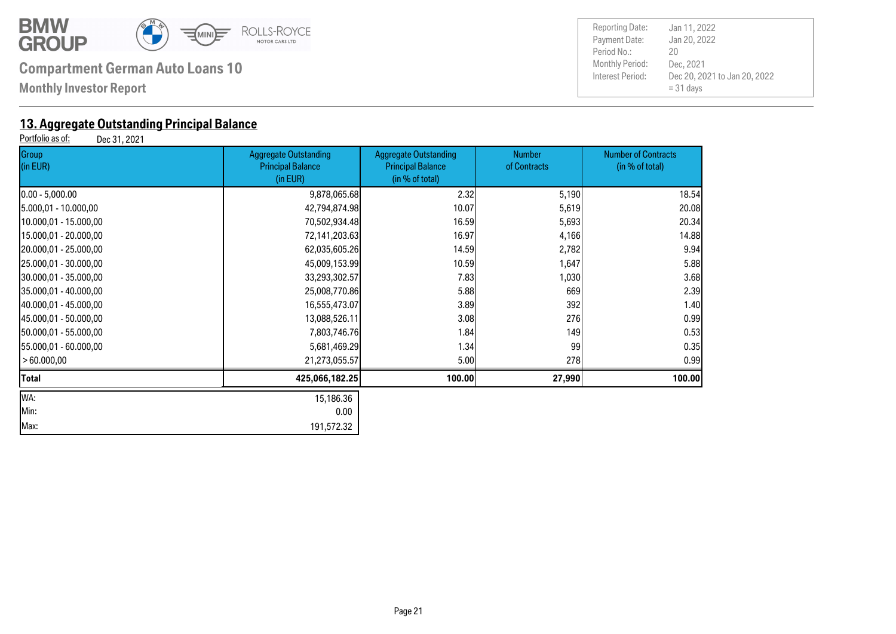**Compartment German Auto Loans 10**

**Monthly Investor Report**

| | |
|---|---|
| Reporting Date: | Jan 11, 2022 |
| Payment Date: | Jan 20, 2022 |
| Period No.: | 20 |
| Monthly Period: | Dec, 2021 |
| Interest Period: | Dec 20, 2021 to Jan 20, 2022 = 31 days |

## 13. Aggregate Outstanding Principal Balance

Portfolio as of: Dec 31, 2021

| Group (in EUR) | Aggregate Outstanding Principal Balance (in EUR) | Aggregate Outstanding Principal Balance (in % of total) | Number of Contracts | Number of Contracts (in % of total) |
|---|---|---|---|---|
| 0.00 - 5,000.00 | 9,878,065.68 | 2.32 | 5,190 | 18.54 |
| 5.000,01 - 10.000,00 | 42,794,874.98 | 10.07 | 5,619 | 20.08 |
| 10.000,01 - 15.000,00 | 70,502,934.48 | 16.59 | 5,693 | 20.34 |
| 15.000,01 - 20.000,00 | 72,141,203.63 | 16.97 | 4,166 | 14.88 |
| 20.000,01 - 25.000,00 | 62,035,605.26 | 14.59 | 2,782 | 9.94 |
| 25.000,01 - 30.000,00 | 45,009,153.99 | 10.59 | 1,647 | 5.88 |
| 30.000,01 - 35.000,00 | 33,293,302.57 | 7.83 | 1,030 | 3.68 |
| 35.000,01 - 40.000,00 | 25,008,770.86 | 5.88 | 669 | 2.39 |
| 40.000,01 - 45.000,00 | 16,555,473.07 | 3.89 | 392 | 1.40 |
| 45.000,01 - 50.000,00 | 13,088,526.11 | 3.08 | 276 | 0.99 |
| 50.000,01 - 55.000,00 | 7,803,746.76 | 1.84 | 149 | 0.53 |
| 55.000,01 - 60.000,00 | 5,681,469.29 | 1.34 | 99 | 0.35 |
| > 60.000,00 | 21,273,055.57 | 5.00 | 278 | 0.99 |
| **Total** | **425,066,182.25** | **100.00** | **27,990** | **100.00** |

| | |
|---|---|
| WA: | 15,186.36 |
| Min: | 0.00 |
| Max: | 191,572.32 |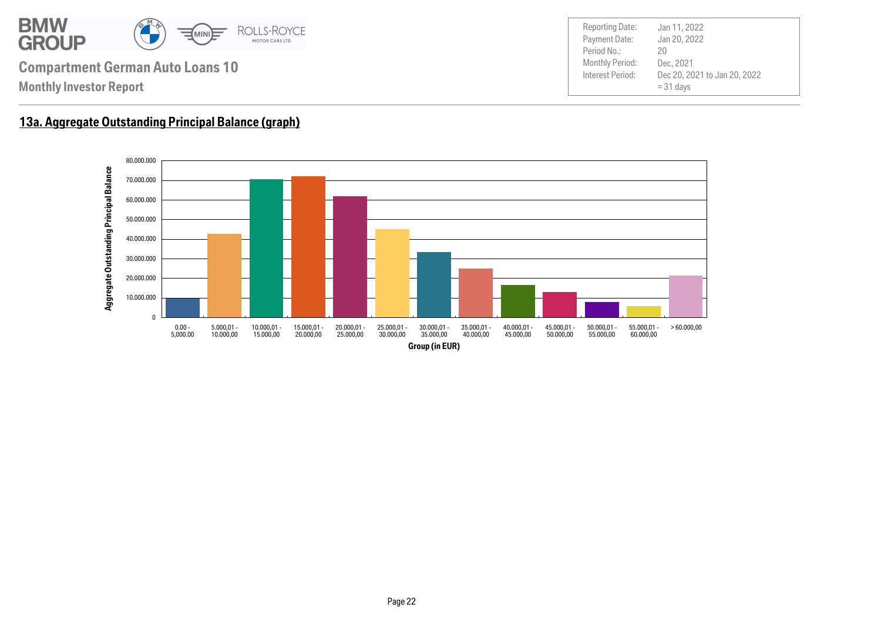# Compartment German Auto Loans 10

**Monthly Investor Report**

| | |
|---|---|
| Reporting Date: | Jan 11, 2022 |
| Payment Date: | Jan 20, 2022 |
| Period No.: | 20 |
| Monthly Period: | Dec, 2021 |
| Interest Period: | Dec 20, 2021 to Jan 20, 2022 = 31 days |

## 13a. Aggregate Outstanding Principal Balance (graph)

Aggregate Outstanding Principal Balance

80.000.000
70.000.000
60.000.000
50.000.000
40.000.000
30.000.000
20.000.000
10.000.000
0

0.00 - 5,000.00 | 5.000,01 - 10.000,00 | 10.000,01 - 15.000,00 | 15.000,01 - 20.000,00 | 20.000,01 - 25.000,00 | 25.000,01 - 30.000,00 | 30.000,01 - 35.000,00 | 35.000,01 - 40.000,00 | 40.000,01 - 45.000,00 | 45.000,01 - 50.000,00 | 50.000,01 - 55.000,00 | 55.000,01 - 60.000,00 | > 60.000,00

Group (in EUR)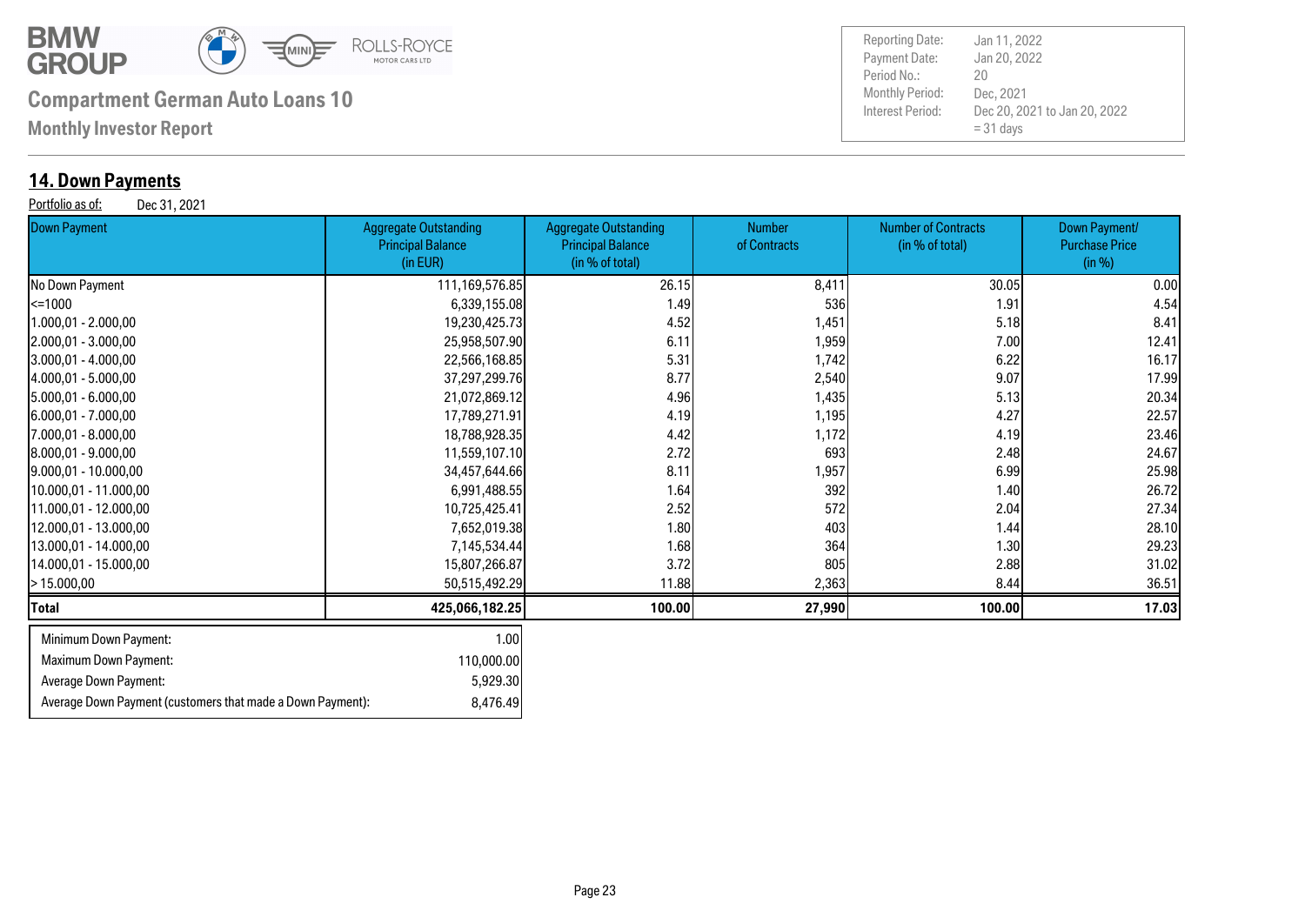## 14. Down Payments

Portfolio as of: Dec 31, 2021

| Down Payment | Aggregate Outstanding Principal Balance (in EUR) | Aggregate Outstanding Principal Balance (in % of total) | Number of Contracts | Number of Contracts (in % of total) | Down Payment/ Purchase Price (in %) |
|---|---|---|---|---|---|
| No Down Payment | 111,169,576.85 | 26.15 | 8,411 | 30.05 | 0.00 |
| <=1000 | 6,339,155.08 | 1.49 | 536 | 1.91 | 4.54 |
| 1.000,01 - 2.000,00 | 19,230,425.73 | 4.52 | 1,451 | 5.18 | 8.41 |
| 2.000,01 - 3.000,00 | 25,958,507.90 | 6.11 | 1,959 | 7.00 | 12.41 |
| 3.000,01 - 4.000,00 | 22,566,168.85 | 5.31 | 1,742 | 6.22 | 16.17 |
| 4.000,01 - 5.000,00 | 37,297,299.76 | 8.77 | 2,540 | 9.07 | 17.99 |
| 5.000,01 - 6.000,00 | 21,072,869.12 | 4.96 | 1,435 | 5.13 | 20.34 |
| 6.000,01 - 7.000,00 | 17,789,271.91 | 4.19 | 1,195 | 4.27 | 22.57 |
| 7.000,01 - 8.000,00 | 18,788,928.35 | 4.42 | 1,172 | 4.19 | 23.46 |
| 8.000,01 - 9.000,00 | 11,559,107.10 | 2.72 | 693 | 2.48 | 24.67 |
| 9.000,01 - 10.000,00 | 34,457,644.66 | 8.11 | 1,957 | 6.99 | 25.98 |
| 10.000,01 - 11.000,00 | 6,991,488.55 | 1.64 | 392 | 1.40 | 26.72 |
| 11.000,01 - 12.000,00 | 10,725,425.41 | 2.52 | 572 | 2.04 | 27.34 |
| 12.000,01 - 13.000,00 | 7,652,019.38 | 1.80 | 403 | 1.44 | 28.10 |
| 13.000,01 - 14.000,00 | 7,145,534.44 | 1.68 | 364 | 1.30 | 29.23 |
| 14.000,01 - 15.000,00 | 15,807,266.87 | 3.72 | 805 | 2.88 | 31.02 |
| > 15.000,00 | 50,515,492.29 | 11.88 | 2,363 | 8.44 | 36.51 |
| **Total** | **425,066,182.25** | **100.00** | **27,990** | **100.00** | **17.03** |

| | |
|---|---|
| Minimum Down Payment: | 1.00 |
| Maximum Down Payment: | 110,000.00 |
| Average Down Payment: | 5,929.30 |
| Average Down Payment (customers that made a Down Payment): | 8,476.49 |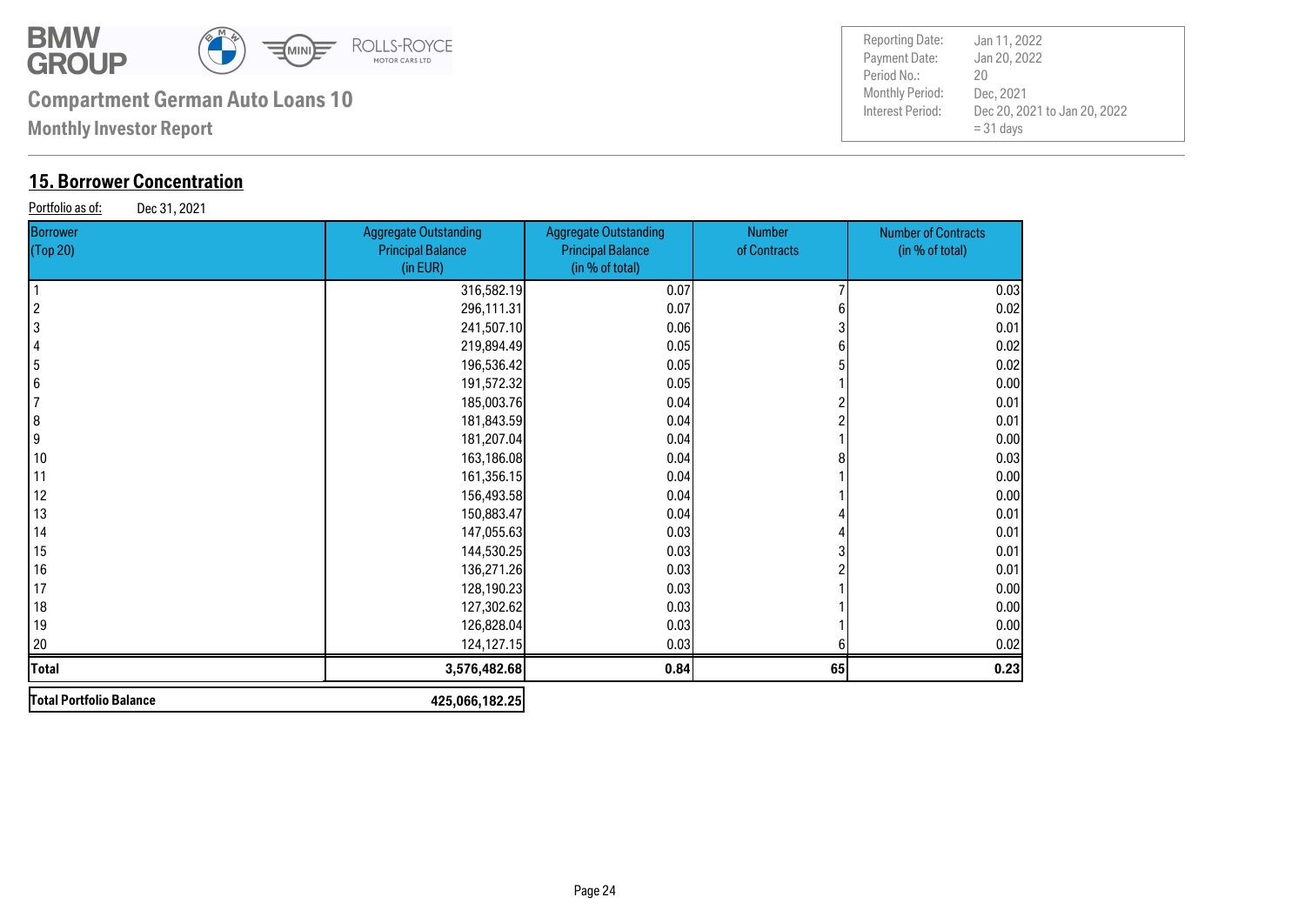**Compartment German Auto Loans 10**

**Monthly Investor Report**

| | |
|---|---|
| Reporting Date: | Jan 11, 2022 |
| Payment Date: | Jan 20, 2022 |
| Period No.: | 20 |
| Monthly Period: | Dec, 2021 |
| Interest Period: | Dec 20, 2021 to Jan 20, 2022 = 31 days |

## 15. Borrower Concentration

Portfolio as of: Dec 31, 2021

| Borrower (Top 20) | Aggregate Outstanding Principal Balance (in EUR) | Aggregate Outstanding Principal Balance (in % of total) | Number of Contracts | Number of Contracts (in % of total) |
|---|---|---|---|---|
| 1 | 316,582.19 | 0.07 | 7 | 0.03 |
| 2 | 296,111.31 | 0.07 | 6 | 0.02 |
| 3 | 241,507.10 | 0.06 | 3 | 0.01 |
| 4 | 219,894.49 | 0.05 | 6 | 0.02 |
| 5 | 196,536.42 | 0.05 | 5 | 0.02 |
| 6 | 191,572.32 | 0.05 | 1 | 0.00 |
| 7 | 185,003.76 | 0.04 | 2 | 0.01 |
| 8 | 181,843.59 | 0.04 | 2 | 0.01 |
| 9 | 181,207.04 | 0.04 | 1 | 0.00 |
| 10 | 163,186.08 | 0.04 | 8 | 0.03 |
| 11 | 161,356.15 | 0.04 | 1 | 0.00 |
| 12 | 156,493.58 | 0.04 | 1 | 0.00 |
| 13 | 150,883.47 | 0.04 | 4 | 0.01 |
| 14 | 147,055.63 | 0.03 | 4 | 0.01 |
| 15 | 144,530.25 | 0.03 | 3 | 0.01 |
| 16 | 136,271.26 | 0.03 | 2 | 0.01 |
| 17 | 128,190.23 | 0.03 | 1 | 0.00 |
| 18 | 127,302.62 | 0.03 | 1 | 0.00 |
| 19 | 126,828.04 | 0.03 | 1 | 0.00 |
| 20 | 124,127.15 | 0.03 | 6 | 0.02 |
| **Total** | **3,576,482.68** | **0.84** | **65** | **0.23** |

| | |
|---|---|
| **Total Portfolio Balance** | **425,066,182.25** |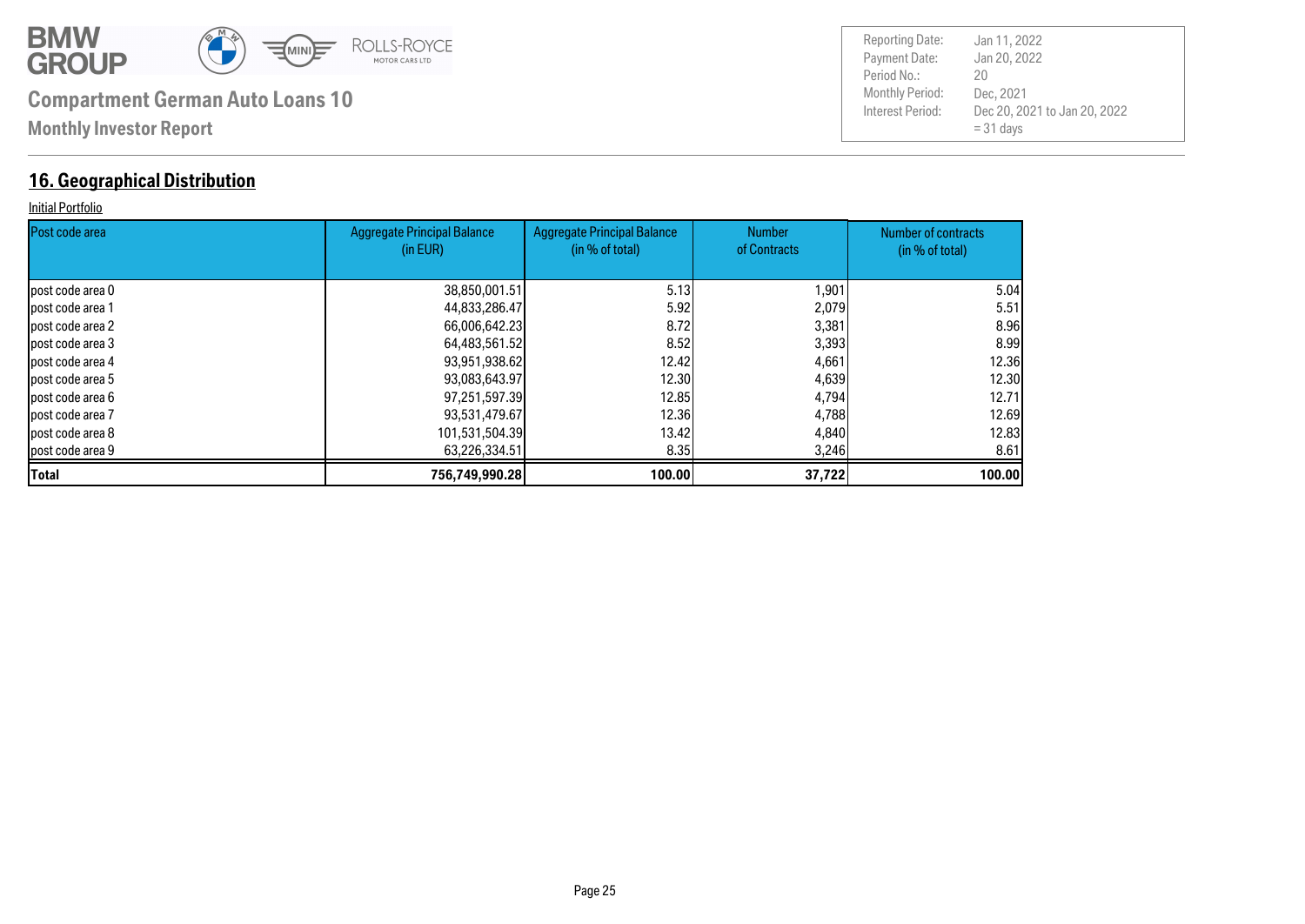## 16. Geographical Distribution

Initial Portfolio

| Post code area | Aggregate Principal Balance (in EUR) | Aggregate Principal Balance (in % of total) | Number of Contracts | Number of contracts (in % of total) |
|---|---|---|---|---|
| post code area 0 | 38,850,001.51 | 5.13 | 1,901 | 5.04 |
| post code area 1 | 44,833,286.47 | 5.92 | 2,079 | 5.51 |
| post code area 2 | 66,006,642.23 | 8.72 | 3,381 | 8.96 |
| post code area 3 | 64,483,561.52 | 8.52 | 3,393 | 8.99 |
| post code area 4 | 93,951,938.62 | 12.42 | 4,661 | 12.36 |
| post code area 5 | 93,083,643.97 | 12.30 | 4,639 | 12.30 |
| post code area 6 | 97,251,597.39 | 12.85 | 4,794 | 12.71 |
| post code area 7 | 93,531,479.67 | 12.36 | 4,788 | 12.69 |
| post code area 8 | 101,531,504.39 | 13.42 | 4,840 | 12.83 |
| post code area 9 | 63,226,334.51 | 8.35 | 3,246 | 8.61 |
| **Total** | **756,749,990.28** | **100.00** | **37,722** | **100.00** |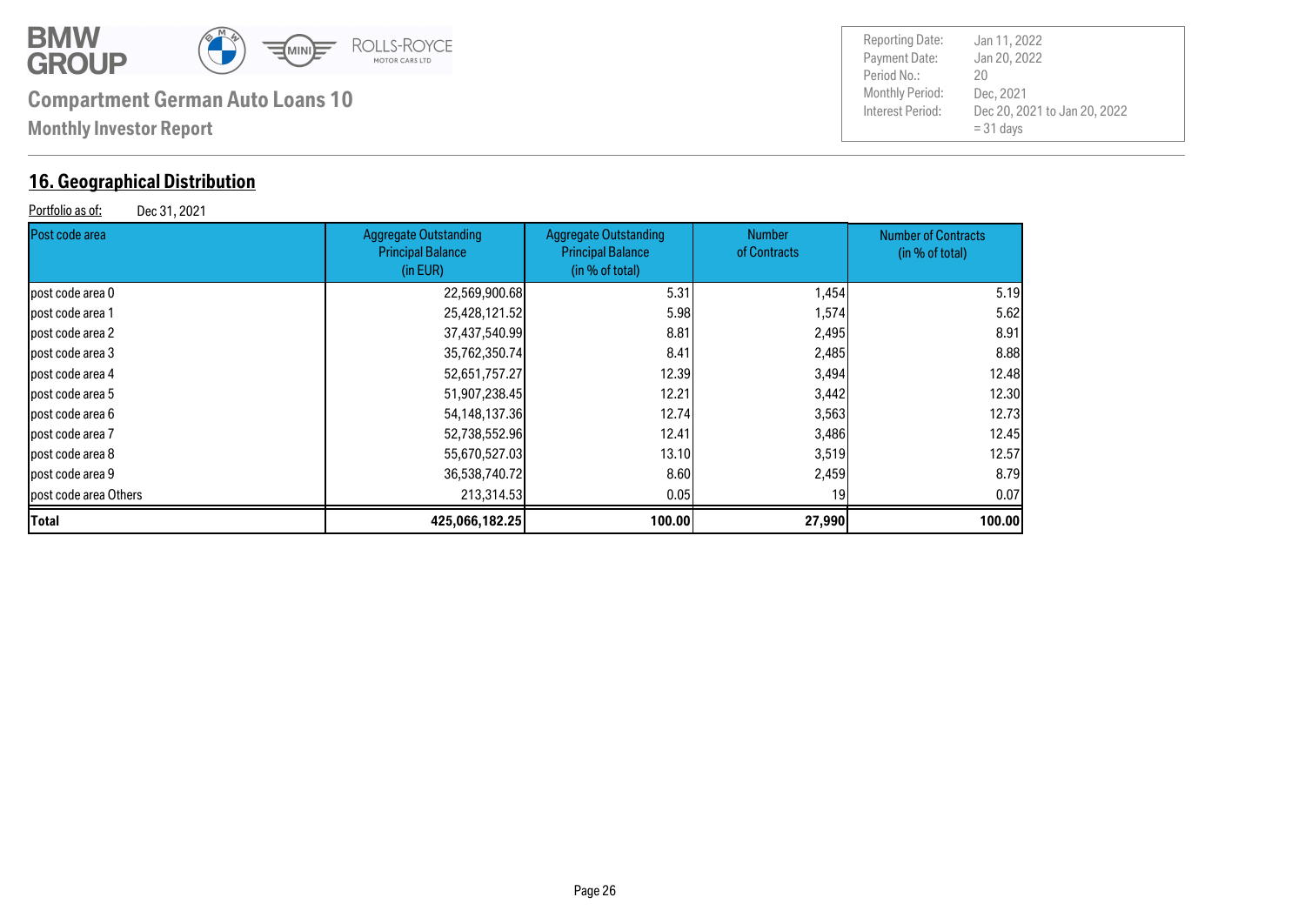# Compartment German Auto Loans 10

**Monthly Investor Report**

| Reporting Date: | Jan 11, 2022 |
|---|---|
| Payment Date: | Jan 20, 2022 |
| Period No.: | 20 |
| Monthly Period: | Dec, 2021 |
| Interest Period: | Dec 20, 2021 to Jan 20, 2022 = 31 days |

## 16. Geographical Distribution

Portfolio as of: Dec 31, 2021

| Post code area | Aggregate Outstanding Principal Balance (in EUR) | Aggregate Outstanding Principal Balance (in % of total) | Number of Contracts | Number of Contracts (in % of total) |
|---|---|---|---|---|
| post code area 0 | 22,569,900.68 | 5.31 | 1,454 | 5.19 |
| post code area 1 | 25,428,121.52 | 5.98 | 1,574 | 5.62 |
| post code area 2 | 37,437,540.99 | 8.81 | 2,495 | 8.91 |
| post code area 3 | 35,762,350.74 | 8.41 | 2,485 | 8.88 |
| post code area 4 | 52,651,757.27 | 12.39 | 3,494 | 12.48 |
| post code area 5 | 51,907,238.45 | 12.21 | 3,442 | 12.30 |
| post code area 6 | 54,148,137.36 | 12.74 | 3,563 | 12.73 |
| post code area 7 | 52,738,552.96 | 12.41 | 3,486 | 12.45 |
| post code area 8 | 55,670,527.03 | 13.10 | 3,519 | 12.57 |
| post code area 9 | 36,538,740.72 | 8.60 | 2,459 | 8.79 |
| post code area Others | 213,314.53 | 0.05 | 19 | 0.07 |
| **Total** | **425,066,182.25** | **100.00** | **27,990** | **100.00** |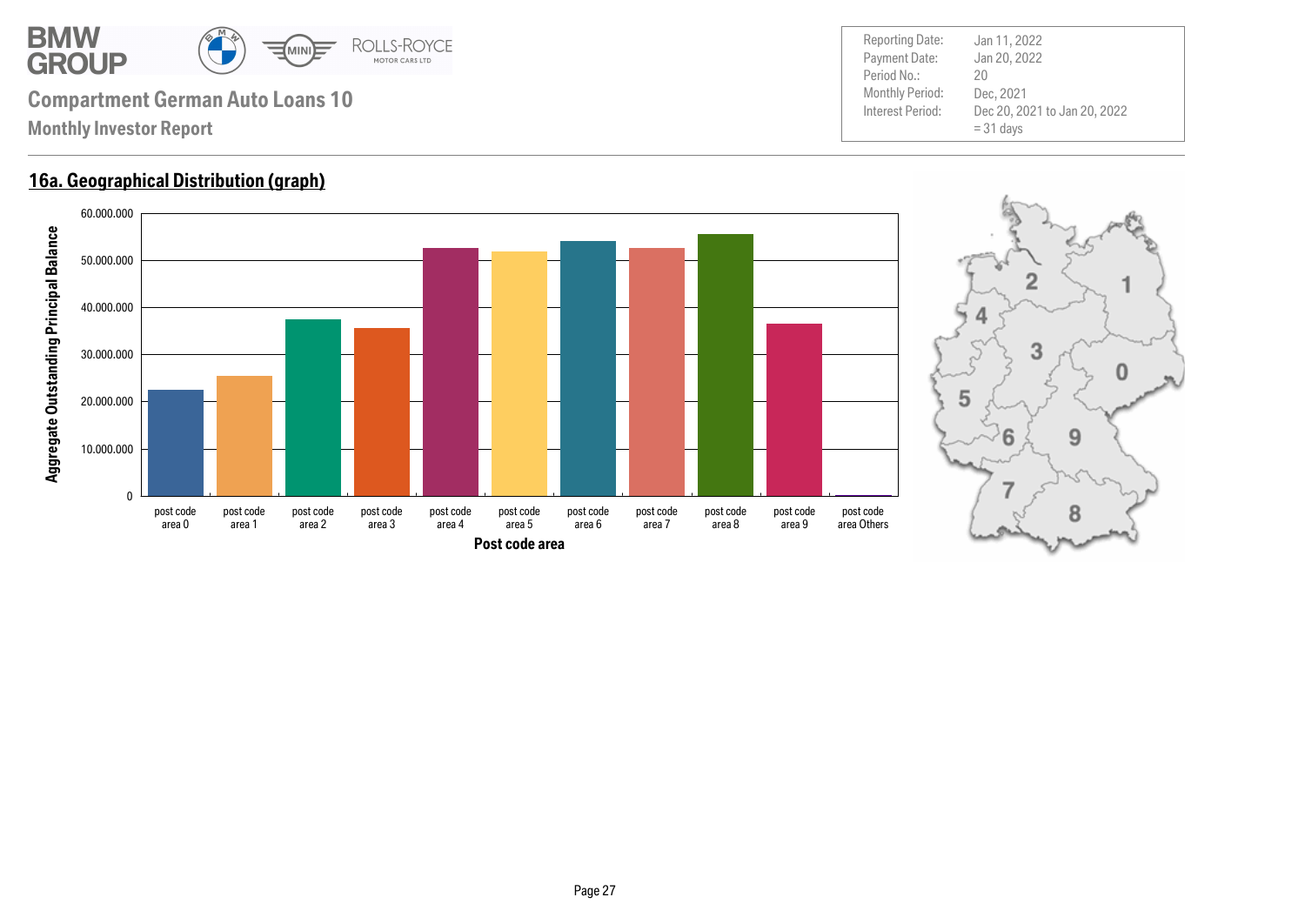# Compartment German Auto Loans 10

## Monthly Investor Report

| | |
|---|---|
| Reporting Date: | Jan 11, 2022 |
| Payment Date: | Jan 20, 2022 |
| Period No.: | 20 |
| Monthly Period: | Dec, 2021 |
| Interest Period: | Dec 20, 2021 to Jan 20, 2022 = 31 days |

## 16a. Geographical Distribution (graph)

Aggregate Outstanding Principal Balance

60.000.000
50.000.000
40.000.000
30.000.000
20.000.000
10.000.000
0

post code area 0 | post code area 1 | post code area 2 | post code area 3 | post code area 4 | post code area 5 | post code area 6 | post code area 7 | post code area 8 | post code area 9 | post code area Others

Post code area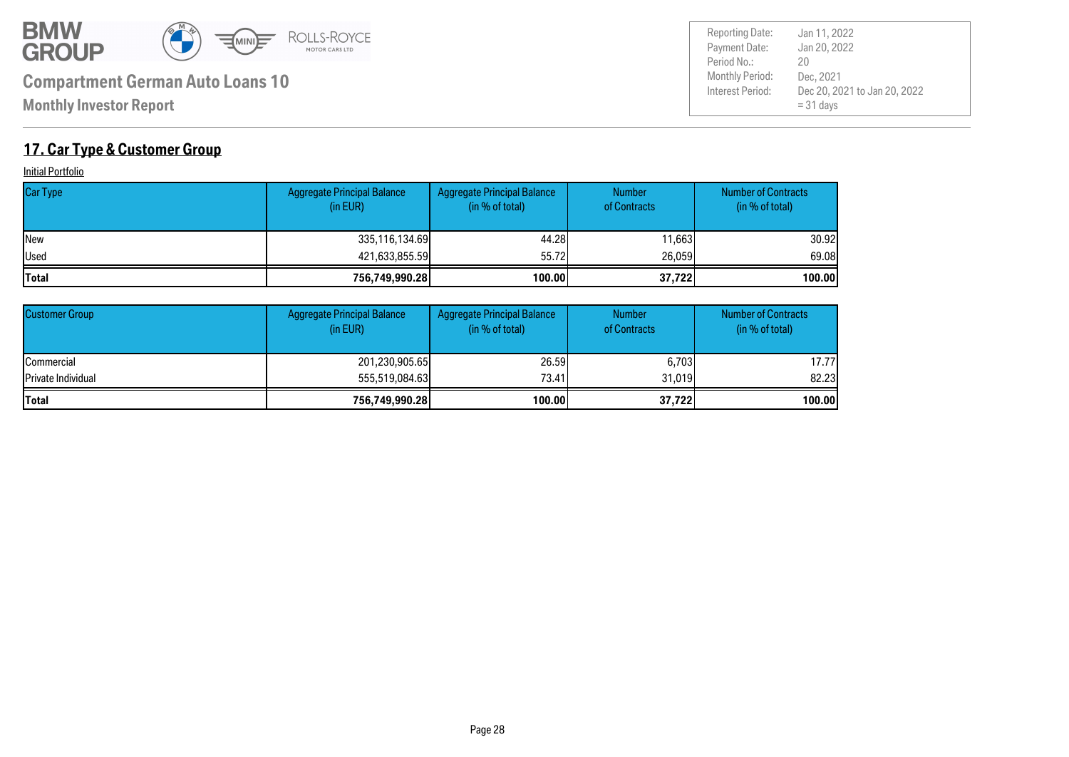# Compartment German Auto Loans 10

**Monthly Investor Report**

| | |
|---|---|
| Reporting Date: | Jan 11, 2022 |
| Payment Date: | Jan 20, 2022 |
| Period No.: | 20 |
| Monthly Period: | Dec, 2021 |
| Interest Period: | Dec 20, 2021 to Jan 20, 2022 = 31 days |

## 17. Car Type & Customer Group

Initial Portfolio

| Car Type | Aggregate Principal Balance (in EUR) | Aggregate Principal Balance (in % of total) | Number of Contracts | Number of Contracts (in % of total) |
|---|---|---|---|---|
| New | 335,116,134.69 | 44.28 | 11,663 | 30.92 |
| Used | 421,633,855.59 | 55.72 | 26,059 | 69.08 |
| **Total** | **756,749,990.28** | **100.00** | **37,722** | **100.00** |

| Customer Group | Aggregate Principal Balance (in EUR) | Aggregate Principal Balance (in % of total) | Number of Contracts | Number of Contracts (in % of total) |
|---|---|---|---|---|
| Commercial | 201,230,905.65 | 26.59 | 6,703 | 17.77 |
| Private Individual | 555,519,084.63 | 73.41 | 31,019 | 82.23 |
| **Total** | **756,749,990.28** | **100.00** | **37,722** | **100.00** |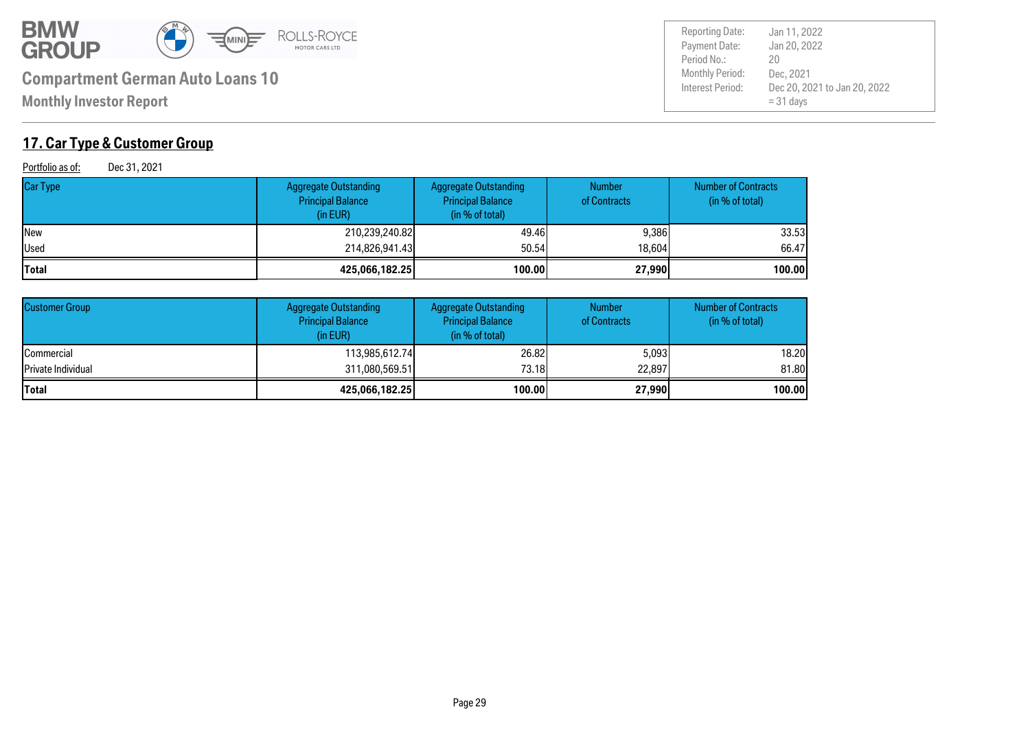## 17. Car Type & Customer Group

Portfolio as of: Dec 31, 2021

| Car Type | Aggregate Outstanding Principal Balance (in EUR) | Aggregate Outstanding Principal Balance (in % of total) | Number of Contracts | Number of Contracts (in % of total) |
|---|---|---|---|---|
| New | 210,239,240.82 | 49.46 | 9,386 | 33.53 |
| Used | 214,826,941.43 | 50.54 | 18,604 | 66.47 |
| **Total** | **425,066,182.25** | **100.00** | **27,990** | **100.00** |

| Customer Group | Aggregate Outstanding Principal Balance (in EUR) | Aggregate Outstanding Principal Balance (in % of total) | Number of Contracts | Number of Contracts (in % of total) |
|---|---|---|---|---|
| Commercial | 113,985,612.74 | 26.82 | 5,093 | 18.20 |
| Private Individual | 311,080,569.51 | 73.18 | 22,897 | 81.80 |
| **Total** | **425,066,182.25** | **100.00** | **27,990** | **100.00** |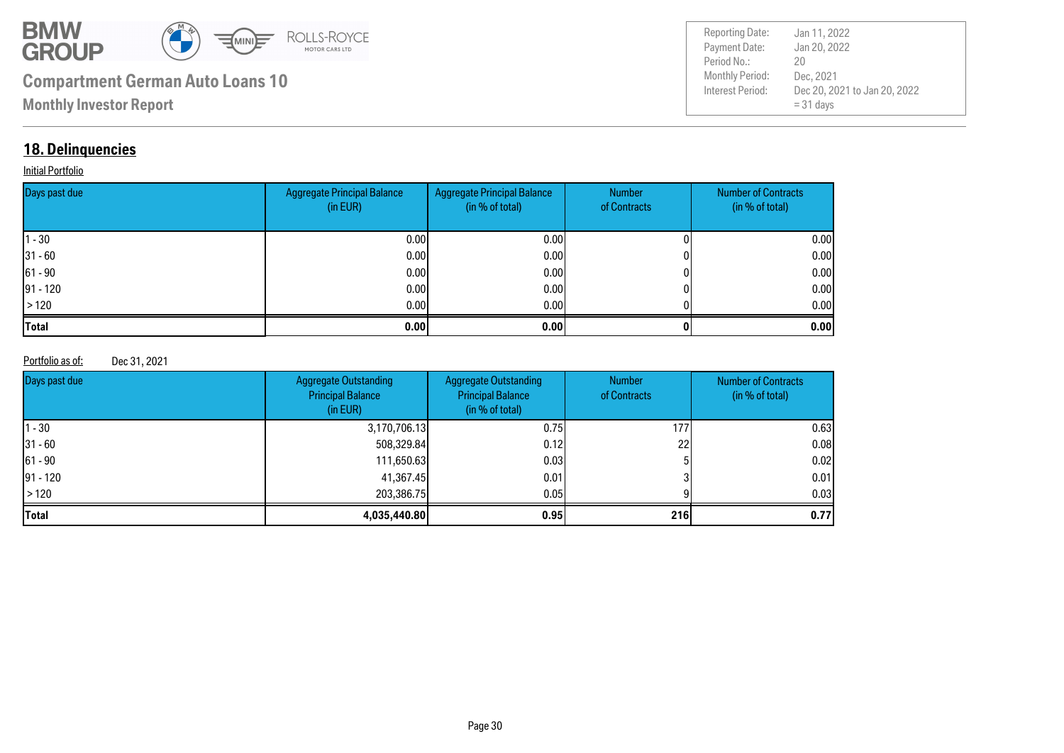## 18. Delinquencies

Initial Portfolio

| Days past due | Aggregate Principal Balance (in EUR) | Aggregate Principal Balance (in % of total) | Number of Contracts | Number of Contracts (in % of total) |
|---|---|---|---|---|
| 1 - 30 | 0.00 | 0.00 | 0 | 0.00 |
| 31 - 60 | 0.00 | 0.00 | 0 | 0.00 |
| 61 - 90 | 0.00 | 0.00 | 0 | 0.00 |
| 91 - 120 | 0.00 | 0.00 | 0 | 0.00 |
| > 120 | 0.00 | 0.00 | 0 | 0.00 |
| **Total** | **0.00** | **0.00** | **0** | **0.00** |

Portfolio as of: Dec 31, 2021

| Days past due | Aggregate Outstanding Principal Balance (in EUR) | Aggregate Outstanding Principal Balance (in % of total) | Number of Contracts | Number of Contracts (in % of total) |
|---|---|---|---|---|
| 1 - 30 | 3,170,706.13 | 0.75 | 177 | 0.63 |
| 31 - 60 | 508,329.84 | 0.12 | 22 | 0.08 |
| 61 - 90 | 111,650.63 | 0.03 | 5 | 0.02 |
| 91 - 120 | 41,367.45 | 0.01 | 3 | 0.01 |
| > 120 | 203,386.75 | 0.05 | 9 | 0.03 |
| **Total** | **4,035,440.80** | **0.95** | **216** | **0.77** |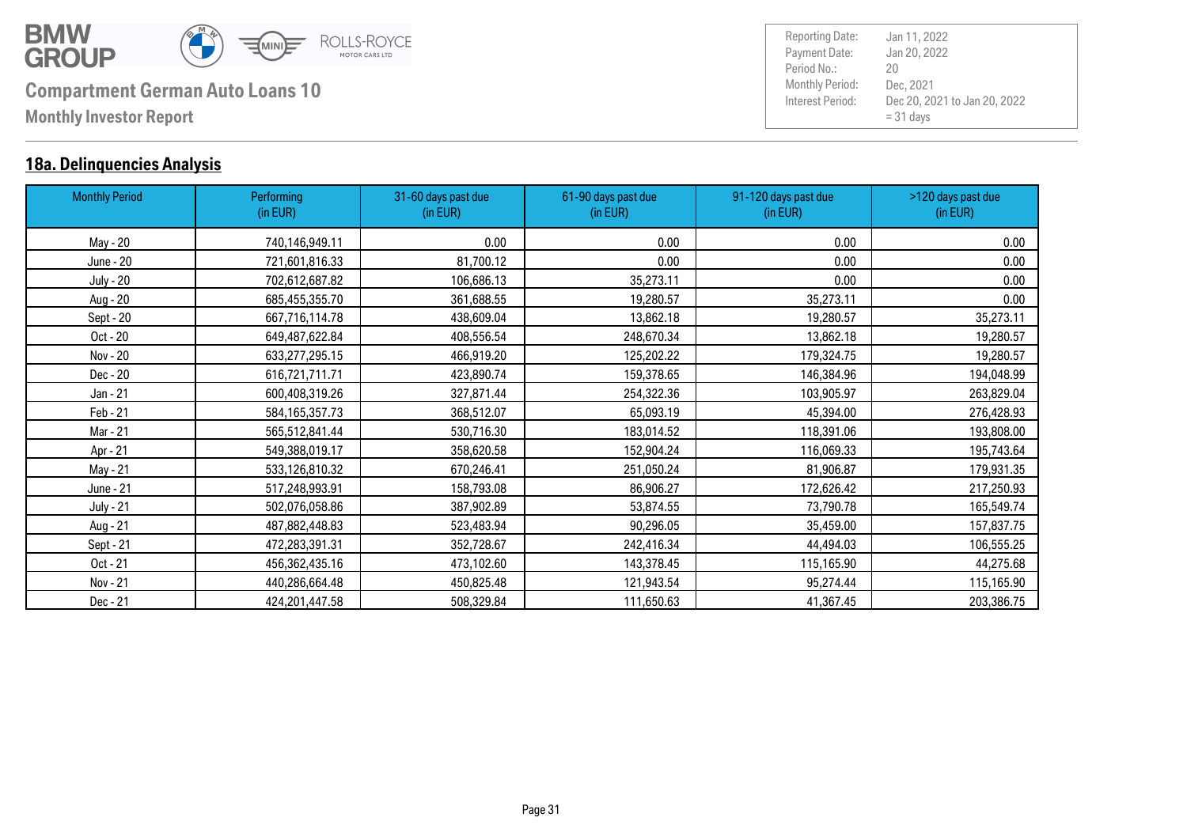# Compartment German Auto Loans 10

**Monthly Investor Report**

| | |
|---|---|
| Reporting Date: | Jan 11, 2022 |
| Payment Date: | Jan 20, 2022 |
| Period No.: | 20 |
| Monthly Period: | Dec, 2021 |
| Interest Period: | Dec 20, 2021 to Jan 20, 2022 = 31 days |

## 18a. Delinquencies Analysis

| Monthly Period | Performing (in EUR) | 31-60 days past due (in EUR) | 61-90 days past due (in EUR) | 91-120 days past due (in EUR) | >120 days past due (in EUR) |
|---|---|---|---|---|---|
| May - 20 | 740,146,949.11 | 0.00 | 0.00 | 0.00 | 0.00 |
| June - 20 | 721,601,816.33 | 81,700.12 | 0.00 | 0.00 | 0.00 |
| July - 20 | 702,612,687.82 | 106,686.13 | 35,273.11 | 0.00 | 0.00 |
| Aug - 20 | 685,455,355.70 | 361,688.55 | 19,280.57 | 35,273.11 | 0.00 |
| Sept - 20 | 667,716,114.78 | 438,609.04 | 13,862.18 | 19,280.57 | 35,273.11 |
| Oct - 20 | 649,487,622.84 | 408,556.54 | 248,670.34 | 13,862.18 | 19,280.57 |
| Nov - 20 | 633,277,295.15 | 466,919.20 | 125,202.22 | 179,324.75 | 19,280.57 |
| Dec - 20 | 616,721,711.71 | 423,890.74 | 159,378.65 | 146,384.96 | 194,048.99 |
| Jan - 21 | 600,408,319.26 | 327,871.44 | 254,322.36 | 103,905.97 | 263,829.04 |
| Feb - 21 | 584,165,357.73 | 368,512.07 | 65,093.19 | 45,394.00 | 276,428.93 |
| Mar - 21 | 565,512,841.44 | 530,716.30 | 183,014.52 | 118,391.06 | 193,808.00 |
| Apr - 21 | 549,388,019.17 | 358,620.58 | 152,904.24 | 116,069.33 | 195,743.64 |
| May - 21 | 533,126,810.32 | 670,246.41 | 251,050.24 | 81,906.87 | 179,931.35 |
| June - 21 | 517,248,993.91 | 158,793.08 | 86,906.27 | 172,626.42 | 217,250.93 |
| July - 21 | 502,076,058.86 | 387,902.89 | 53,874.55 | 73,790.78 | 165,549.74 |
| Aug - 21 | 487,882,448.83 | 523,483.94 | 90,296.05 | 35,459.00 | 157,837.75 |
| Sept - 21 | 472,283,391.31 | 352,728.67 | 242,416.34 | 44,494.03 | 106,555.25 |
| Oct - 21 | 456,362,435.16 | 473,102.60 | 143,378.45 | 115,165.90 | 44,275.68 |
| Nov - 21 | 440,286,664.48 | 450,825.48 | 121,943.54 | 95,274.44 | 115,165.90 |
| Dec - 21 | 424,201,447.58 | 508,329.84 | 111,650.63 | 41,367.45 | 203,386.75 |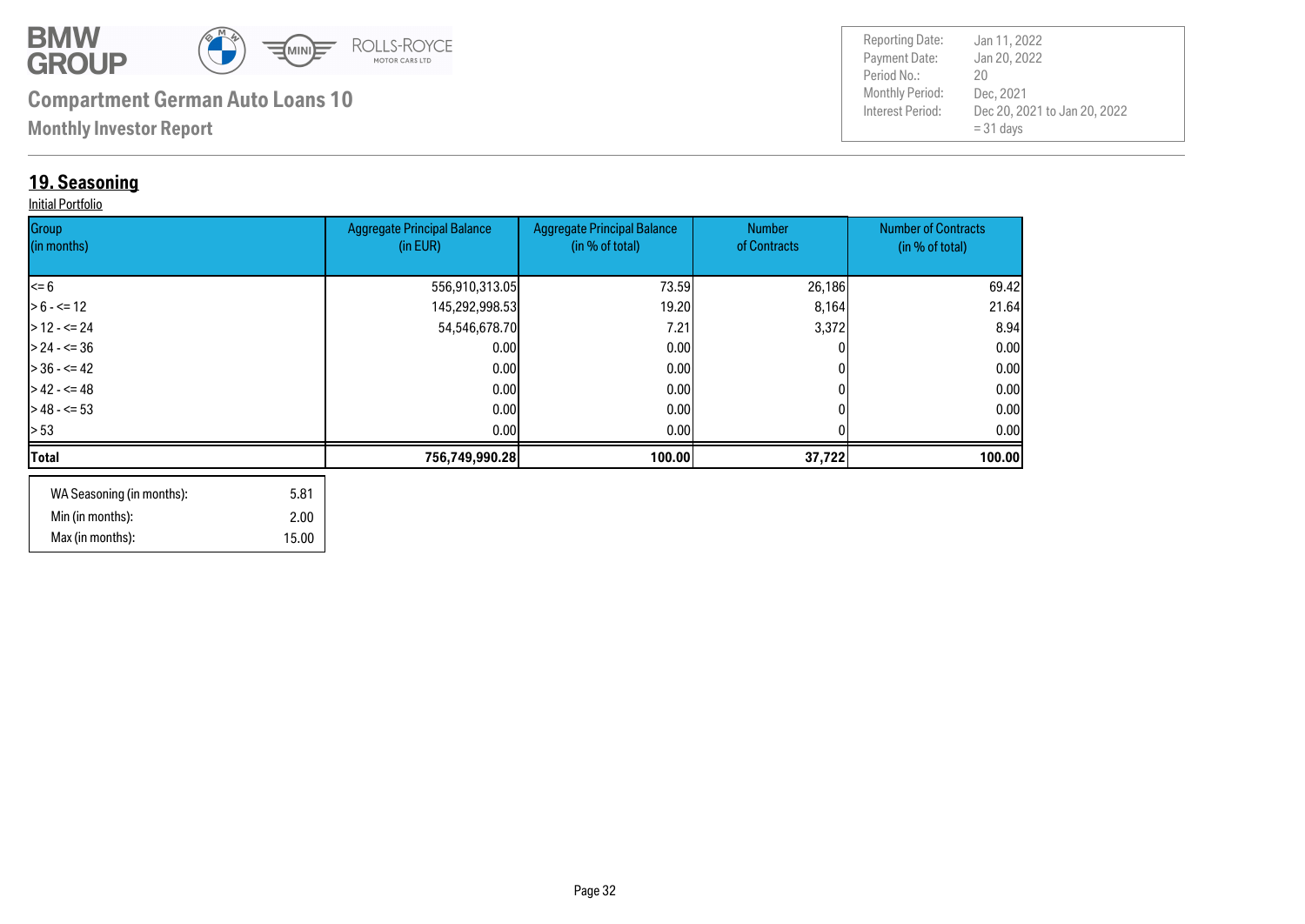# Compartment German Auto Loans 10

**Monthly Investor Report**

| | |
|---|---|
| Reporting Date: | Jan 11, 2022 |
| Payment Date: | Jan 20, 2022 |
| Period No.: | 20 |
| Monthly Period: | Dec, 2021 |
| Interest Period: | Dec 20, 2021 to Jan 20, 2022 |
| | = 31 days |

## 19. Seasoning

Initial Portfolio

| Group (in months) | Aggregate Principal Balance (in EUR) | Aggregate Principal Balance (in % of total) | Number of Contracts | Number of Contracts (in % of total) |
|---|---|---|---|---|
| <= 6 | 556,910,313.05 | 73.59 | 26,186 | 69.42 |
| > 6 - <= 12 | 145,292,998.53 | 19.20 | 8,164 | 21.64 |
| > 12 - <= 24 | 54,546,678.70 | 7.21 | 3,372 | 8.94 |
| > 24 - <= 36 | 0.00 | 0.00 | 0 | 0.00 |
| > 36 - <= 42 | 0.00 | 0.00 | 0 | 0.00 |
| > 42 - <= 48 | 0.00 | 0.00 | 0 | 0.00 |
| > 48 - <= 53 | 0.00 | 0.00 | 0 | 0.00 |
| > 53 | 0.00 | 0.00 | 0 | 0.00 |
| **Total** | **756,749,990.28** | **100.00** | **37,722** | **100.00** |

| | |
|---|---|
| WA Seasoning (in months): | 5.81 |
| Min (in months): | 2.00 |
| Max (in months): | 15.00 |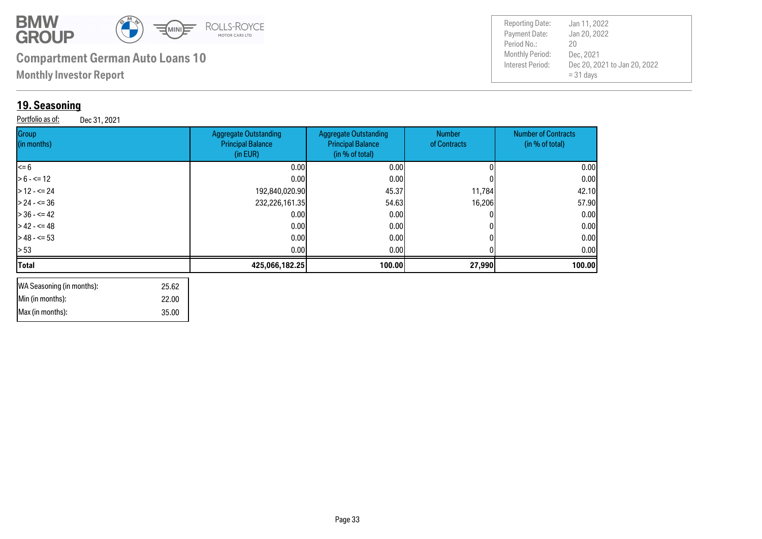BMW GROUP ROLLS-ROYCE MOTOR CARS LTD

**Compartment German Auto Loans 10**

**Monthly Investor Report**

| | |
|---|---|
| Reporting Date: | Jan 11, 2022 |
| Payment Date: | Jan 20, 2022 |
| Period No.: | 20 |
| Monthly Period: | Dec, 2021 |
| Interest Period: | Dec 20, 2021 to Jan 20, 2022 = 31 days |

## 19. Seasoning

Portfolio as of: Dec 31, 2021

| Group (in months) | Aggregate Outstanding Principal Balance (in EUR) | Aggregate Outstanding Principal Balance (in % of total) | Number of Contracts | Number of Contracts (in % of total) |
|---|---|---|---|---|
| <= 6 | 0.00 | 0.00 | 0 | 0.00 |
| > 6 - <= 12 | 0.00 | 0.00 | 0 | 0.00 |
| > 12 - <= 24 | 192,840,020.90 | 45.37 | 11,784 | 42.10 |
| > 24 - <= 36 | 232,226,161.35 | 54.63 | 16,206 | 57.90 |
| > 36 - <= 42 | 0.00 | 0.00 | 0 | 0.00 |
| > 42 - <= 48 | 0.00 | 0.00 | 0 | 0.00 |
| > 48 - <= 53 | 0.00 | 0.00 | 0 | 0.00 |
| > 53 | 0.00 | 0.00 | 0 | 0.00 |
| **Total** | **425,066,182.25** | **100.00** | **27,990** | **100.00** |

| | |
|---|---|
| WA Seasoning (in months): | 25.62 |
| Min (in months): | 22.00 |
| Max (in months): | 35.00 |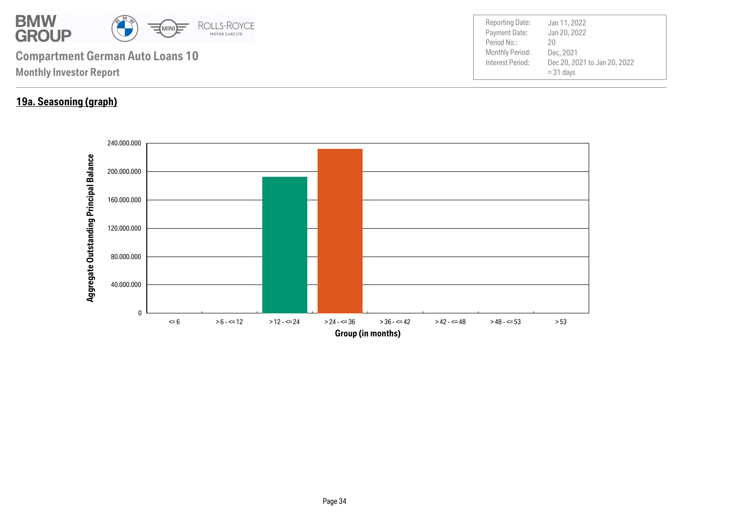**Compartment German Auto Loans 10**

**Monthly Investor Report**

| | |
|---|---|
| Reporting Date: | Jan 11, 2022 |
| Payment Date: | Jan 20, 2022 |
| Period No.: | 20 |
| Monthly Period: | Dec, 2021 |
| Interest Period: | Dec 20, 2021 to Jan 20, 2022 = 31 days |

## 19a. Seasoning (graph)

Aggregate Outstanding Principal Balance

240.000.000
200.000.000
160.000.000
120.000.000
80.000.000
40.000.000
0

<= 6 | > 6 - <= 12 | > 12 - <= 24 | > 24 - <= 36 | > 36 - <= 42 | > 42 - <= 48 | > 48 - <= 53 | > 53

Group (in months)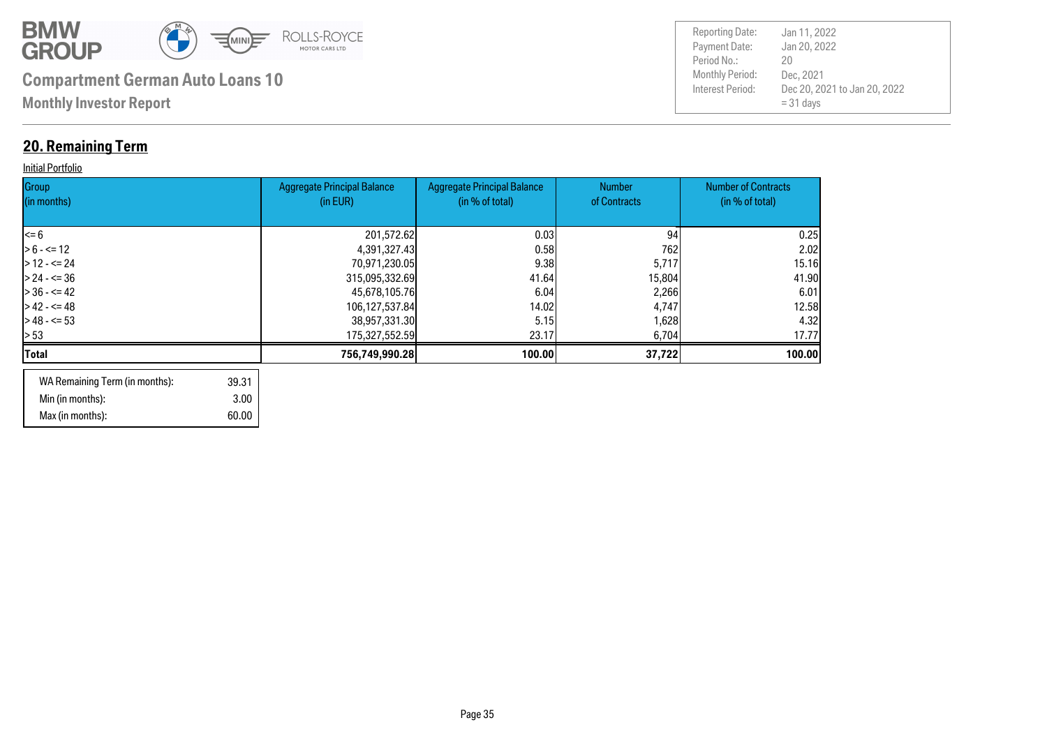# Compartment German Auto Loans 10

**Monthly Investor Report**

| | |
|---|---|
| Reporting Date: | Jan 11, 2022 |
| Payment Date: | Jan 20, 2022 |
| Period No.: | 20 |
| Monthly Period: | Dec, 2021 |
| Interest Period: | Dec 20, 2021 to Jan 20, 2022 = 31 days |

## 20. Remaining Term

Initial Portfolio

| Group (in months) | Aggregate Principal Balance (in EUR) | Aggregate Principal Balance (in % of total) | Number of Contracts | Number of Contracts (in % of total) |
|---|---|---|---|---|
| <= 6 | 201,572.62 | 0.03 | 94 | 0.25 |
| > 6 - <= 12 | 4,391,327.43 | 0.58 | 762 | 2.02 |
| > 12 - <= 24 | 70,971,230.05 | 9.38 | 5,717 | 15.16 |
| > 24 - <= 36 | 315,095,332.69 | 41.64 | 15,804 | 41.90 |
| > 36 - <= 42 | 45,678,105.76 | 6.04 | 2,266 | 6.01 |
| > 42 - <= 48 | 106,127,537.84 | 14.02 | 4,747 | 12.58 |
| > 48 - <= 53 | 38,957,331.30 | 5.15 | 1,628 | 4.32 |
| > 53 | 175,327,552.59 | 23.17 | 6,704 | 17.77 |
| **Total** | **756,749,990.28** | **100.00** | **37,722** | **100.00** |

| | |
|---|---|
| WA Remaining Term (in months): | 39.31 |
| Min (in months): | 3.00 |
| Max (in months): | 60.00 |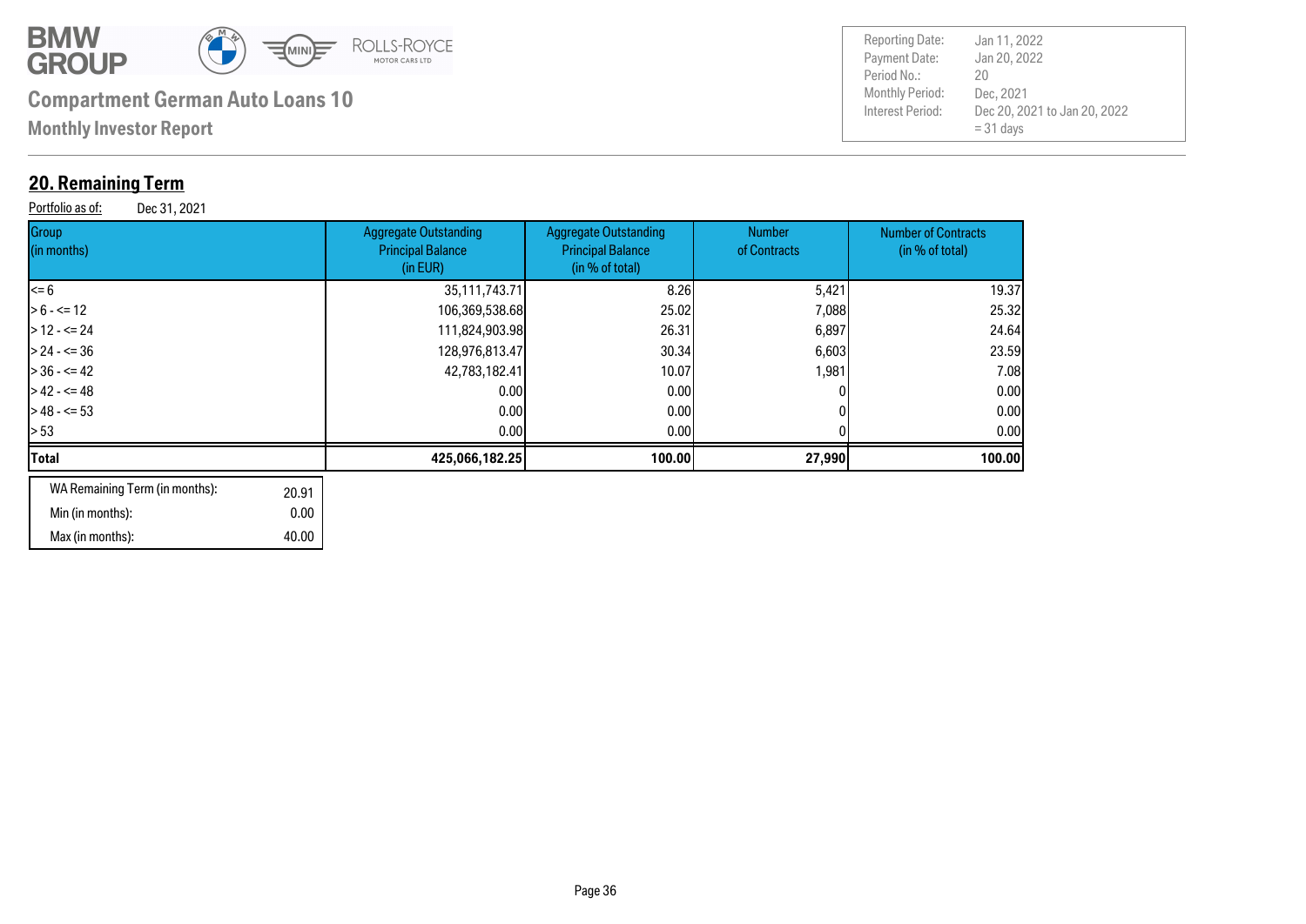**Compartment German Auto Loans 10**

**Monthly Investor Report**

| Reporting Date: | Jan 11, 2022 |
|---|---|
| Payment Date: | Jan 20, 2022 |
| Period No.: | 20 |
| Monthly Period: | Dec, 2021 |
| Interest Period: | Dec 20, 2021 to Jan 20, 2022 = 31 days |

## 20. Remaining Term

Portfolio as of: Dec 31, 2021

| Group (in months) | Aggregate Outstanding Principal Balance (in EUR) | Aggregate Outstanding Principal Balance (in % of total) | Number of Contracts | Number of Contracts (in % of total) |
|---|---|---|---|---|
| <= 6 | 35,111,743.71 | 8.26 | 5,421 | 19.37 |
| > 6 - <= 12 | 106,369,538.68 | 25.02 | 7,088 | 25.32 |
| > 12 - <= 24 | 111,824,903.98 | 26.31 | 6,897 | 24.64 |
| > 24 - <= 36 | 128,976,813.47 | 30.34 | 6,603 | 23.59 |
| > 36 - <= 42 | 42,783,182.41 | 10.07 | 1,981 | 7.08 |
| > 42 - <= 48 | 0.00 | 0.00 | 0 | 0.00 |
| > 48 - <= 53 | 0.00 | 0.00 | 0 | 0.00 |
| > 53 | 0.00 | 0.00 | 0 | 0.00 |
| **Total** | **425,066,182.25** | **100.00** | **27,990** | **100.00** |

| | |
|---|---|
| WA Remaining Term (in months): | 20.91 |
| Min (in months): | 0.00 |
| Max (in months): | 40.00 |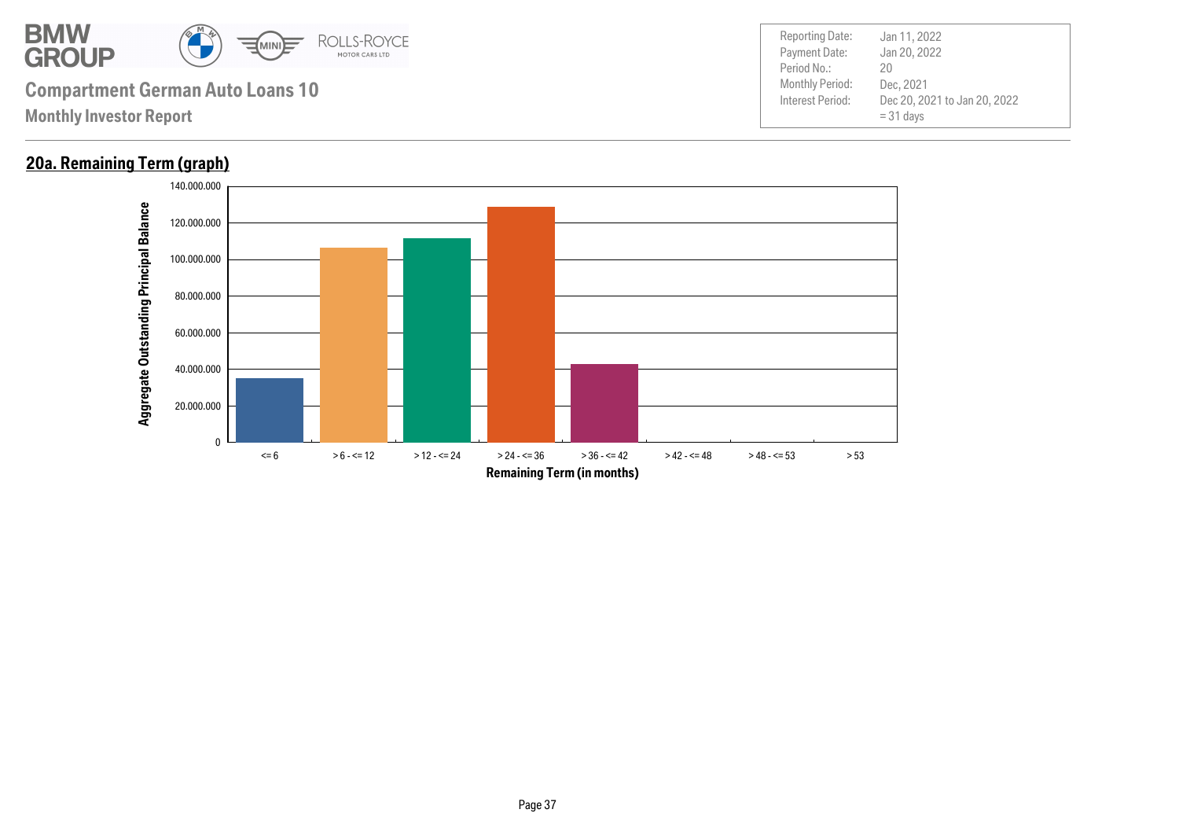**Compartment German Auto Loans 10**

**Monthly Investor Report**

| | |
|---|---|
| Reporting Date: | Jan 11, 2022 |
| Payment Date: | Jan 20, 2022 |
| Period No.: | 20 |
| Monthly Period: | Dec, 2021 |
| Interest Period: | Dec 20, 2021 to Jan 20, 2022 = 31 days |

## 20a. Remaining Term (graph)

Aggregate Outstanding Principal Balance

140.000.000
120.000.000
100.000.000
80.000.000
60.000.000
40.000.000
20.000.000
0

<= 6 | > 6 - <= 12 | > 12 - <= 24 | > 24 - <= 36 | > 36 - <= 42 | > 42 - <= 48 | > 48 - <= 53 | > 53

Remaining Term (in months)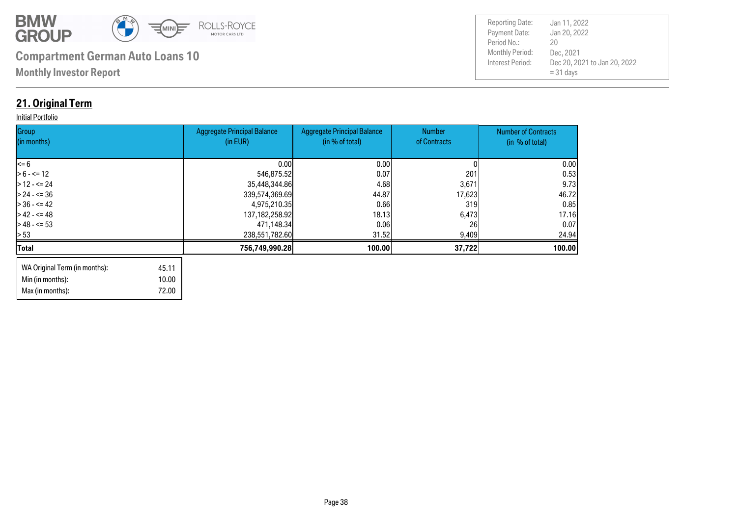**Compartment German Auto Loans 10**

**Monthly Investor Report**

| | |
|---|---|
| Reporting Date: | Jan 11, 2022 |
| Payment Date: | Jan 20, 2022 |
| Period No.: | 20 |
| Monthly Period: | Dec, 2021 |
| Interest Period: | Dec 20, 2021 to Jan 20, 2022 = 31 days |

## 21. Original Term

Initial Portfolio

| Group (in months) | Aggregate Principal Balance (in EUR) | Aggregate Principal Balance (in % of total) | Number of Contracts | Number of Contracts (in % of total) |
|---|---|---|---|---|
| <= 6 | 0.00 | 0.00 | 0 | 0.00 |
| > 6 - <= 12 | 546,875.52 | 0.07 | 201 | 0.53 |
| > 12 - <= 24 | 35,448,344.86 | 4.68 | 3,671 | 9.73 |
| > 24 - <= 36 | 339,574,369.69 | 44.87 | 17,623 | 46.72 |
| > 36 - <= 42 | 4,975,210.35 | 0.66 | 319 | 0.85 |
| > 42 - <= 48 | 137,182,258.92 | 18.13 | 6,473 | 17.16 |
| > 48 - <= 53 | 471,148.34 | 0.06 | 26 | 0.07 |
| > 53 | 238,551,782.60 | 31.52 | 9,409 | 24.94 |
| **Total** | **756,749,990.28** | **100.00** | **37,722** | **100.00** |

| | |
|---|---|
| WA Original Term (in months): | 45.11 |
| Min (in months): | 10.00 |
| Max (in months): | 72.00 |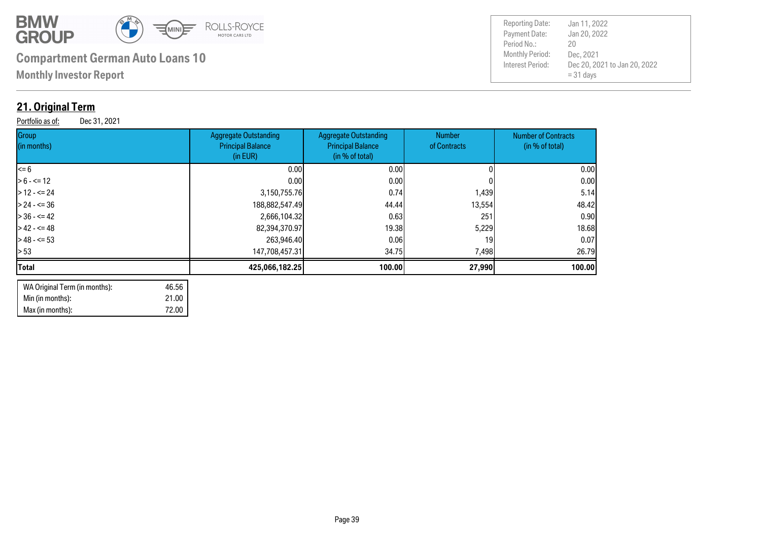**Compartment German Auto Loans 10**

**Monthly Investor Report**

| | |
|---|---|
| Reporting Date: | Jan 11, 2022 |
| Payment Date: | Jan 20, 2022 |
| Period No.: | 20 |
| Monthly Period: | Dec, 2021 |
| Interest Period: | Dec 20, 2021 to Jan 20, 2022 = 31 days |

## 21. Original Term

Portfolio as of: Dec 31, 2021

| Group (in months) | Aggregate Outstanding Principal Balance (in EUR) | Aggregate Outstanding Principal Balance (in % of total) | Number of Contracts | Number of Contracts (in % of total) |
|---|---|---|---|---|
| <= 6 | 0.00 | 0.00 | 0 | 0.00 |
| > 6 - <= 12 | 0.00 | 0.00 | 0 | 0.00 |
| > 12 - <= 24 | 3,150,755.76 | 0.74 | 1,439 | 5.14 |
| > 24 - <= 36 | 188,882,547.49 | 44.44 | 13,554 | 48.42 |
| > 36 - <= 42 | 2,666,104.32 | 0.63 | 251 | 0.90 |
| > 42 - <= 48 | 82,394,370.97 | 19.38 | 5,229 | 18.68 |
| > 48 - <= 53 | 263,946.40 | 0.06 | 19 | 0.07 |
| > 53 | 147,708,457.31 | 34.75 | 7,498 | 26.79 |
| **Total** | **425,066,182.25** | **100.00** | **27,990** | **100.00** |

| | |
|---|---|
| WA Original Term (in months): | 46.56 |
| Min (in months): | 21.00 |
| Max (in months): | 72.00 |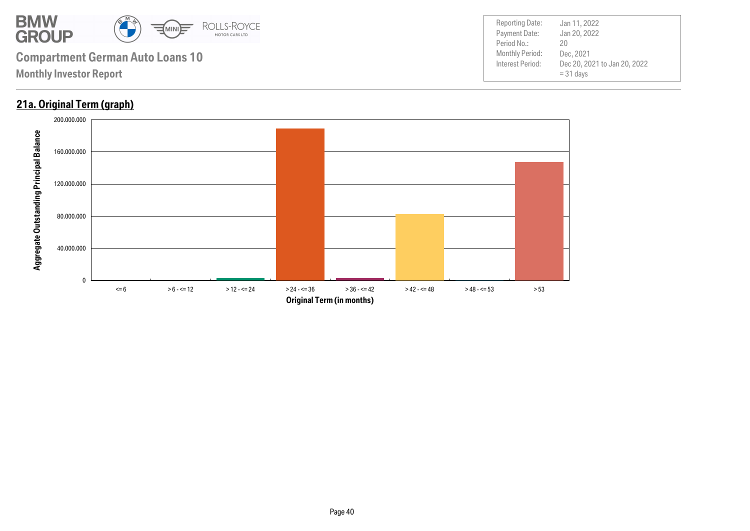# Compartment German Auto Loans 10

## Monthly Investor Report

| | |
|---|---|
| Reporting Date: | Jan 11, 2022 |
| Payment Date: | Jan 20, 2022 |
| Period No.: | 20 |
| Monthly Period: | Dec, 2021 |
| Interest Period: | Dec 20, 2021 to Jan 20, 2022 = 31 days |

### 21a. Original Term (graph)

Aggregate Outstanding Principal Balance

200.000.000
160.000.000
120.000.000
80.000.000
40.000.000
0

<= 6 | > 6 - <= 12 | > 12 - <= 24 | > 24 - <= 36 | > 36 - <= 42 | > 42 - <= 48 | > 48 - <= 53 | > 53

Original Term (in months)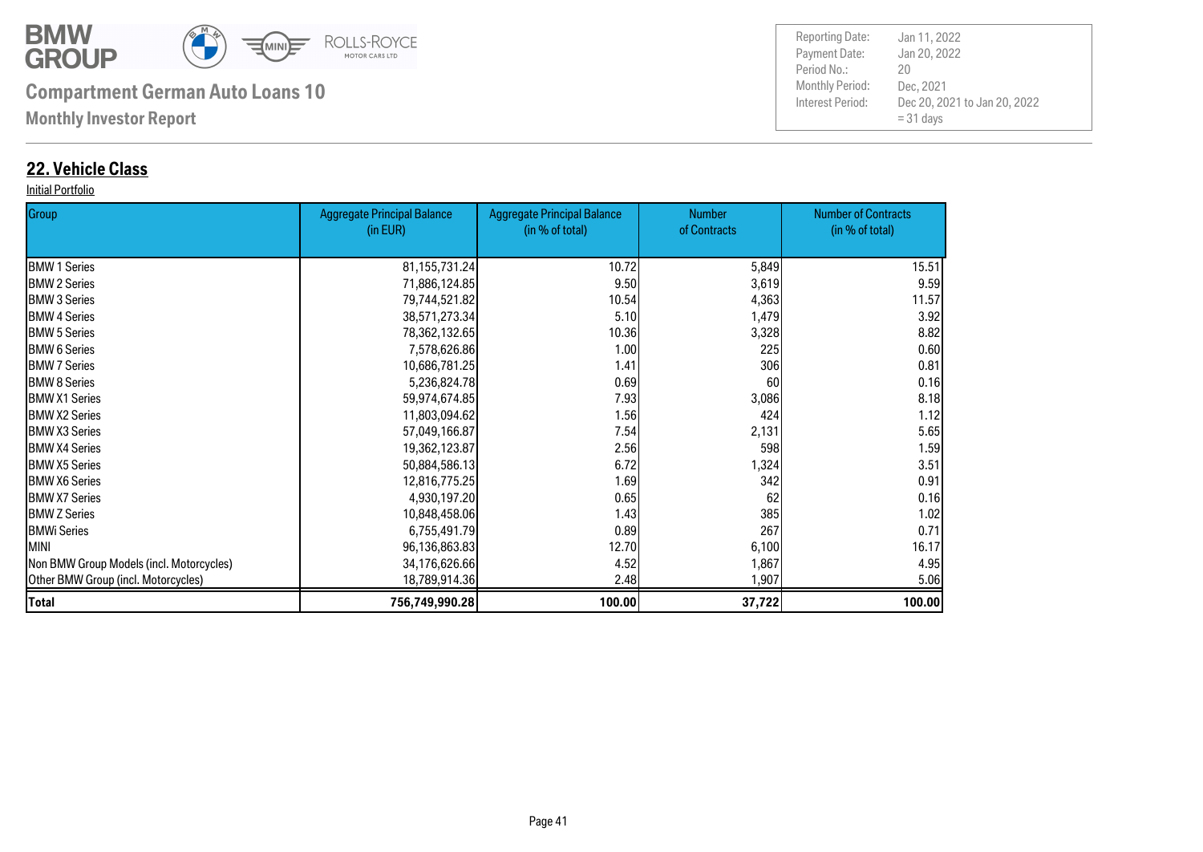# Compartment German Auto Loans 10

**Monthly Investor Report**

| | |
|---|---|
| Reporting Date: | Jan 11, 2022 |
| Payment Date: | Jan 20, 2022 |
| Period No.: | 20 |
| Monthly Period: | Dec, 2021 |
| Interest Period: | Dec 20, 2021 to Jan 20, 2022 = 31 days |

## 22. Vehicle Class

Initial Portfolio

| Group | Aggregate Principal Balance (in EUR) | Aggregate Principal Balance (in % of total) | Number of Contracts | Number of Contracts (in % of total) |
|---|---|---|---|---|
| BMW 1 Series | 81,155,731.24 | 10.72 | 5,849 | 15.51 |
| BMW 2 Series | 71,886,124.85 | 9.50 | 3,619 | 9.59 |
| BMW 3 Series | 79,744,521.82 | 10.54 | 4,363 | 11.57 |
| BMW 4 Series | 38,571,273.34 | 5.10 | 1,479 | 3.92 |
| BMW 5 Series | 78,362,132.65 | 10.36 | 3,328 | 8.82 |
| BMW 6 Series | 7,578,626.86 | 1.00 | 225 | 0.60 |
| BMW 7 Series | 10,686,781.25 | 1.41 | 306 | 0.81 |
| BMW 8 Series | 5,236,824.78 | 0.69 | 60 | 0.16 |
| BMW X1 Series | 59,974,674.85 | 7.93 | 3,086 | 8.18 |
| BMW X2 Series | 11,803,094.62 | 1.56 | 424 | 1.12 |
| BMW X3 Series | 57,049,166.87 | 7.54 | 2,131 | 5.65 |
| BMW X4 Series | 19,362,123.87 | 2.56 | 598 | 1.59 |
| BMW X5 Series | 50,884,586.13 | 6.72 | 1,324 | 3.51 |
| BMW X6 Series | 12,816,775.25 | 1.69 | 342 | 0.91 |
| BMW X7 Series | 4,930,197.20 | 0.65 | 62 | 0.16 |
| BMW Z Series | 10,848,458.06 | 1.43 | 385 | 1.02 |
| BMWi Series | 6,755,491.79 | 0.89 | 267 | 0.71 |
| MINI | 96,136,863.83 | 12.70 | 6,100 | 16.17 |
| Non BMW Group Models (incl. Motorcycles) | 34,176,626.66 | 4.52 | 1,867 | 4.95 |
| Other BMW Group (incl. Motorcycles) | 18,789,914.36 | 2.48 | 1,907 | 5.06 |
| **Total** | **756,749,990.28** | **100.00** | **37,722** | **100.00** |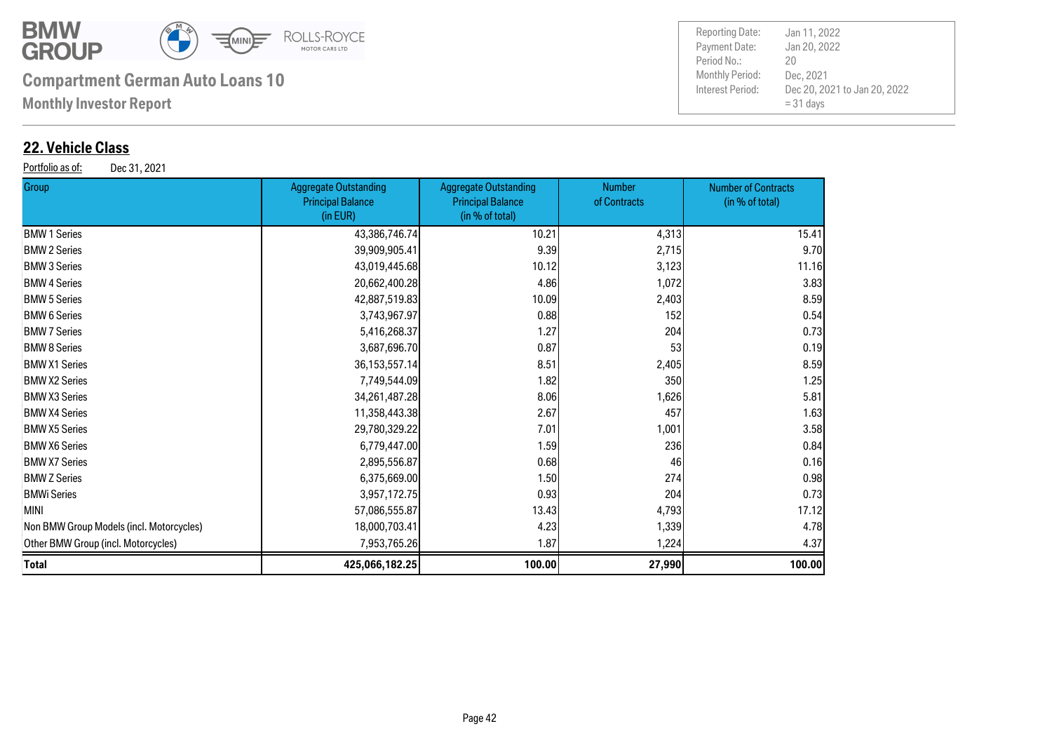**Compartment German Auto Loans 10**

**Monthly Investor Report**

| | |
|---|---|
| Reporting Date: | Jan 11, 2022 |
| Payment Date: | Jan 20, 2022 |
| Period No.: | 20 |
| Monthly Period: | Dec, 2021 |
| Interest Period: | Dec 20, 2021 to Jan 20, 2022 = 31 days |

## 22. Vehicle Class

Portfolio as of: Dec 31, 2021

| Group | Aggregate Outstanding Principal Balance (in EUR) | Aggregate Outstanding Principal Balance (in % of total) | Number of Contracts | Number of Contracts (in % of total) |
|---|---|---|---|---|
| BMW 1 Series | 43,386,746.74 | 10.21 | 4,313 | 15.41 |
| BMW 2 Series | 39,909,905.41 | 9.39 | 2,715 | 9.70 |
| BMW 3 Series | 43,019,445.68 | 10.12 | 3,123 | 11.16 |
| BMW 4 Series | 20,662,400.28 | 4.86 | 1,072 | 3.83 |
| BMW 5 Series | 42,887,519.83 | 10.09 | 2,403 | 8.59 |
| BMW 6 Series | 3,743,967.97 | 0.88 | 152 | 0.54 |
| BMW 7 Series | 5,416,268.37 | 1.27 | 204 | 0.73 |
| BMW 8 Series | 3,687,696.70 | 0.87 | 53 | 0.19 |
| BMW X1 Series | 36,153,557.14 | 8.51 | 2,405 | 8.59 |
| BMW X2 Series | 7,749,544.09 | 1.82 | 350 | 1.25 |
| BMW X3 Series | 34,261,487.28 | 8.06 | 1,626 | 5.81 |
| BMW X4 Series | 11,358,443.38 | 2.67 | 457 | 1.63 |
| BMW X5 Series | 29,780,329.22 | 7.01 | 1,001 | 3.58 |
| BMW X6 Series | 6,779,447.00 | 1.59 | 236 | 0.84 |
| BMW X7 Series | 2,895,556.87 | 0.68 | 46 | 0.16 |
| BMW Z Series | 6,375,669.00 | 1.50 | 274 | 0.98 |
| BMWi Series | 3,957,172.75 | 0.93 | 204 | 0.73 |
| MINI | 57,086,555.87 | 13.43 | 4,793 | 17.12 |
| Non BMW Group Models (incl. Motorcycles) | 18,000,703.41 | 4.23 | 1,339 | 4.78 |
| Other BMW Group (incl. Motorcycles) | 7,953,765.26 | 1.87 | 1,224 | 4.37 |
| **Total** | **425,066,182.25** | **100.00** | **27,990** | **100.00** |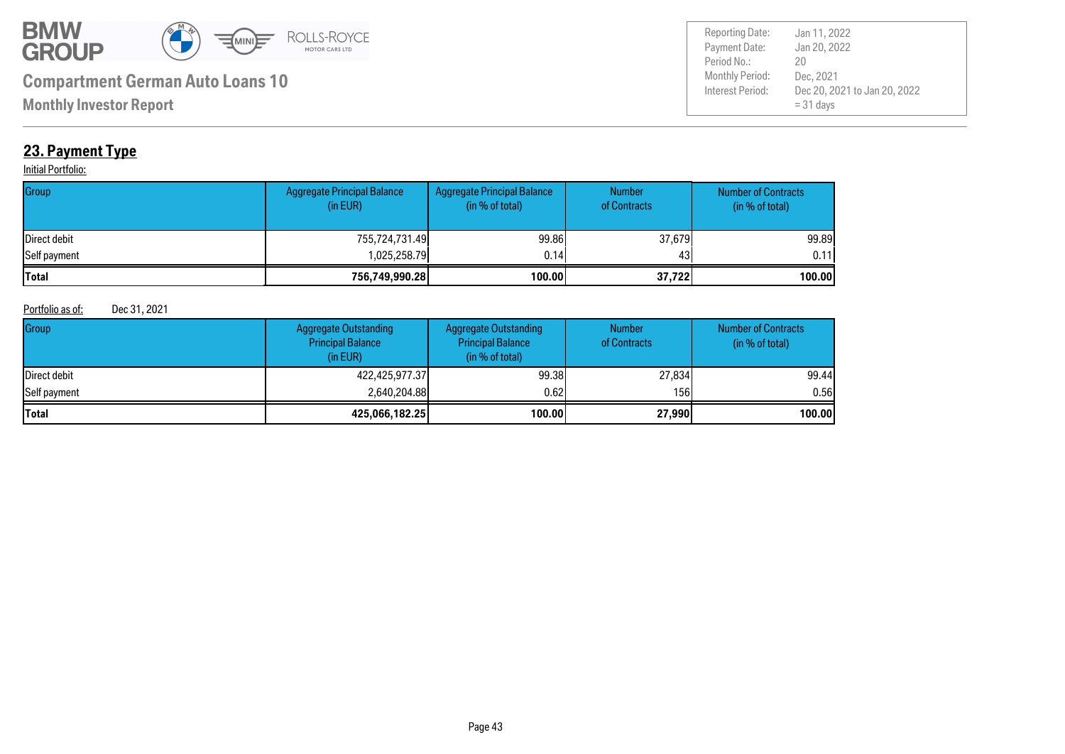## 23. Payment Type

Initial Portfolio:

| Group | Aggregate Principal Balance (in EUR) | Aggregate Principal Balance (in % of total) | Number of Contracts | Number of Contracts (in % of total) |
|---|---|---|---|---|
| Direct debit | 755,724,731.49 | 99.86 | 37,679 | 99.89 |
| Self payment | 1,025,258.79 | 0.14 | 43 | 0.11 |
| **Total** | **756,749,990.28** | **100.00** | **37,722** | **100.00** |

Portfolio as of: Dec 31, 2021

| Group | Aggregate Outstanding Principal Balance (in EUR) | Aggregate Outstanding Principal Balance (in % of total) | Number of Contracts | Number of Contracts (in % of total) |
|---|---|---|---|---|
| Direct debit | 422,425,977.37 | 99.38 | 27,834 | 99.44 |
| Self payment | 2,640,204.88 | 0.62 | 156 | 0.56 |
| **Total** | **425,066,182.25** | **100.00** | **27,990** | **100.00** |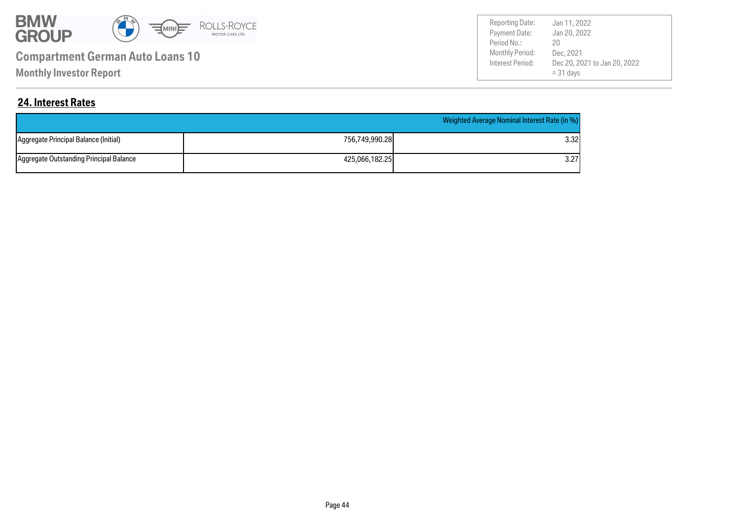**Compartment German Auto Loans 10**

**Monthly Investor Report**

| | |
|---|---|
| Reporting Date: | Jan 11, 2022 |
| Payment Date: | Jan 20, 2022 |
| Period No.: | 20 |
| Monthly Period: | Dec, 2021 |
| Interest Period: | Dec 20, 2021 to Jan 20, 2022 = 31 days |

## 24. Interest Rates

| | | Weighted Average Nominal Interest Rate (in %) |
|---|---|---|
| Aggregate Principal Balance (Initial) | 756,749,990.28 | 3.32 |
| Aggregate Outstanding Principal Balance | 425,066,182.25 | 3.27 |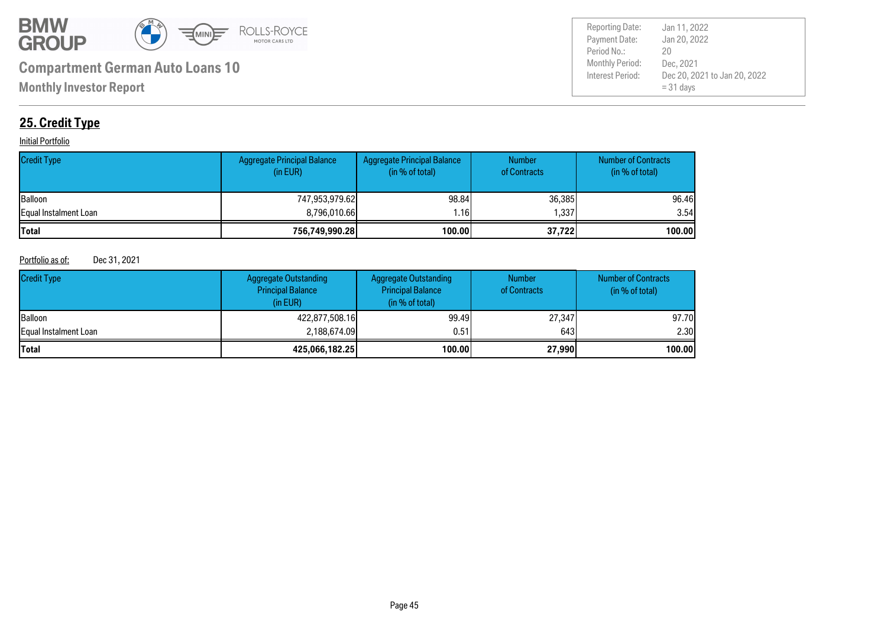## 25. Credit Type

Initial Portfolio

| Credit Type | Aggregate Principal Balance (in EUR) | Aggregate Principal Balance (in % of total) | Number of Contracts | Number of Contracts (in % of total) |
|---|---|---|---|---|
| Balloon | 747,953,979.62 | 98.84 | 36,385 | 96.46 |
| Equal Instalment Loan | 8,796,010.66 | 1.16 | 1,337 | 3.54 |
| **Total** | **756,749,990.28** | **100.00** | **37,722** | **100.00** |

Portfolio as of: Dec 31, 2021

| Credit Type | Aggregate Outstanding Principal Balance (in EUR) | Aggregate Outstanding Principal Balance (in % of total) | Number of Contracts | Number of Contracts (in % of total) |
|---|---|---|---|---|
| Balloon | 422,877,508.16 | 99.49 | 27,347 | 97.70 |
| Equal Instalment Loan | 2,188,674.09 | 0.51 | 643 | 2.30 |
| **Total** | **425,066,182.25** | **100.00** | **27,990** | **100.00** |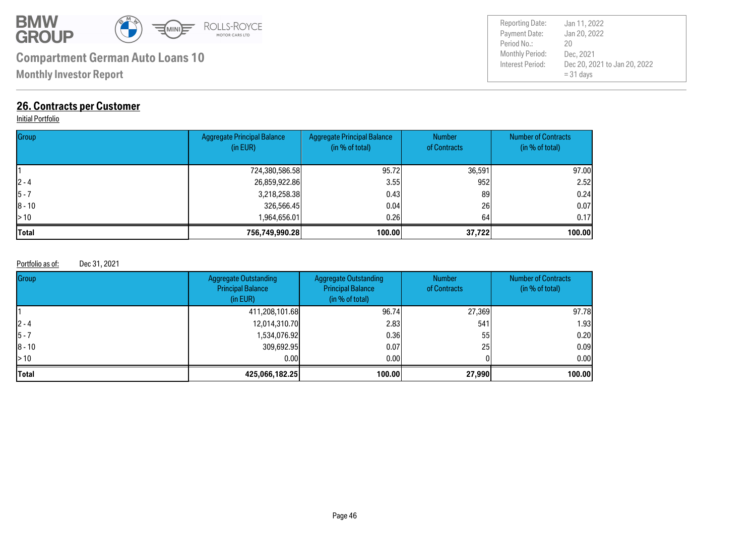## 26. Contracts per Customer

Initial Portfolio

| Group | Aggregate Principal Balance (in EUR) | Aggregate Principal Balance (in % of total) | Number of Contracts | Number of Contracts (in % of total) |
|---|---|---|---|---|
| 1 | 724,380,586.58 | 95.72 | 36,591 | 97.00 |
| 2 - 4 | 26,859,922.86 | 3.55 | 952 | 2.52 |
| 5 - 7 | 3,218,258.38 | 0.43 | 89 | 0.24 |
| 8 - 10 | 326,566.45 | 0.04 | 26 | 0.07 |
| > 10 | 1,964,656.01 | 0.26 | 64 | 0.17 |
| **Total** | **756,749,990.28** | **100.00** | **37,722** | **100.00** |

Portfolio as of: Dec 31, 2021

| Group | Aggregate Outstanding Principal Balance (in EUR) | Aggregate Outstanding Principal Balance (in % of total) | Number of Contracts | Number of Contracts (in % of total) |
|---|---|---|---|---|
| 1 | 411,208,101.68 | 96.74 | 27,369 | 97.78 |
| 2 - 4 | 12,014,310.70 | 2.83 | 541 | 1.93 |
| 5 - 7 | 1,534,076.92 | 0.36 | 55 | 0.20 |
| 8 - 10 | 309,692.95 | 0.07 | 25 | 0.09 |
| > 10 | 0.00 | 0.00 | 0 | 0.00 |
| **Total** | **425,066,182.25** | **100.00** | **27,990** | **100.00** |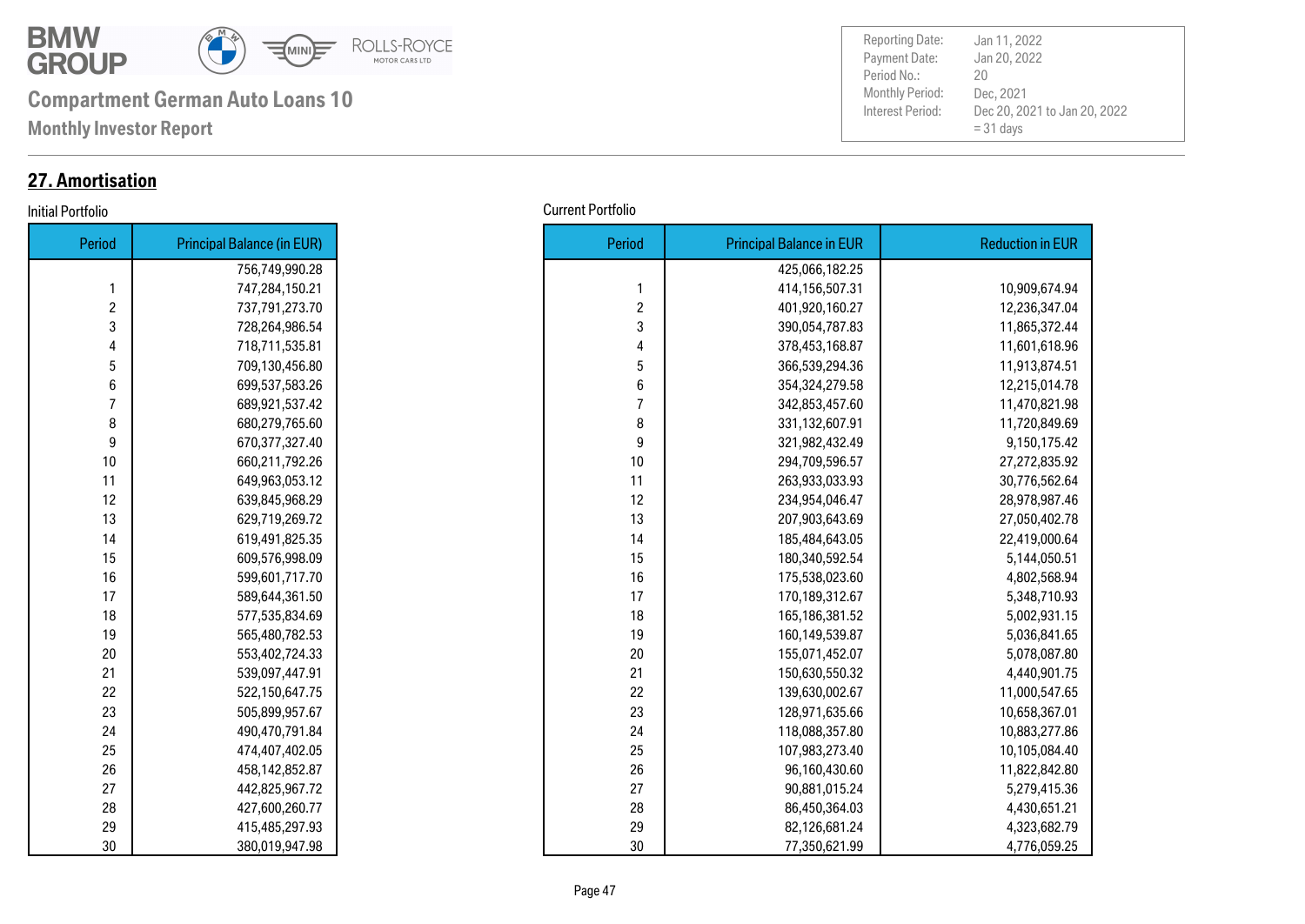**Compartment German Auto Loans 10**

**Monthly Investor Report**

| Reporting Date: | Jan 11, 2022 |
|---|---|
| Payment Date: | Jan 20, 2022 |
| Period No.: | 20 |
| Monthly Period: | Dec, 2021 |
| Interest Period: | Dec 20, 2021 to Jan 20, 2022 = 31 days |

## 27. Amortisation

Initial Portfolio

| Period | Principal Balance (in EUR) |
|---|---|
| | 756,749,990.28 |
| 1 | 747,284,150.21 |
| 2 | 737,791,273.70 |
| 3 | 728,264,986.54 |
| 4 | 718,711,535.81 |
| 5 | 709,130,456.80 |
| 6 | 699,537,583.26 |
| 7 | 689,921,537.42 |
| 8 | 680,279,765.60 |
| 9 | 670,377,327.40 |
| 10 | 660,211,792.26 |
| 11 | 649,963,053.12 |
| 12 | 639,845,968.29 |
| 13 | 629,719,269.72 |
| 14 | 619,491,825.35 |
| 15 | 609,576,998.09 |
| 16 | 599,601,717.70 |
| 17 | 589,644,361.50 |
| 18 | 577,535,834.69 |
| 19 | 565,480,782.53 |
| 20 | 553,402,724.33 |
| 21 | 539,097,447.91 |
| 22 | 522,150,647.75 |
| 23 | 505,899,957.67 |
| 24 | 490,470,791.84 |
| 25 | 474,407,402.05 |
| 26 | 458,142,852.87 |
| 27 | 442,825,967.72 |
| 28 | 427,600,260.77 |
| 29 | 415,485,297.93 |
| 30 | 380,019,947.98 |

Current Portfolio

| Period | Principal Balance in EUR | Reduction in EUR |
|---|---|---|
| | 425,066,182.25 | |
| 1 | 414,156,507.31 | 10,909,674.94 |
| 2 | 401,920,160.27 | 12,236,347.04 |
| 3 | 390,054,787.83 | 11,865,372.44 |
| 4 | 378,453,168.87 | 11,601,618.96 |
| 5 | 366,539,294.36 | 11,913,874.51 |
| 6 | 354,324,279.58 | 12,215,014.78 |
| 7 | 342,853,457.60 | 11,470,821.98 |
| 8 | 331,132,607.91 | 11,720,849.69 |
| 9 | 321,982,432.49 | 9,150,175.42 |
| 10 | 294,709,596.57 | 27,272,835.92 |
| 11 | 263,933,033.93 | 30,776,562.64 |
| 12 | 234,954,046.47 | 28,978,987.46 |
| 13 | 207,903,643.69 | 27,050,402.78 |
| 14 | 185,484,643.05 | 22,419,000.64 |
| 15 | 180,340,592.54 | 5,144,050.51 |
| 16 | 175,538,023.60 | 4,802,568.94 |
| 17 | 170,189,312.67 | 5,348,710.93 |
| 18 | 165,186,381.52 | 5,002,931.15 |
| 19 | 160,149,539.87 | 5,036,841.65 |
| 20 | 155,071,452.07 | 5,078,087.80 |
| 21 | 150,630,550.32 | 4,440,901.75 |
| 22 | 139,630,002.67 | 11,000,547.65 |
| 23 | 128,971,635.66 | 10,658,367.01 |
| 24 | 118,088,357.80 | 10,883,277.86 |
| 25 | 107,983,273.40 | 10,105,084.40 |
| 26 | 96,160,430.60 | 11,822,842.80 |
| 27 | 90,881,015.24 | 5,279,415.36 |
| 28 | 86,450,364.03 | 4,430,651.21 |
| 29 | 82,126,681.24 | 4,323,682.79 |
| 30 | 77,350,621.99 | 4,776,059.25 |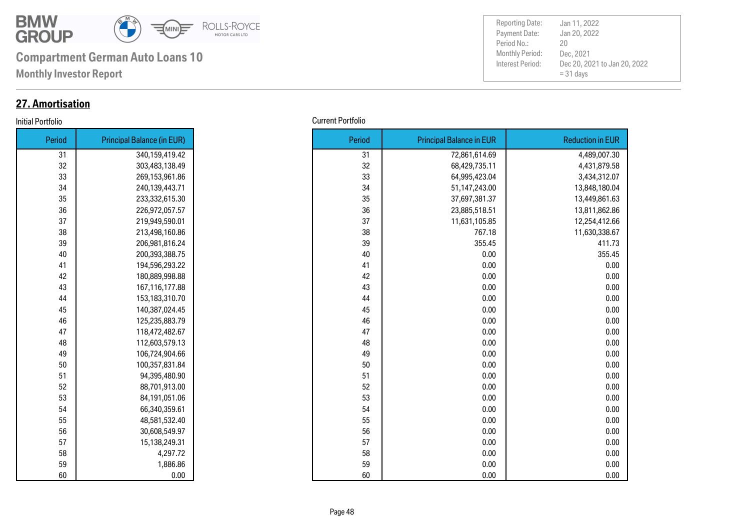## 27. Amortisation

Initial Portfolio

| Period | Principal Balance (in EUR) |
|---|---|
| 31 | 340,159,419.42 |
| 32 | 303,483,138.49 |
| 33 | 269,153,961.86 |
| 34 | 240,139,443.71 |
| 35 | 233,332,615.30 |
| 36 | 226,972,057.57 |
| 37 | 219,949,590.01 |
| 38 | 213,498,160.86 |
| 39 | 206,981,816.24 |
| 40 | 200,393,388.75 |
| 41 | 194,596,293.22 |
| 42 | 180,889,998.88 |
| 43 | 167,116,177.88 |
| 44 | 153,183,310.70 |
| 45 | 140,387,024.45 |
| 46 | 125,235,883.79 |
| 47 | 118,472,482.67 |
| 48 | 112,603,579.13 |
| 49 | 106,724,904.66 |
| 50 | 100,357,831.84 |
| 51 | 94,395,480.90 |
| 52 | 88,701,913.00 |
| 53 | 84,191,051.06 |
| 54 | 66,340,359.61 |
| 55 | 48,581,532.40 |
| 56 | 30,608,549.97 |
| 57 | 15,138,249.31 |
| 58 | 4,297.72 |
| 59 | 1,886.86 |
| 60 | 0.00 |

Current Portfolio

| Period | Principal Balance in EUR | Reduction in EUR |
|---|---|---|
| 31 | 72,861,614.69 | 4,489,007.30 |
| 32 | 68,429,735.11 | 4,431,879.58 |
| 33 | 64,995,423.04 | 3,434,312.07 |
| 34 | 51,147,243.00 | 13,848,180.04 |
| 35 | 37,697,381.37 | 13,449,861.63 |
| 36 | 23,885,518.51 | 13,811,862.86 |
| 37 | 11,631,105.85 | 12,254,412.66 |
| 38 | 767.18 | 11,630,338.67 |
| 39 | 355.45 | 411.73 |
| 40 | 0.00 | 355.45 |
| 41 | 0.00 | 0.00 |
| 42 | 0.00 | 0.00 |
| 43 | 0.00 | 0.00 |
| 44 | 0.00 | 0.00 |
| 45 | 0.00 | 0.00 |
| 46 | 0.00 | 0.00 |
| 47 | 0.00 | 0.00 |
| 48 | 0.00 | 0.00 |
| 49 | 0.00 | 0.00 |
| 50 | 0.00 | 0.00 |
| 51 | 0.00 | 0.00 |
| 52 | 0.00 | 0.00 |
| 53 | 0.00 | 0.00 |
| 54 | 0.00 | 0.00 |
| 55 | 0.00 | 0.00 |
| 56 | 0.00 | 0.00 |
| 57 | 0.00 | 0.00 |
| 58 | 0.00 | 0.00 |
| 59 | 0.00 | 0.00 |
| 60 | 0.00 | 0.00 |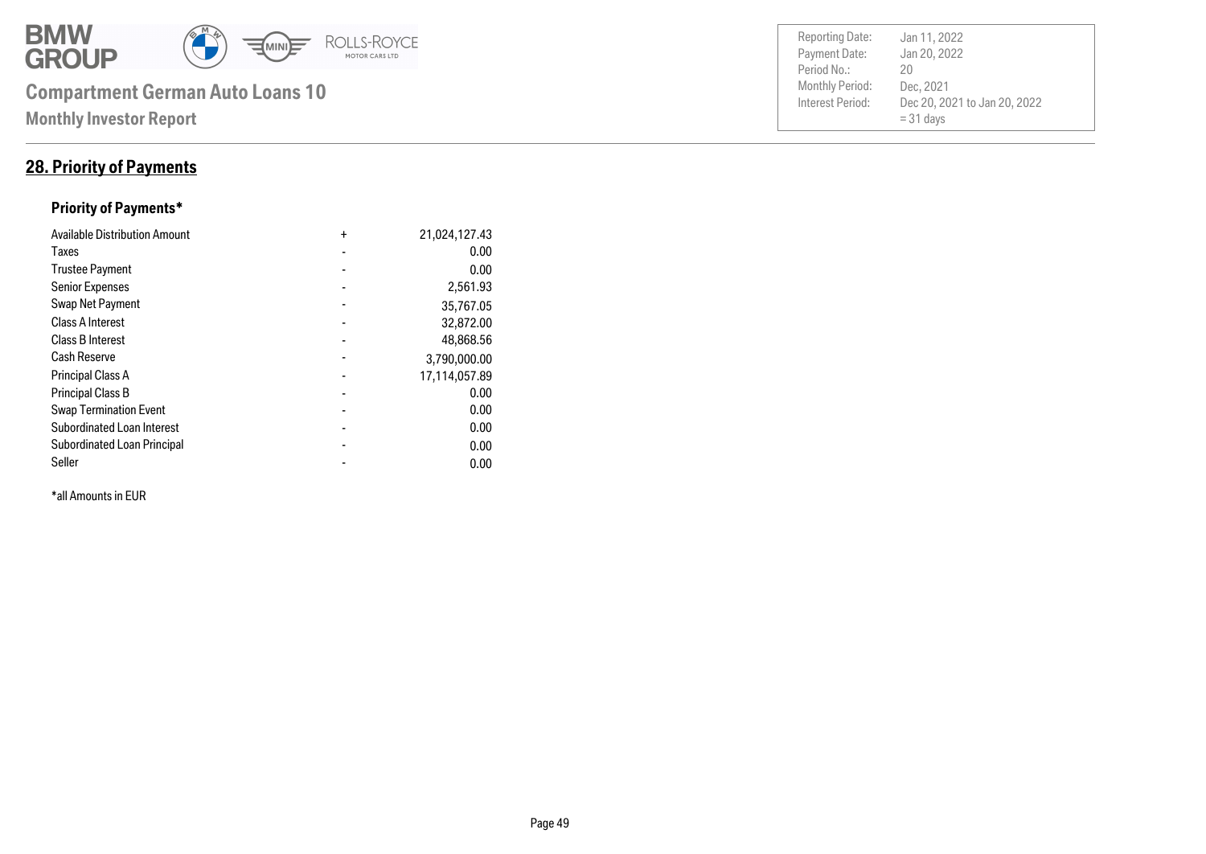## 28. Priority of Payments

### Priority of Payments*

| | | |
|---|---|---|
| Available Distribution Amount | + | 21,024,127.43 |
| Taxes | - | 0.00 |
| Trustee Payment | - | 0.00 |
| Senior Expenses | - | 2,561.93 |
| Swap Net Payment | - | 35,767.05 |
| Class A Interest | - | 32,872.00 |
| Class B Interest | - | 48,868.56 |
| Cash Reserve | - | 3,790,000.00 |
| Principal Class A | - | 17,114,057.89 |
| Principal Class B | - | 0.00 |
| Swap Termination Event | - | 0.00 |
| Subordinated Loan Interest | - | 0.00 |
| Subordinated Loan Principal | - | 0.00 |
| Seller | - | 0.00 |

*all Amounts in EUR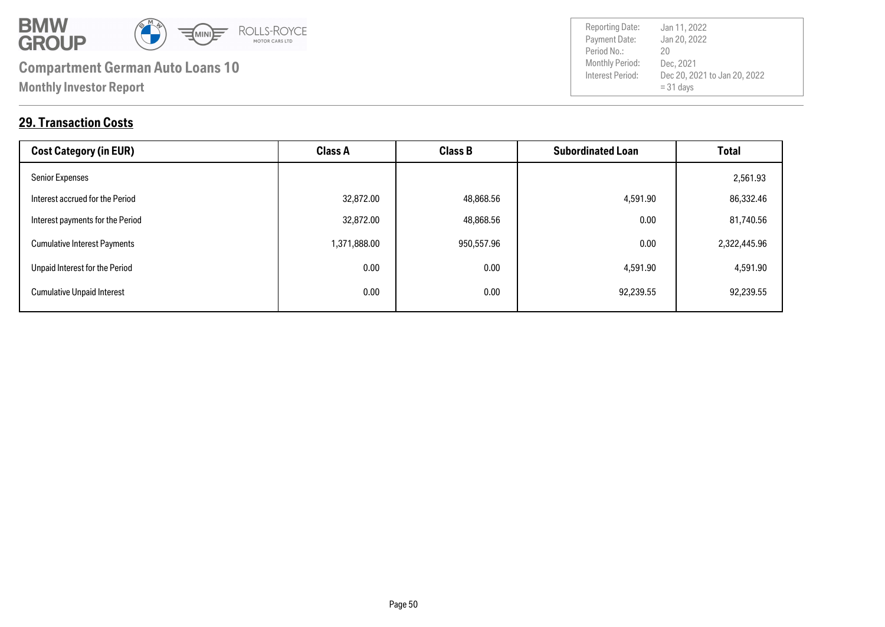## 29. Transaction Costs

| Cost Category (in EUR) | Class A | Class B | Subordinated Loan | Total |
|---|---|---|---|---|
| Senior Expenses | | | | 2,561.93 |
| Interest accrued for the Period | 32,872.00 | 48,868.56 | 4,591.90 | 86,332.46 |
| Interest payments for the Period | 32,872.00 | 48,868.56 | 0.00 | 81,740.56 |
| Cumulative Interest Payments | 1,371,888.00 | 950,557.96 | 0.00 | 2,322,445.96 |
| Unpaid Interest for the Period | 0.00 | 0.00 | 4,591.90 | 4,591.90 |
| Cumulative Unpaid Interest | 0.00 | 0.00 | 92,239.55 | 92,239.55 |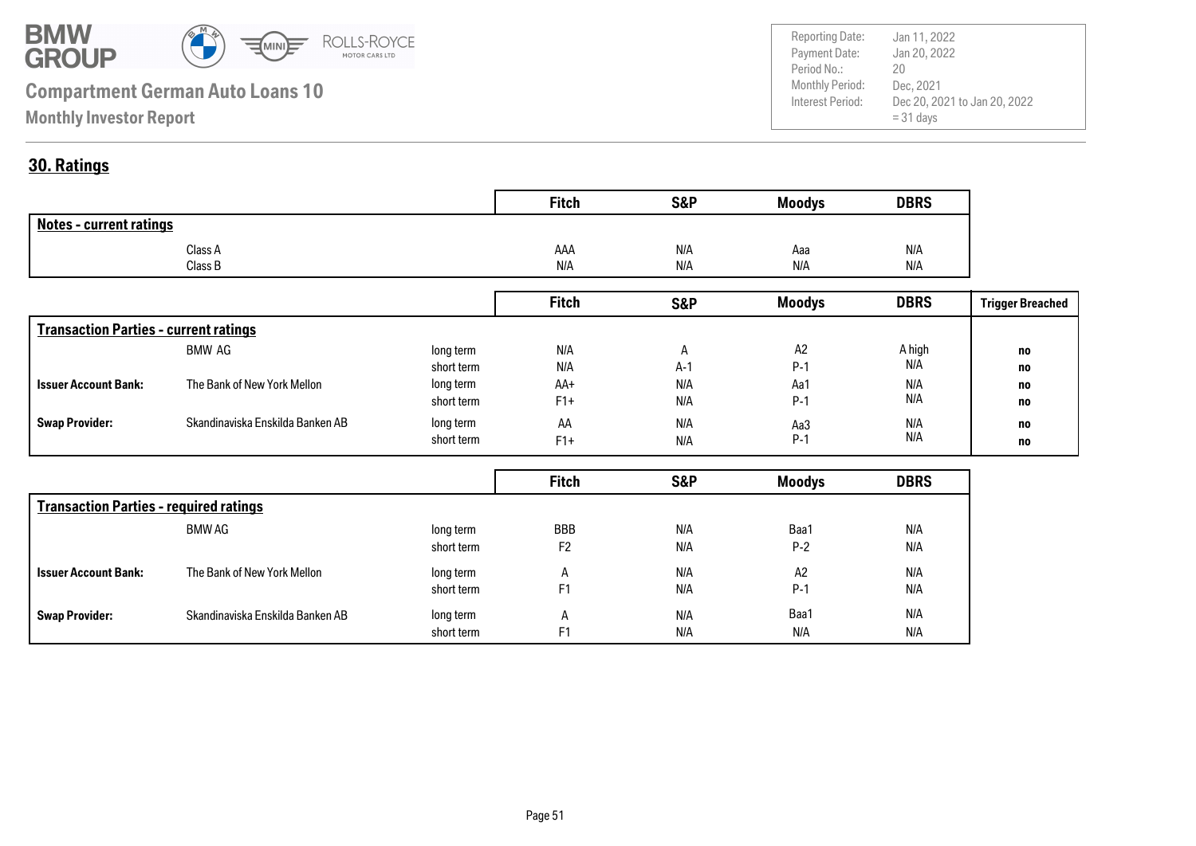## 30. Ratings

| | | Fitch | S&P | Moodys | DBRS |
|---|---|---|---|---|---|
| **Notes - current ratings** | | | | | |
| Class A | | AAA | N/A | Aaa | N/A |
| Class B | | N/A | N/A | N/A | N/A |

| | | | Fitch | S&P | Moodys | DBRS | Trigger Breached |
|---|---|---|---|---|---|---|---|
| **Transaction Parties - current ratings** | | | | | | | |
| | BMW AG | long term | N/A | A | A2 | A high | no |
| | | short term | N/A | A-1 | P-1 | N/A | no |
| **Issuer Account Bank:** | The Bank of New York Mellon | long term | AA+ | N/A | Aa1 | N/A | no |
| | | short term | F1+ | N/A | P-1 | N/A | no |
| **Swap Provider:** | Skandinaviska Enskilda Banken AB | long term | AA | N/A | Aa3 | N/A | no |
| | | short term | F1+ | N/A | P-1 | N/A | no |

| | | | Fitch | S&P | Moodys | DBRS |
|---|---|---|---|---|---|---|
| **Transaction Parties - required ratings** | | | | | | |
| | BMW AG | long term | BBB | N/A | Baa1 | N/A |
| | | short term | F2 | N/A | P-2 | N/A |
| **Issuer Account Bank:** | The Bank of New York Mellon | long term | A | N/A | A2 | N/A |
| | | short term | F1 | N/A | P-1 | N/A |
| **Swap Provider:** | Skandinaviska Enskilda Banken AB | long term | A | N/A | Baa1 | N/A |
| | | short term | F1 | N/A | N/A | N/A |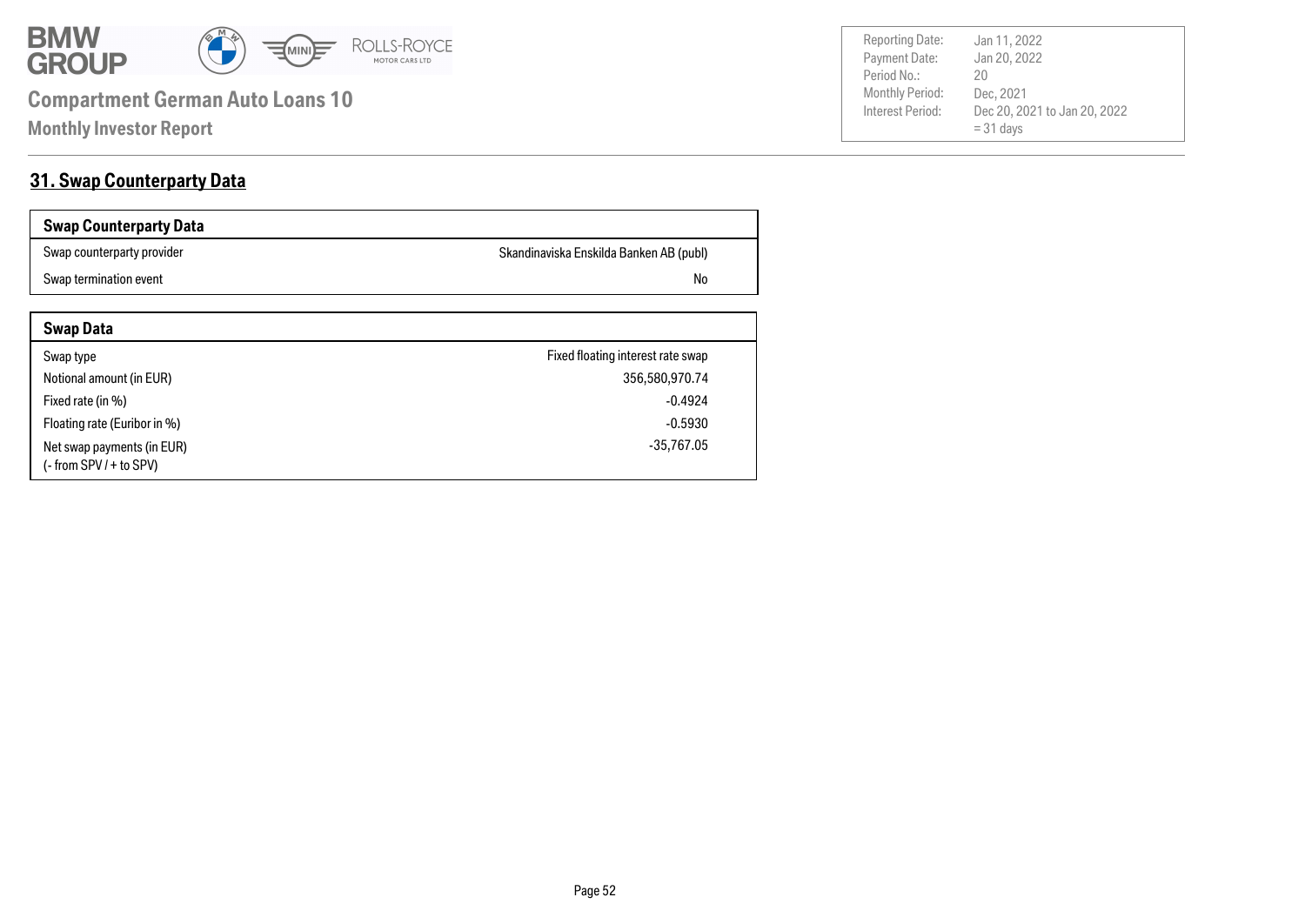## 31. Swap Counterparty Data

| Swap Counterparty Data | |
|---|---|
| Swap counterparty provider | Skandinaviska Enskilda Banken AB (publ) |
| Swap termination event | No |

| Swap Data | |
|---|---|
| Swap type | Fixed floating interest rate swap |
| Notional amount (in EUR) | 356,580,970.74 |
| Fixed rate (in %) | -0.4924 |
| Floating rate (Euribor in %) | -0.5930 |
| Net swap payments (in EUR) (- from SPV / + to SPV) | -35,767.05 |